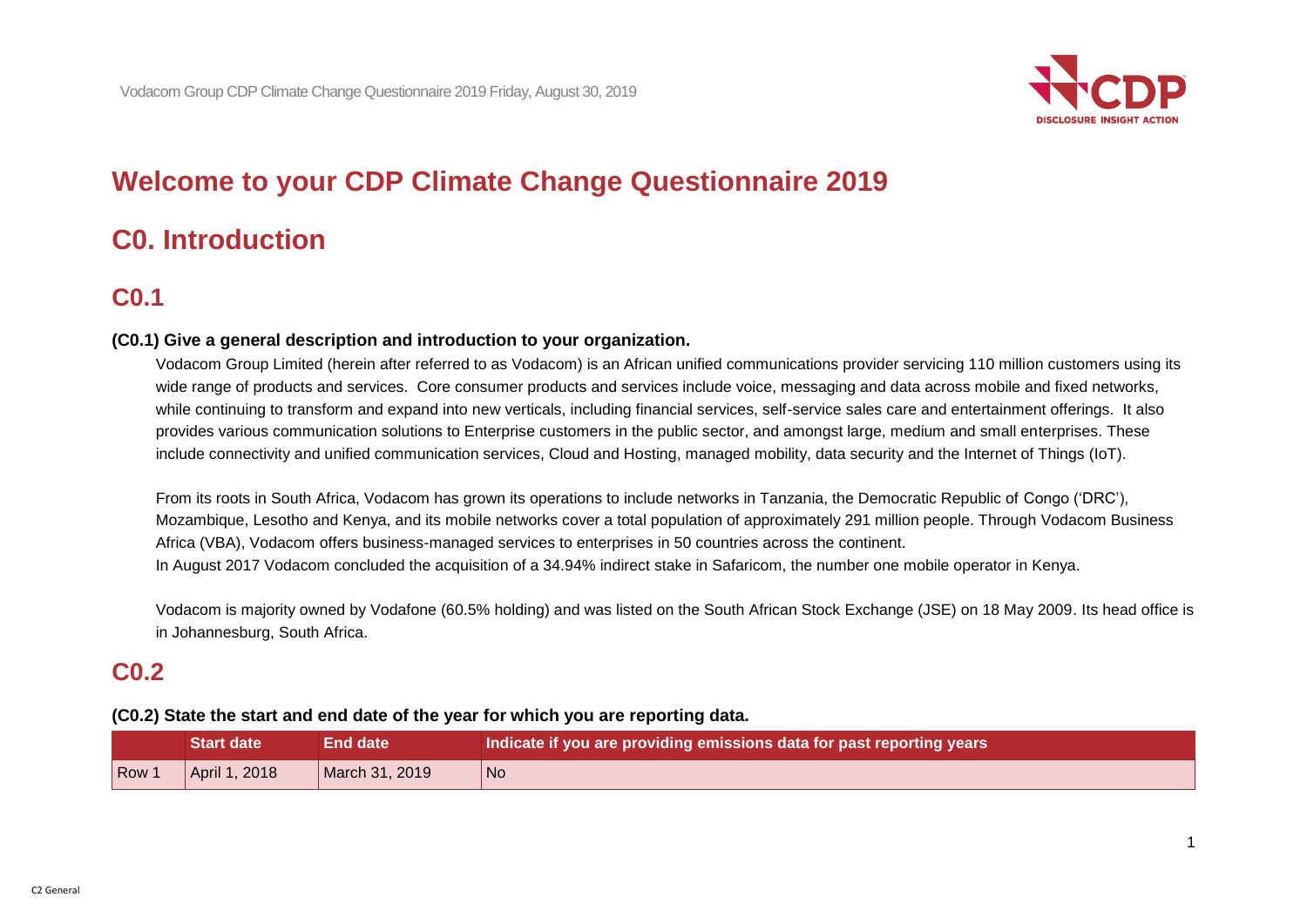# Welcome to your CDP Climate Change Questionnaire 2019

## C0. Introduction

### C0.1

**(C0.1) Give a general description and introduction to your organization.**

Vodacom Group Limited (herein after referred to as Vodacom) is an African unified communications provider servicing 110 million customers using its wide range of products and services. Core consumer products and services include voice, messaging and data across mobile and fixed networks, while continuing to transform and expand into new verticals, including financial services, self-service sales care and entertainment offerings. It also provides various communication solutions to Enterprise customers in the public sector, and amongst large, medium and small enterprises. These include connectivity and unified communication services, Cloud and Hosting, managed mobility, data security and the Internet of Things (IoT).

From its roots in South Africa, Vodacom has grown its operations to include networks in Tanzania, the Democratic Republic of Congo ('DRC'), Mozambique, Lesotho and Kenya, and its mobile networks cover a total population of approximately 291 million people. Through Vodacom Business Africa (VBA), Vodacom offers business-managed services to enterprises in 50 countries across the continent.
In August 2017 Vodacom concluded the acquisition of a 34.94% indirect stake in Safaricom, the number one mobile operator in Kenya.

Vodacom is majority owned by Vodafone (60.5% holding) and was listed on the South African Stock Exchange (JSE) on 18 May 2009. Its head office is in Johannesburg, South Africa.

### C0.2

**(C0.2) State the start and end date of the year for which you are reporting data.**

| | Start date | End date | Indicate if you are providing emissions data for past reporting years |
|---|---|---|---|
| Row 1 | April 1, 2018 | March 31, 2019 | No |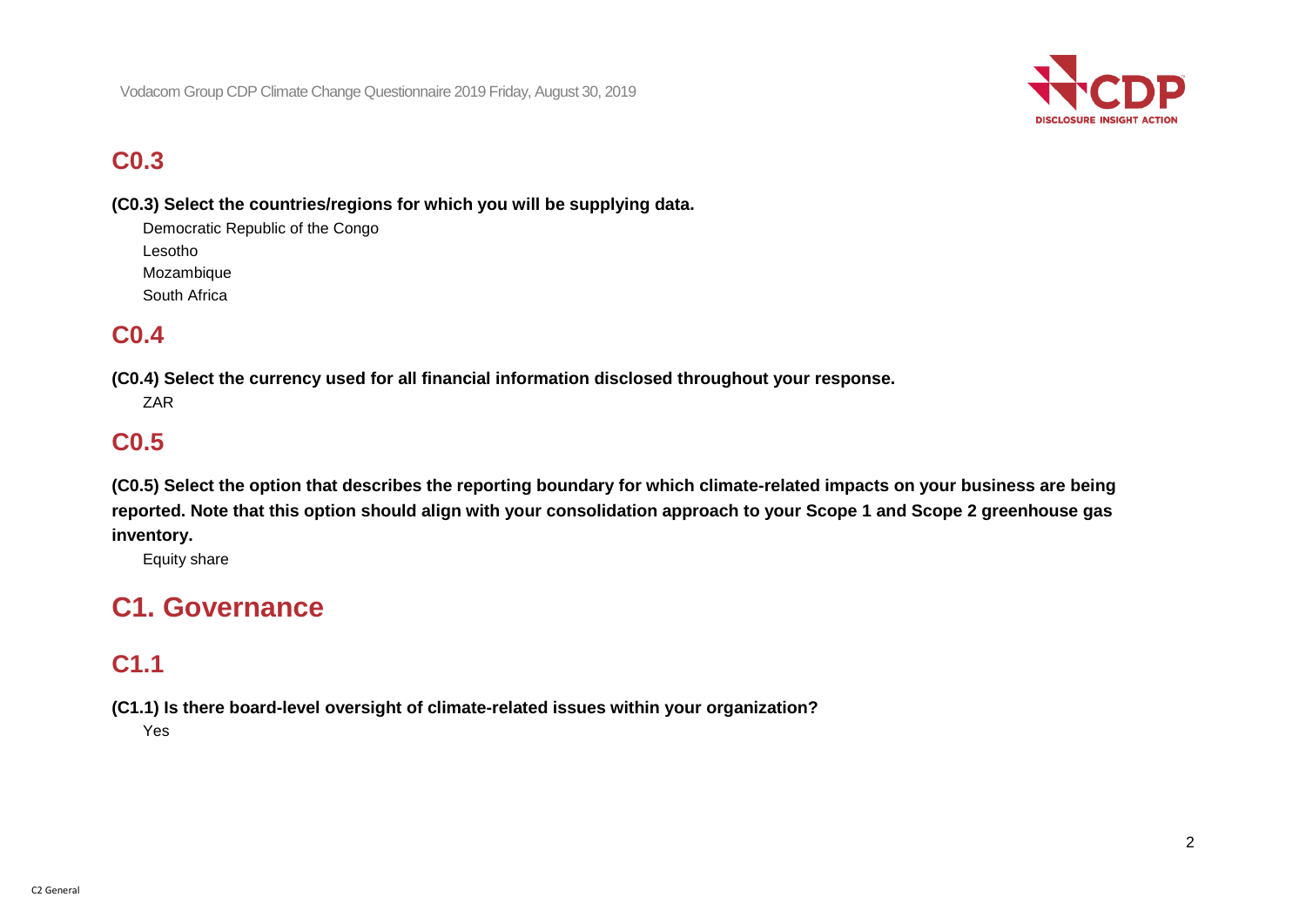## C0.3

**(C0.3) Select the countries/regions for which you will be supplying data.**

Democratic Republic of the Congo
Lesotho
Mozambique
South Africa

## C0.4

**(C0.4) Select the currency used for all financial information disclosed throughout your response.**

ZAR

## C0.5

**(C0.5) Select the option that describes the reporting boundary for which climate-related impacts on your business are being reported. Note that this option should align with your consolidation approach to your Scope 1 and Scope 2 greenhouse gas inventory.**

Equity share

# C1. Governance

## C1.1

**(C1.1) Is there board-level oversight of climate-related issues within your organization?**

Yes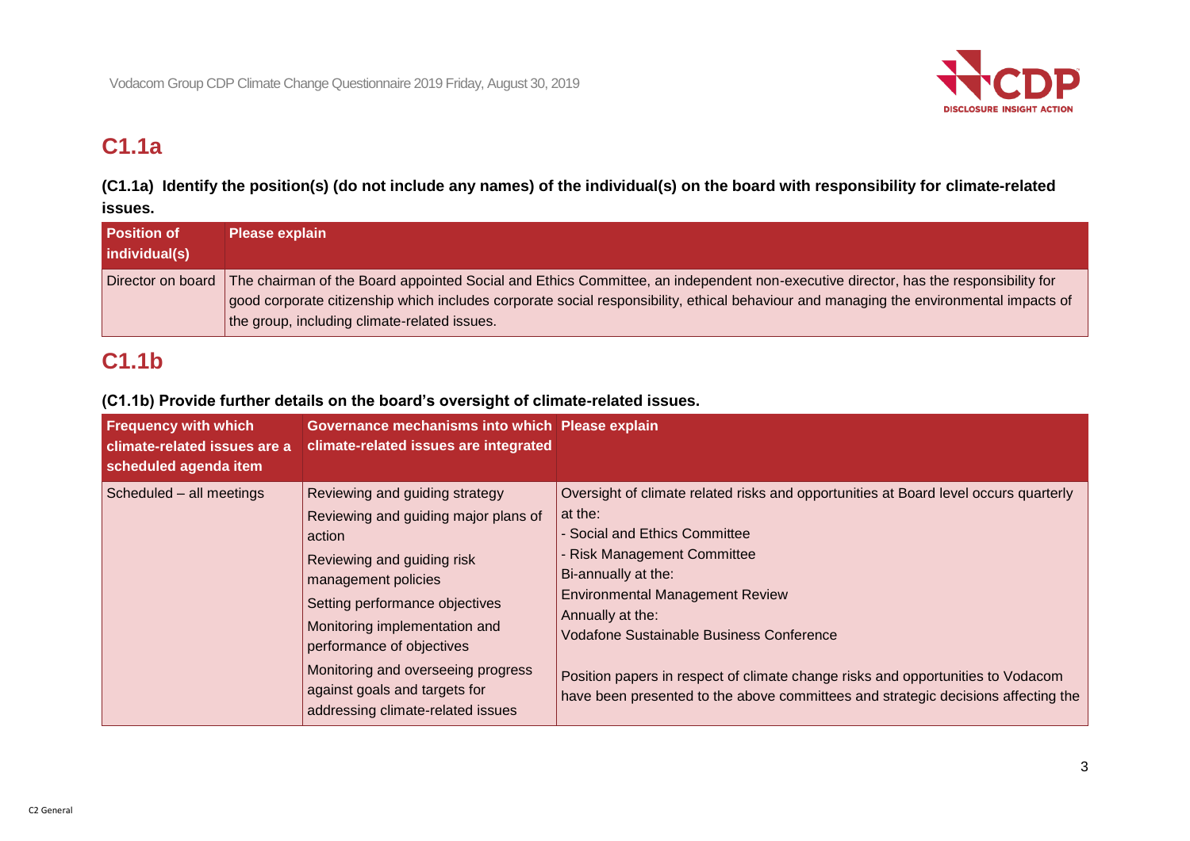## C1.1a

**(C1.1a) Identify the position(s) (do not include any names) of the individual(s) on the board with responsibility for climate-related issues.**

| Position of individual(s) | Please explain |
|---|---|
| Director on board | The chairman of the Board appointed Social and Ethics Committee, an independent non-executive director, has the responsibility for good corporate citizenship which includes corporate social responsibility, ethical behaviour and managing the environmental impacts of the group, including climate-related issues. |

## C1.1b

**(C1.1b) Provide further details on the board's oversight of climate-related issues.**

| Frequency with which climate-related issues are a scheduled agenda item | Governance mechanisms into which climate-related issues are integrated | Please explain |
|---|---|---|
| Scheduled – all meetings | Reviewing and guiding strategy<br>Reviewing and guiding major plans of action<br>Reviewing and guiding risk management policies<br>Setting performance objectives<br>Monitoring implementation and performance of objectives<br>Monitoring and overseeing progress against goals and targets for addressing climate-related issues | Oversight of climate related risks and opportunities at Board level occurs quarterly at the:<br>- Social and Ethics Committee<br>- Risk Management Committee<br>Bi-annually at the:<br>Environmental Management Review<br>Annually at the:<br>Vodafone Sustainable Business Conference<br><br>Position papers in respect of climate change risks and opportunities to Vodacom have been presented to the above committees and strategic decisions affecting the |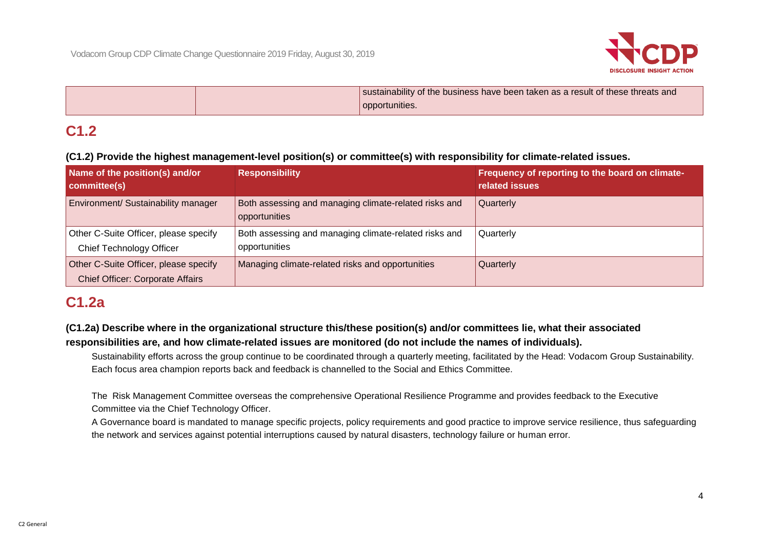| | | sustainability of the business have been taken as a result of these threats and opportunities. |
|---|---|---|

## C1.2

**(C1.2) Provide the highest management-level position(s) or committee(s) with responsibility for climate-related issues.**

| Name of the position(s) and/or committee(s) | Responsibility | Frequency of reporting to the board on climate-related issues |
|---|---|---|
| Environment/ Sustainability manager | Both assessing and managing climate-related risks and opportunities | Quarterly |
| Other C-Suite Officer, please specify<br>Chief Technology Officer | Both assessing and managing climate-related risks and opportunities | Quarterly |
| Other C-Suite Officer, please specify<br>Chief Officer: Corporate Affairs | Managing climate-related risks and opportunities | Quarterly |

## C1.2a

**(C1.2a) Describe where in the organizational structure this/these position(s) and/or committees lie, what their associated responsibilities are, and how climate-related issues are monitored (do not include the names of individuals).**

Sustainability efforts across the group continue to be coordinated through a quarterly meeting, facilitated by the Head: Vodacom Group Sustainability. Each focus area champion reports back and feedback is channelled to the Social and Ethics Committee.

The Risk Management Committee overseas the comprehensive Operational Resilience Programme and provides feedback to the Executive Committee via the Chief Technology Officer.

A Governance board is mandated to manage specific projects, policy requirements and good practice to improve service resilience, thus safeguarding the network and services against potential interruptions caused by natural disasters, technology failure or human error.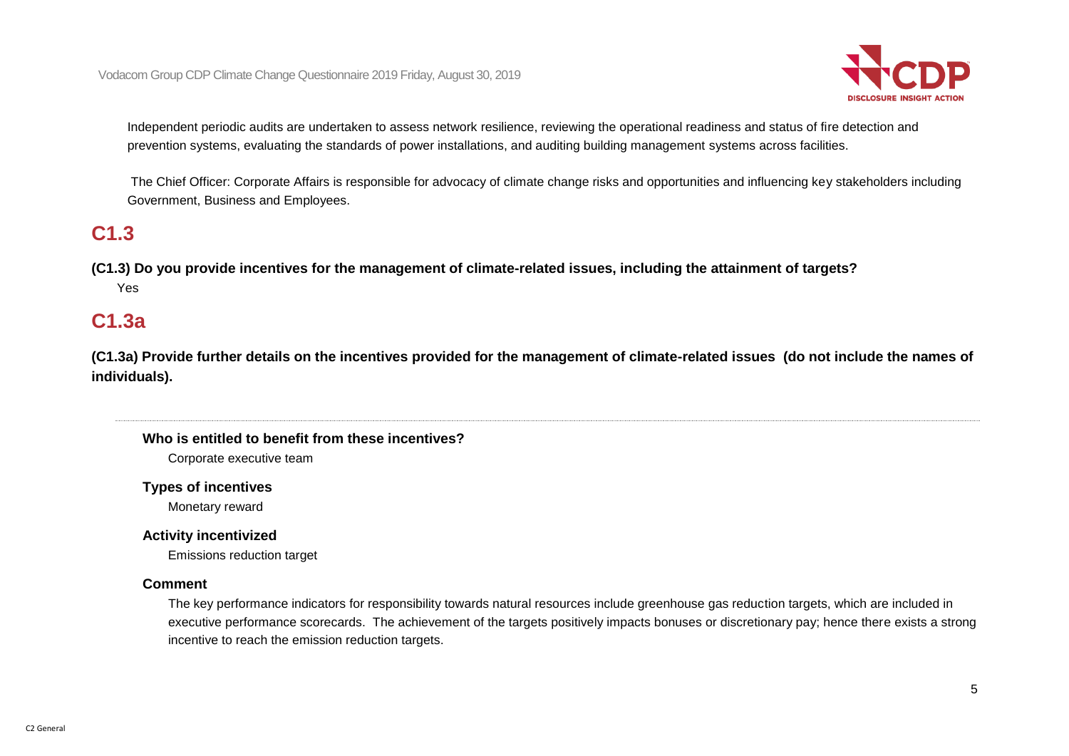Independent periodic audits are undertaken to assess network resilience, reviewing the operational readiness and status of fire detection and prevention systems, evaluating the standards of power installations, and auditing building management systems across facilities.

The Chief Officer: Corporate Affairs is responsible for advocacy of climate change risks and opportunities and influencing key stakeholders including Government, Business and Employees.

## C1.3

**(C1.3) Do you provide incentives for the management of climate-related issues, including the attainment of targets?**

Yes

## C1.3a

**(C1.3a) Provide further details on the incentives provided for the management of climate-related issues (do not include the names of individuals).**

---

**Who is entitled to benefit from these incentives?**

Corporate executive team

**Types of incentives**

Monetary reward

**Activity incentivized**

Emissions reduction target

**Comment**

The key performance indicators for responsibility towards natural resources include greenhouse gas reduction targets, which are included in executive performance scorecards. The achievement of the targets positively impacts bonuses or discretionary pay; hence there exists a strong incentive to reach the emission reduction targets.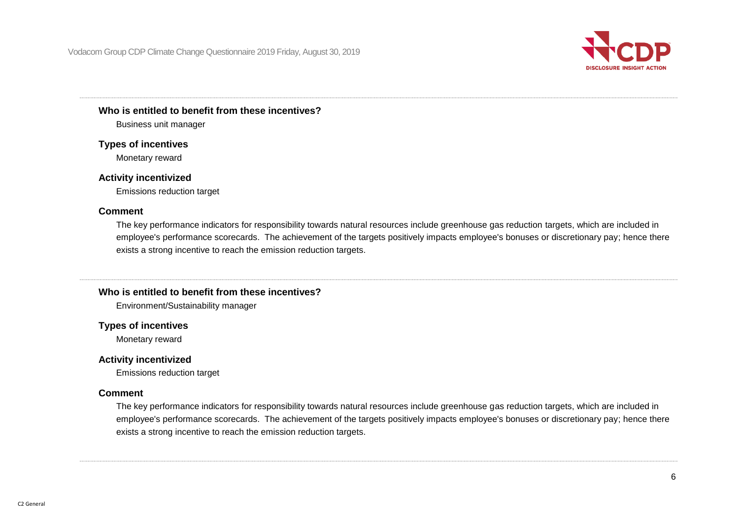**Who is entitled to benefit from these incentives?**

Business unit manager

**Types of incentives**

Monetary reward

**Activity incentivized**

Emissions reduction target

**Comment**

The key performance indicators for responsibility towards natural resources include greenhouse gas reduction targets, which are included in employee's performance scorecards. The achievement of the targets positively impacts employee's bonuses or discretionary pay; hence there exists a strong incentive to reach the emission reduction targets.

---

**Who is entitled to benefit from these incentives?**

Environment/Sustainability manager

**Types of incentives**

Monetary reward

**Activity incentivized**

Emissions reduction target

**Comment**

The key performance indicators for responsibility towards natural resources include greenhouse gas reduction targets, which are included in employee's performance scorecards. The achievement of the targets positively impacts employee's bonuses or discretionary pay; hence there exists a strong incentive to reach the emission reduction targets.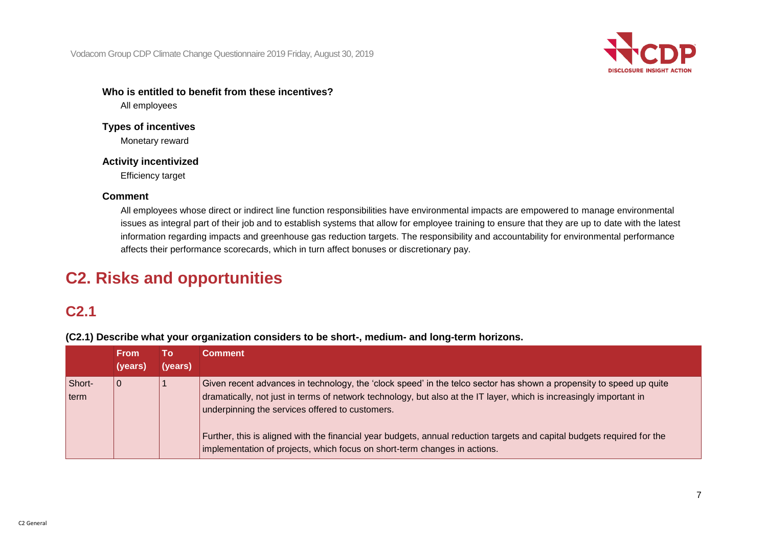**Who is entitled to benefit from these incentives?**

All employees

**Types of incentives**

Monetary reward

**Activity incentivized**

Efficiency target

**Comment**

All employees whose direct or indirect line function responsibilities have environmental impacts are empowered to manage environmental issues as integral part of their job and to establish systems that allow for employee training to ensure that they are up to date with the latest information regarding impacts and greenhouse gas reduction targets. The responsibility and accountability for environmental performance affects their performance scorecards, which in turn affect bonuses or discretionary pay.

# C2. Risks and opportunities

## C2.1

**(C2.1) Describe what your organization considers to be short-, medium- and long-term horizons.**

| | From (years) | To (years) | Comment |
|---|---|---|---|
| Short-term | 0 | 1 | Given recent advances in technology, the 'clock speed' in the telco sector has shown a propensity to speed up quite dramatically, not just in terms of network technology, but also at the IT layer, which is increasingly important in underpinning the services offered to customers.<br><br>Further, this is aligned with the financial year budgets, annual reduction targets and capital budgets required for the implementation of projects, which focus on short-term changes in actions. |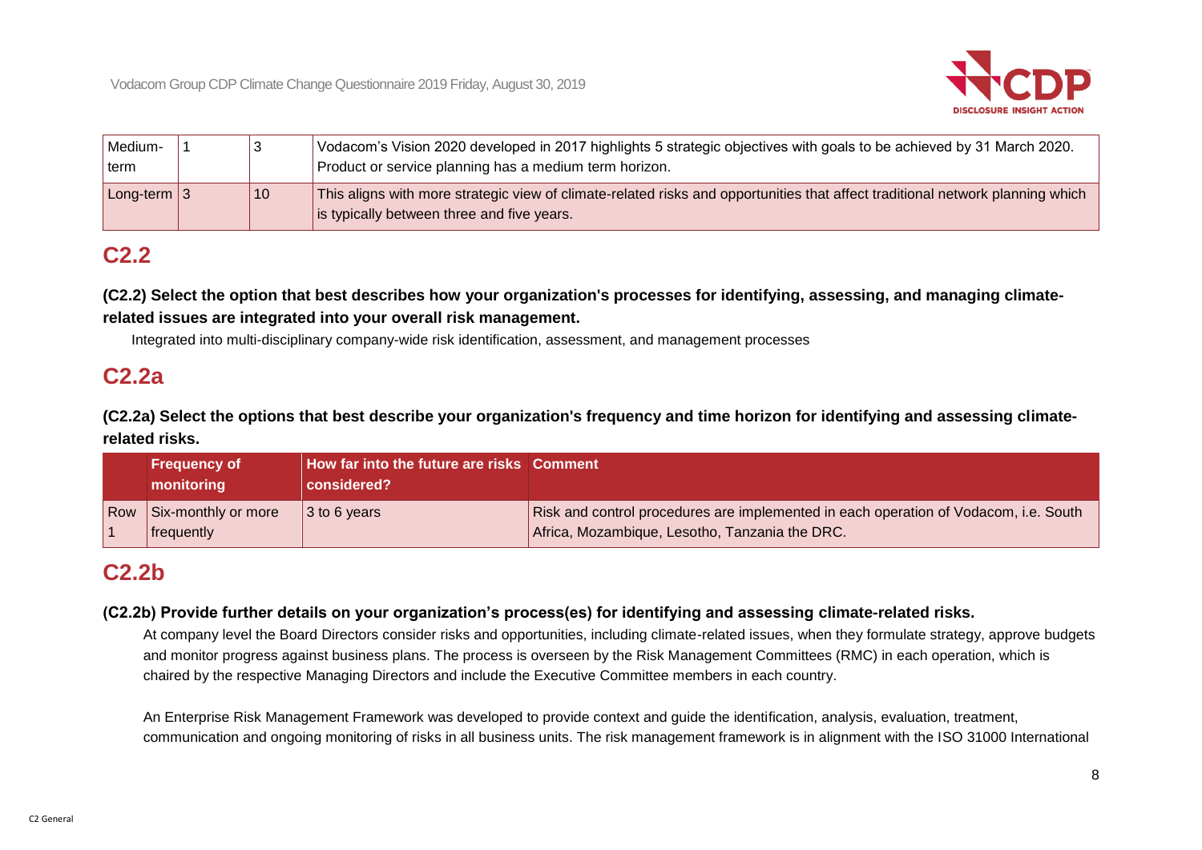| Medium-term | 1 | 3 | Vodacom's Vision 2020 developed in 2017 highlights 5 strategic objectives with goals to be achieved by 31 March 2020. Product or service planning has a medium term horizon. |
|---|---|---|---|
| Long-term | 3 | 10 | This aligns with more strategic view of climate-related risks and opportunities that affect traditional network planning which is typically between three and five years. |

## C2.2

**(C2.2) Select the option that best describes how your organization's processes for identifying, assessing, and managing climate-related issues are integrated into your overall risk management.**

Integrated into multi-disciplinary company-wide risk identification, assessment, and management processes

## C2.2a

**(C2.2a) Select the options that best describe your organization's frequency and time horizon for identifying and assessing climate-related risks.**

| | Frequency of monitoring | How far into the future are risks considered? | Comment |
|---|---|---|---|
| Row 1 | Six-monthly or more frequently | 3 to 6 years | Risk and control procedures are implemented in each operation of Vodacom, i.e. South Africa, Mozambique, Lesotho, Tanzania the DRC. |

## C2.2b

**(C2.2b) Provide further details on your organization's process(es) for identifying and assessing climate-related risks.**

At company level the Board Directors consider risks and opportunities, including climate-related issues, when they formulate strategy, approve budgets and monitor progress against business plans. The process is overseen by the Risk Management Committees (RMC) in each operation, which is chaired by the respective Managing Directors and include the Executive Committee members in each country.

An Enterprise Risk Management Framework was developed to provide context and guide the identification, analysis, evaluation, treatment, communication and ongoing monitoring of risks in all business units. The risk management framework is in alignment with the ISO 31000 International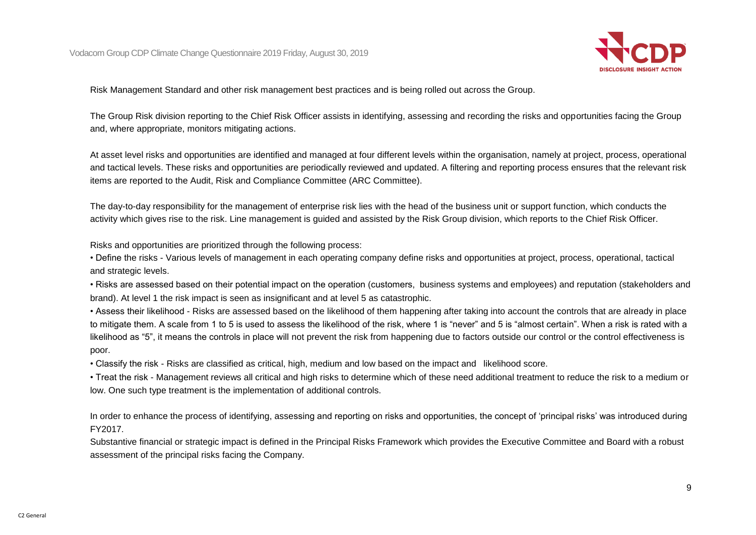Risk Management Standard and other risk management best practices and is being rolled out across the Group.

The Group Risk division reporting to the Chief Risk Officer assists in identifying, assessing and recording the risks and opportunities facing the Group and, where appropriate, monitors mitigating actions.

At asset level risks and opportunities are identified and managed at four different levels within the organisation, namely at project, process, operational and tactical levels. These risks and opportunities are periodically reviewed and updated. A filtering and reporting process ensures that the relevant risk items are reported to the Audit, Risk and Compliance Committee (ARC Committee).

The day-to-day responsibility for the management of enterprise risk lies with the head of the business unit or support function, which conducts the activity which gives rise to the risk. Line management is guided and assisted by the Risk Group division, which reports to the Chief Risk Officer.

Risks and opportunities are prioritized through the following process:

• Define the risks - Various levels of management in each operating company define risks and opportunities at project, process, operational, tactical and strategic levels.

• Risks are assessed based on their potential impact on the operation (customers, business systems and employees) and reputation (stakeholders and brand). At level 1 the risk impact is seen as insignificant and at level 5 as catastrophic.

• Assess their likelihood - Risks are assessed based on the likelihood of them happening after taking into account the controls that are already in place to mitigate them. A scale from 1 to 5 is used to assess the likelihood of the risk, where 1 is "never" and 5 is "almost certain". When a risk is rated with a likelihood as "5", it means the controls in place will not prevent the risk from happening due to factors outside our control or the control effectiveness is poor.

• Classify the risk - Risks are classified as critical, high, medium and low based on the impact and likelihood score.

• Treat the risk - Management reviews all critical and high risks to determine which of these need additional treatment to reduce the risk to a medium or low. One such type treatment is the implementation of additional controls.

In order to enhance the process of identifying, assessing and reporting on risks and opportunities, the concept of 'principal risks' was introduced during FY2017.

Substantive financial or strategic impact is defined in the Principal Risks Framework which provides the Executive Committee and Board with a robust assessment of the principal risks facing the Company.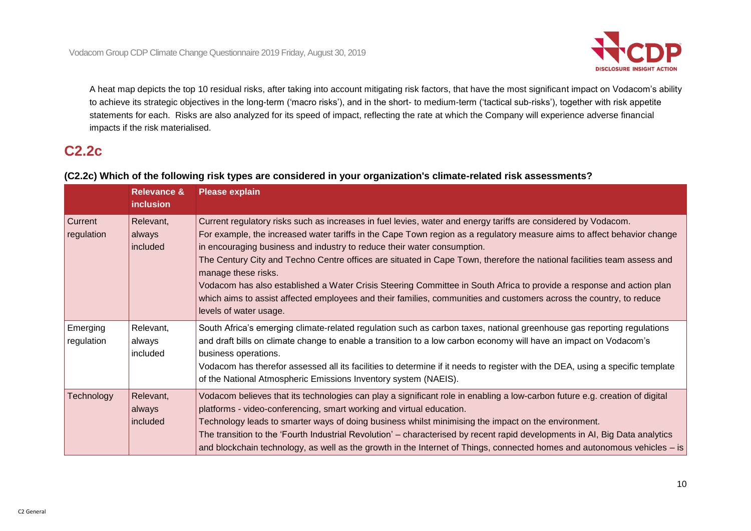A heat map depicts the top 10 residual risks, after taking into account mitigating risk factors, that have the most significant impact on Vodacom's ability to achieve its strategic objectives in the long-term ('macro risks'), and in the short- to medium-term ('tactical sub-risks'), together with risk appetite statements for each. Risks are also analyzed for its speed of impact, reflecting the rate at which the Company will experience adverse financial impacts if the risk materialised.

## C2.2c

**(C2.2c) Which of the following risk types are considered in your organization's climate-related risk assessments?**

| | Relevance & inclusion | Please explain |
|---|---|---|
| Current regulation | Relevant, always included | Current regulatory risks such as increases in fuel levies, water and energy tariffs are considered by Vodacom.<br>For example, the increased water tariffs in the Cape Town region as a regulatory measure aims to affect behavior change in encouraging business and industry to reduce their water consumption.<br>The Century City and Techno Centre offices are situated in Cape Town, therefore the national facilities team assess and manage these risks.<br>Vodacom has also established a Water Crisis Steering Committee in South Africa to provide a response and action plan which aims to assist affected employees and their families, communities and customers across the country, to reduce levels of water usage. |
| Emerging regulation | Relevant, always included | South Africa's emerging climate-related regulation such as carbon taxes, national greenhouse gas reporting regulations and draft bills on climate change to enable a transition to a low carbon economy will have an impact on Vodacom's business operations.<br>Vodacom has therefor assessed all its facilities to determine if it needs to register with the DEA, using a specific template of the National Atmospheric Emissions Inventory system (NAEIS). |
| Technology | Relevant, always included | Vodacom believes that its technologies can play a significant role in enabling a low-carbon future e.g. creation of digital platforms - video-conferencing, smart working and virtual education.<br>Technology leads to smarter ways of doing business whilst minimising the impact on the environment.<br>The transition to the 'Fourth Industrial Revolution' – characterised by recent rapid developments in AI, Big Data analytics and blockchain technology, as well as the growth in the Internet of Things, connected homes and autonomous vehicles – is |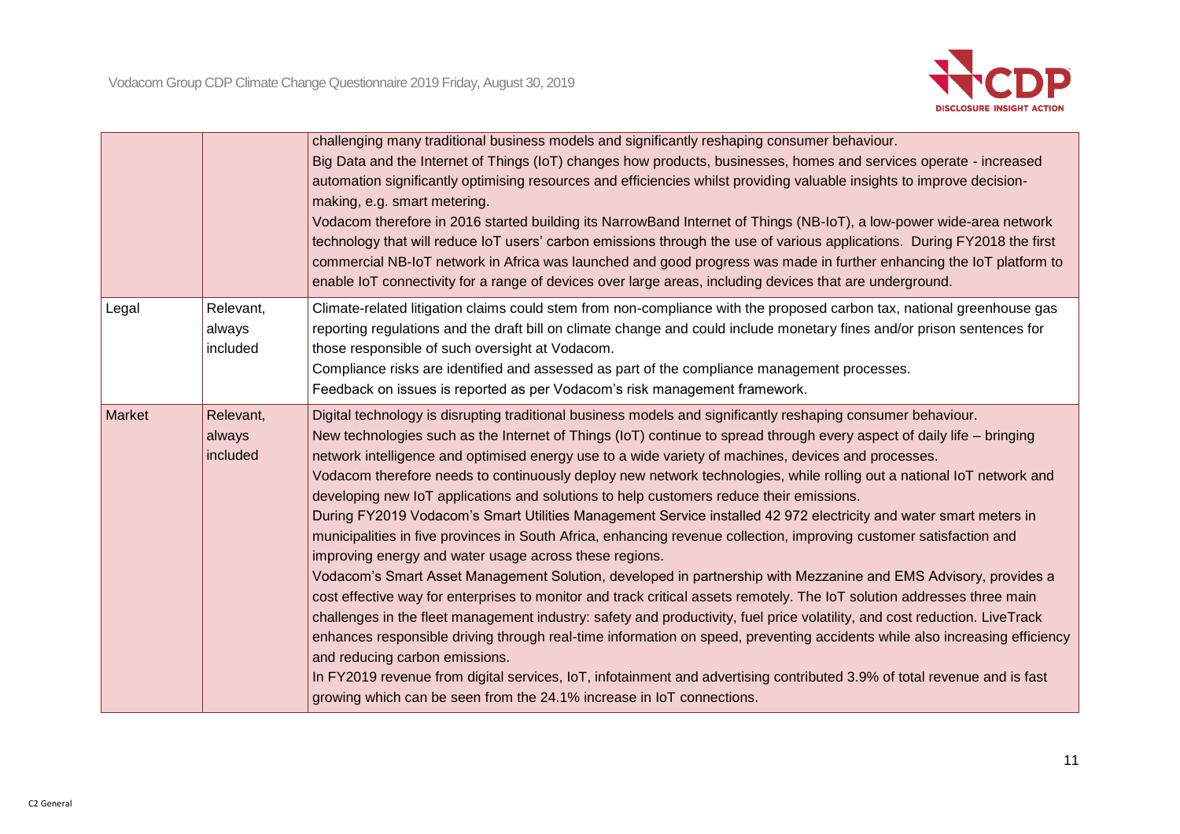| | | |
|---|---|---|
| | | challenging many traditional business models and significantly reshaping consumer behaviour.<br>Big Data and the Internet of Things (IoT) changes how products, businesses, homes and services operate - increased automation significantly optimising resources and efficiencies whilst providing valuable insights to improve decision-making, e.g. smart metering.<br>Vodacom therefore in 2016 started building its NarrowBand Internet of Things (NB-IoT), a low-power wide-area network technology that will reduce IoT users' carbon emissions through the use of various applications. During FY2018 the first commercial NB-IoT network in Africa was launched and good progress was made in further enhancing the IoT platform to enable IoT connectivity for a range of devices over large areas, including devices that are underground. |
| Legal | Relevant, always included | Climate-related litigation claims could stem from non-compliance with the proposed carbon tax, national greenhouse gas reporting regulations and the draft bill on climate change and could include monetary fines and/or prison sentences for those responsible of such oversight at Vodacom.<br>Compliance risks are identified and assessed as part of the compliance management processes.<br>Feedback on issues is reported as per Vodacom's risk management framework. |
| Market | Relevant, always included | Digital technology is disrupting traditional business models and significantly reshaping consumer behaviour.<br>New technologies such as the Internet of Things (IoT) continue to spread through every aspect of daily life – bringing network intelligence and optimised energy use to a wide variety of machines, devices and processes.<br>Vodacom therefore needs to continuously deploy new network technologies, while rolling out a national IoT network and developing new IoT applications and solutions to help customers reduce their emissions.<br>During FY2019 Vodacom's Smart Utilities Management Service installed 42 972 electricity and water smart meters in municipalities in five provinces in South Africa, enhancing revenue collection, improving customer satisfaction and improving energy and water usage across these regions.<br>Vodacom's Smart Asset Management Solution, developed in partnership with Mezzanine and EMS Advisory, provides a cost effective way for enterprises to monitor and track critical assets remotely. The IoT solution addresses three main challenges in the fleet management industry: safety and productivity, fuel price volatility, and cost reduction. LiveTrack enhances responsible driving through real-time information on speed, preventing accidents while also increasing efficiency and reducing carbon emissions.<br>In FY2019 revenue from digital services, IoT, infotainment and advertising contributed 3.9% of total revenue and is fast growing which can be seen from the 24.1% increase in IoT connections. |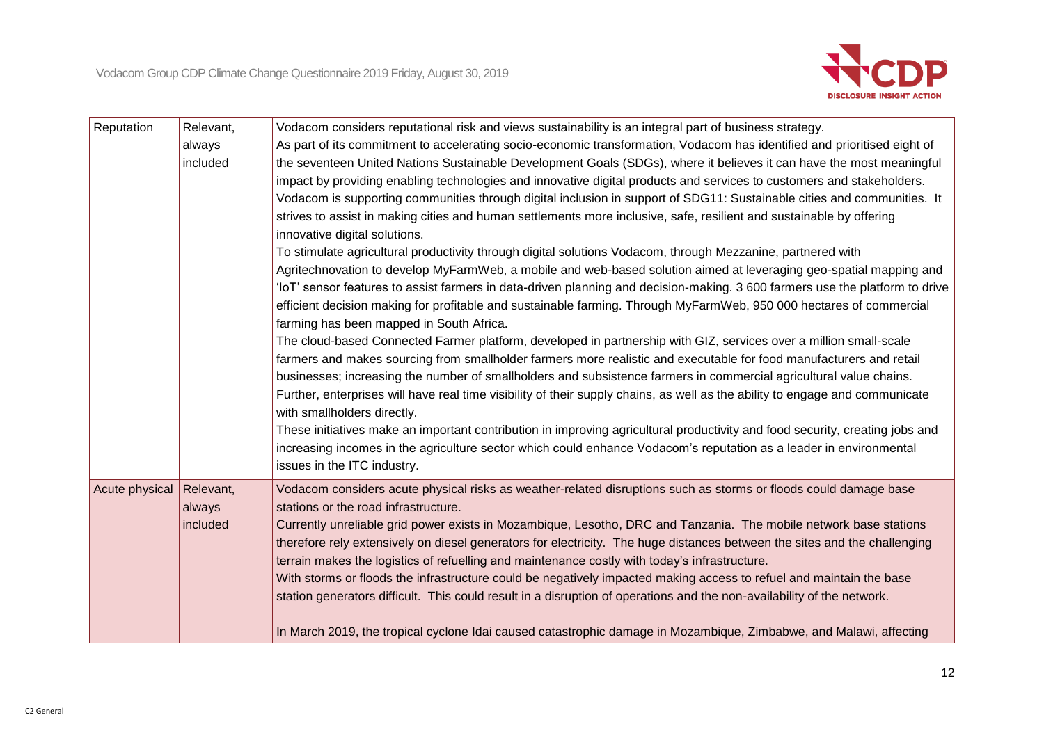| | | |
|---|---|---|
| Reputation | Relevant, always included | Vodacom considers reputational risk and views sustainability is an integral part of business strategy.<br>As part of its commitment to accelerating socio-economic transformation, Vodacom has identified and prioritised eight of the seventeen United Nations Sustainable Development Goals (SDGs), where it believes it can have the most meaningful impact by providing enabling technologies and innovative digital products and services to customers and stakeholders. Vodacom is supporting communities through digital inclusion in support of SDG11: Sustainable cities and communities. It strives to assist in making cities and human settlements more inclusive, safe, resilient and sustainable by offering innovative digital solutions.<br>To stimulate agricultural productivity through digital solutions Vodacom, through Mezzanine, partnered with Agritechnovation to develop MyFarmWeb, a mobile and web-based solution aimed at leveraging geo-spatial mapping and 'IoT' sensor features to assist farmers in data-driven planning and decision-making. 3 600 farmers use the platform to drive efficient decision making for profitable and sustainable farming. Through MyFarmWeb, 950 000 hectares of commercial farming has been mapped in South Africa.<br>The cloud-based Connected Farmer platform, developed in partnership with GIZ, services over a million small-scale farmers and makes sourcing from smallholder farmers more realistic and executable for food manufacturers and retail businesses; increasing the number of smallholders and subsistence farmers in commercial agricultural value chains. Further, enterprises will have real time visibility of their supply chains, as well as the ability to engage and communicate with smallholders directly.<br>These initiatives make an important contribution in improving agricultural productivity and food security, creating jobs and increasing incomes in the agriculture sector which could enhance Vodacom's reputation as a leader in environmental issues in the ITC industry. |
| Acute physical | Relevant, always included | Vodacom considers acute physical risks as weather-related disruptions such as storms or floods could damage base stations or the road infrastructure.<br>Currently unreliable grid power exists in Mozambique, Lesotho, DRC and Tanzania. The mobile network base stations therefore rely extensively on diesel generators for electricity. The huge distances between the sites and the challenging terrain makes the logistics of refuelling and maintenance costly with today's infrastructure.<br>With storms or floods the infrastructure could be negatively impacted making access to refuel and maintain the base station generators difficult. This could result in a disruption of operations and the non-availability of the network.<br><br>In March 2019, the tropical cyclone Idai caused catastrophic damage in Mozambique, Zimbabwe, and Malawi, affecting |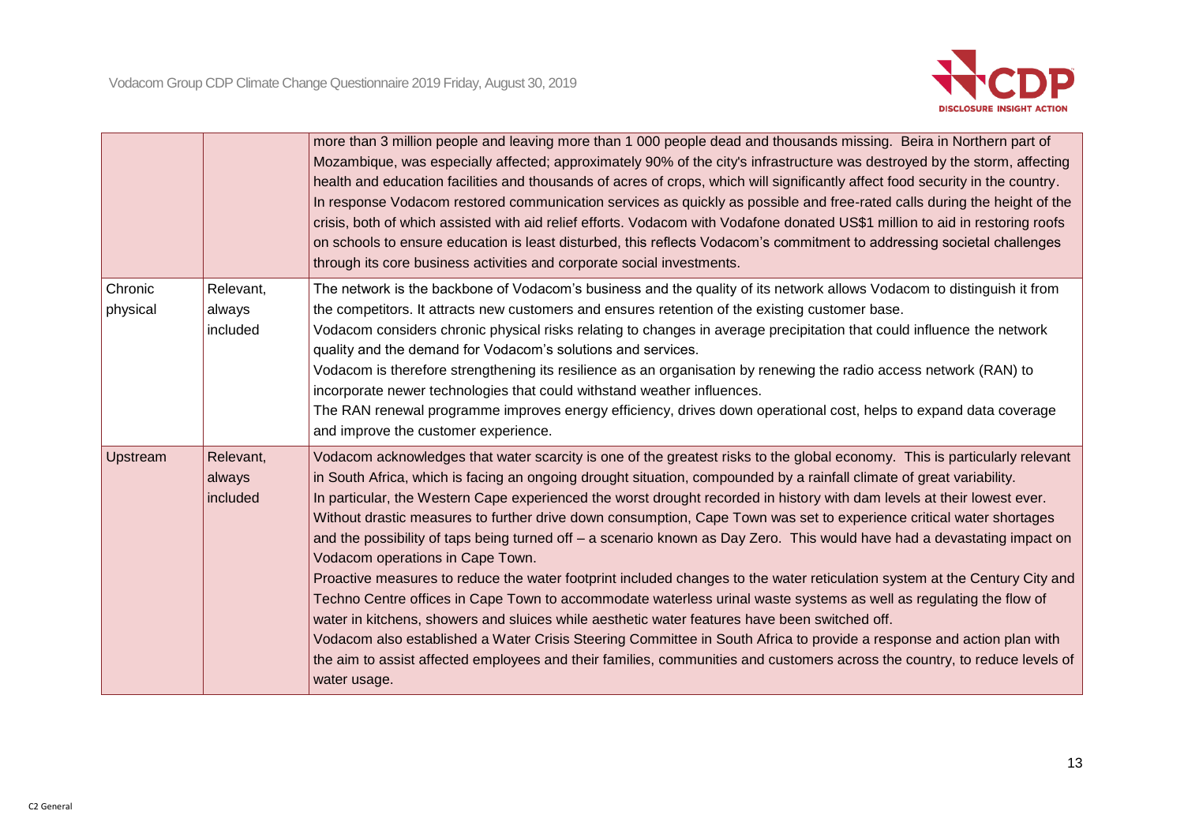| | | |
|---|---|---|
| | | more than 3 million people and leaving more than 1 000 people dead and thousands missing. Beira in Northern part of Mozambique, was especially affected; approximately 90% of the city's infrastructure was destroyed by the storm, affecting health and education facilities and thousands of acres of crops, which will significantly affect food security in the country.<br>In response Vodacom restored communication services as quickly as possible and free-rated calls during the height of the crisis, both of which assisted with aid relief efforts. Vodacom with Vodafone donated US$1 million to aid in restoring roofs on schools to ensure education is least disturbed, this reflects Vodacom's commitment to addressing societal challenges through its core business activities and corporate social investments. |
| Chronic physical | Relevant, always included | The network is the backbone of Vodacom's business and the quality of its network allows Vodacom to distinguish it from the competitors. It attracts new customers and ensures retention of the existing customer base.<br>Vodacom considers chronic physical risks relating to changes in average precipitation that could influence the network quality and the demand for Vodacom's solutions and services.<br>Vodacom is therefore strengthening its resilience as an organisation by renewing the radio access network (RAN) to incorporate newer technologies that could withstand weather influences.<br>The RAN renewal programme improves energy efficiency, drives down operational cost, helps to expand data coverage and improve the customer experience. |
| Upstream | Relevant, always included | Vodacom acknowledges that water scarcity is one of the greatest risks to the global economy. This is particularly relevant in South Africa, which is facing an ongoing drought situation, compounded by a rainfall climate of great variability.<br>In particular, the Western Cape experienced the worst drought recorded in history with dam levels at their lowest ever. Without drastic measures to further drive down consumption, Cape Town was set to experience critical water shortages and the possibility of taps being turned off – a scenario known as Day Zero. This would have had a devastating impact on Vodacom operations in Cape Town.<br>Proactive measures to reduce the water footprint included changes to the water reticulation system at the Century City and Techno Centre offices in Cape Town to accommodate waterless urinal waste systems as well as regulating the flow of water in kitchens, showers and sluices while aesthetic water features have been switched off.<br>Vodacom also established a Water Crisis Steering Committee in South Africa to provide a response and action plan with the aim to assist affected employees and their families, communities and customers across the country, to reduce levels of water usage. |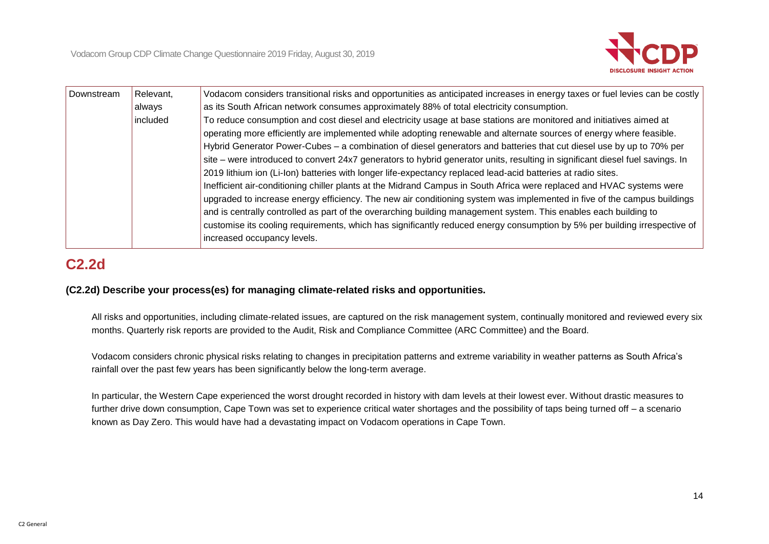| Downstream | Relevant, always included | Vodacom considers transitional risks and opportunities as anticipated increases in energy taxes or fuel levies can be costly as its South African network consumes approximately 88% of total electricity consumption.<br>To reduce consumption and cost diesel and electricity usage at base stations are monitored and initiatives aimed at operating more efficiently are implemented while adopting renewable and alternate sources of energy where feasible.<br>Hybrid Generator Power-Cubes – a combination of diesel generators and batteries that cut diesel use by up to 70% per site – were introduced to convert 24x7 generators to hybrid generator units, resulting in significant diesel fuel savings. In 2019 lithium ion (Li-Ion) batteries with longer life-expectancy replaced lead-acid batteries at radio sites.<br>Inefficient air-conditioning chiller plants at the Midrand Campus in South Africa were replaced and HVAC systems were upgraded to increase energy efficiency. The new air conditioning system was implemented in five of the campus buildings and is centrally controlled as part of the overarching building management system. This enables each building to customise its cooling requirements, which has significantly reduced energy consumption by 5% per building irrespective of increased occupancy levels. |
|---|---|---|

## C2.2d

**(C2.2d) Describe your process(es) for managing climate-related risks and opportunities.**

All risks and opportunities, including climate-related issues, are captured on the risk management system, continually monitored and reviewed every six months. Quarterly risk reports are provided to the Audit, Risk and Compliance Committee (ARC Committee) and the Board.

Vodacom considers chronic physical risks relating to changes in precipitation patterns and extreme variability in weather patterns as South Africa's rainfall over the past few years has been significantly below the long-term average.

In particular, the Western Cape experienced the worst drought recorded in history with dam levels at their lowest ever. Without drastic measures to further drive down consumption, Cape Town was set to experience critical water shortages and the possibility of taps being turned off – a scenario known as Day Zero. This would have had a devastating impact on Vodacom operations in Cape Town.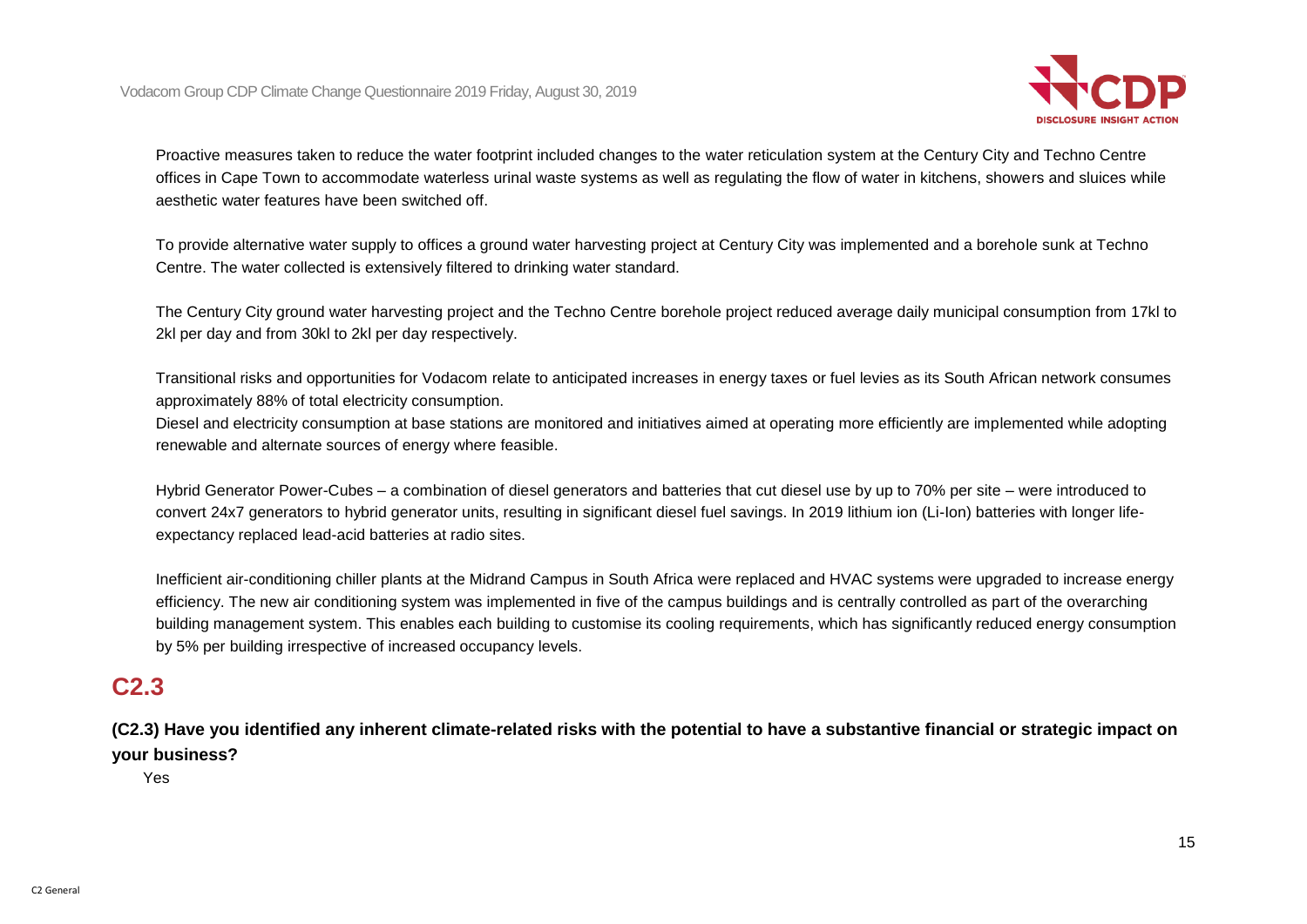Proactive measures taken to reduce the water footprint included changes to the water reticulation system at the Century City and Techno Centre offices in Cape Town to accommodate waterless urinal waste systems as well as regulating the flow of water in kitchens, showers and sluices while aesthetic water features have been switched off.

To provide alternative water supply to offices a ground water harvesting project at Century City was implemented and a borehole sunk at Techno Centre. The water collected is extensively filtered to drinking water standard.

The Century City ground water harvesting project and the Techno Centre borehole project reduced average daily municipal consumption from 17kl to 2kl per day and from 30kl to 2kl per day respectively.

Transitional risks and opportunities for Vodacom relate to anticipated increases in energy taxes or fuel levies as its South African network consumes approximately 88% of total electricity consumption.
Diesel and electricity consumption at base stations are monitored and initiatives aimed at operating more efficiently are implemented while adopting renewable and alternate sources of energy where feasible.

Hybrid Generator Power-Cubes – a combination of diesel generators and batteries that cut diesel use by up to 70% per site – were introduced to convert 24x7 generators to hybrid generator units, resulting in significant diesel fuel savings. In 2019 lithium ion (Li-Ion) batteries with longer life-expectancy replaced lead-acid batteries at radio sites.

Inefficient air-conditioning chiller plants at the Midrand Campus in South Africa were replaced and HVAC systems were upgraded to increase energy efficiency. The new air conditioning system was implemented in five of the campus buildings and is centrally controlled as part of the overarching building management system. This enables each building to customise its cooling requirements, which has significantly reduced energy consumption by 5% per building irrespective of increased occupancy levels.

## C2.3

**(C2.3) Have you identified any inherent climate-related risks with the potential to have a substantive financial or strategic impact on your business?**

Yes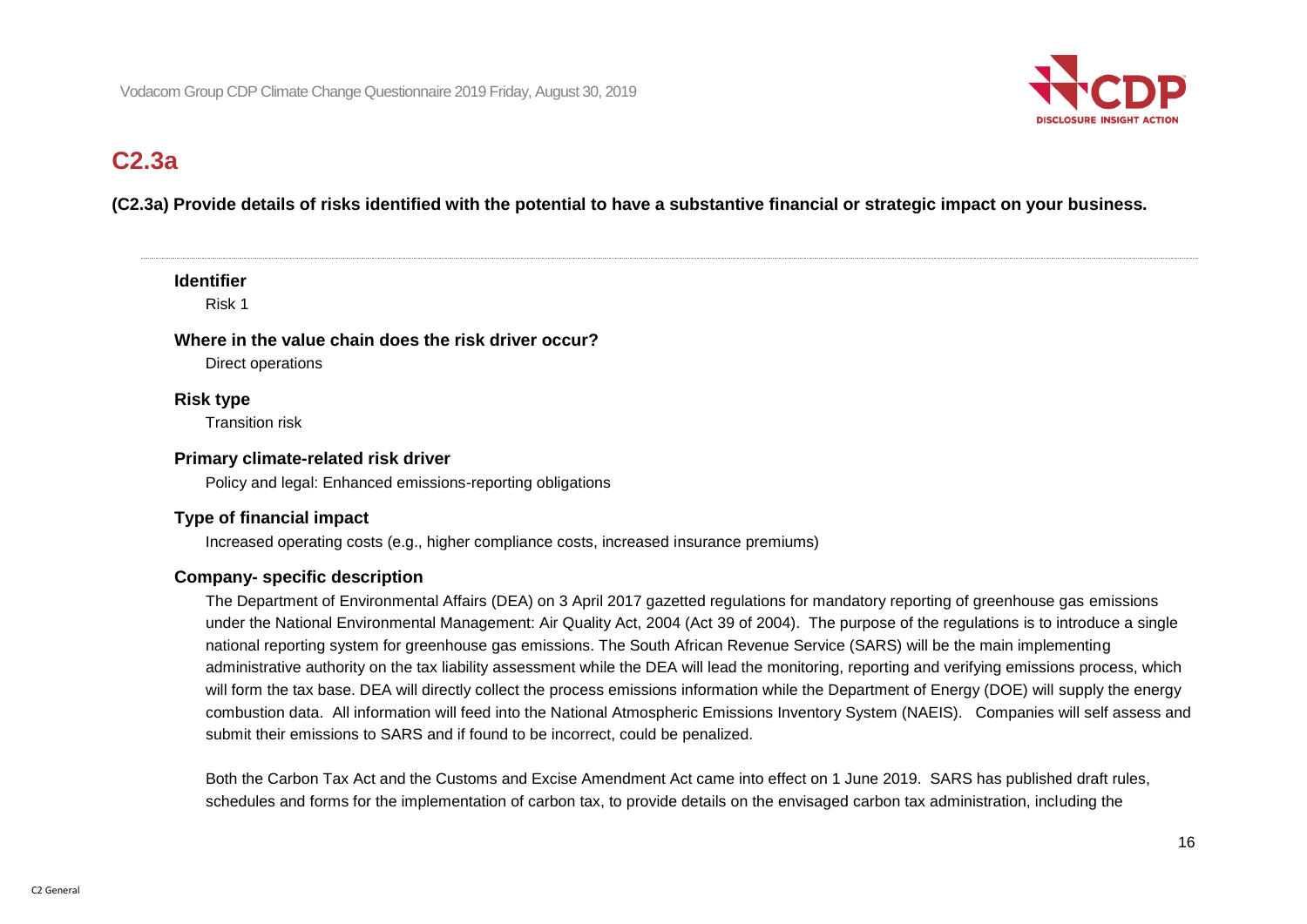## C2.3a

**(C2.3a) Provide details of risks identified with the potential to have a substantive financial or strategic impact on your business.**

---

**Identifier**

Risk 1

**Where in the value chain does the risk driver occur?**

Direct operations

**Risk type**

Transition risk

**Primary climate-related risk driver**

Policy and legal: Enhanced emissions-reporting obligations

**Type of financial impact**

Increased operating costs (e.g., higher compliance costs, increased insurance premiums)

**Company- specific description**

The Department of Environmental Affairs (DEA) on 3 April 2017 gazetted regulations for mandatory reporting of greenhouse gas emissions under the National Environmental Management: Air Quality Act, 2004 (Act 39 of 2004). The purpose of the regulations is to introduce a single national reporting system for greenhouse gas emissions. The South African Revenue Service (SARS) will be the main implementing administrative authority on the tax liability assessment while the DEA will lead the monitoring, reporting and verifying emissions process, which will form the tax base. DEA will directly collect the process emissions information while the Department of Energy (DOE) will supply the energy combustion data. All information will feed into the National Atmospheric Emissions Inventory System (NAEIS). Companies will self assess and submit their emissions to SARS and if found to be incorrect, could be penalized.

Both the Carbon Tax Act and the Customs and Excise Amendment Act came into effect on 1 June 2019. SARS has published draft rules, schedules and forms for the implementation of carbon tax, to provide details on the envisaged carbon tax administration, including the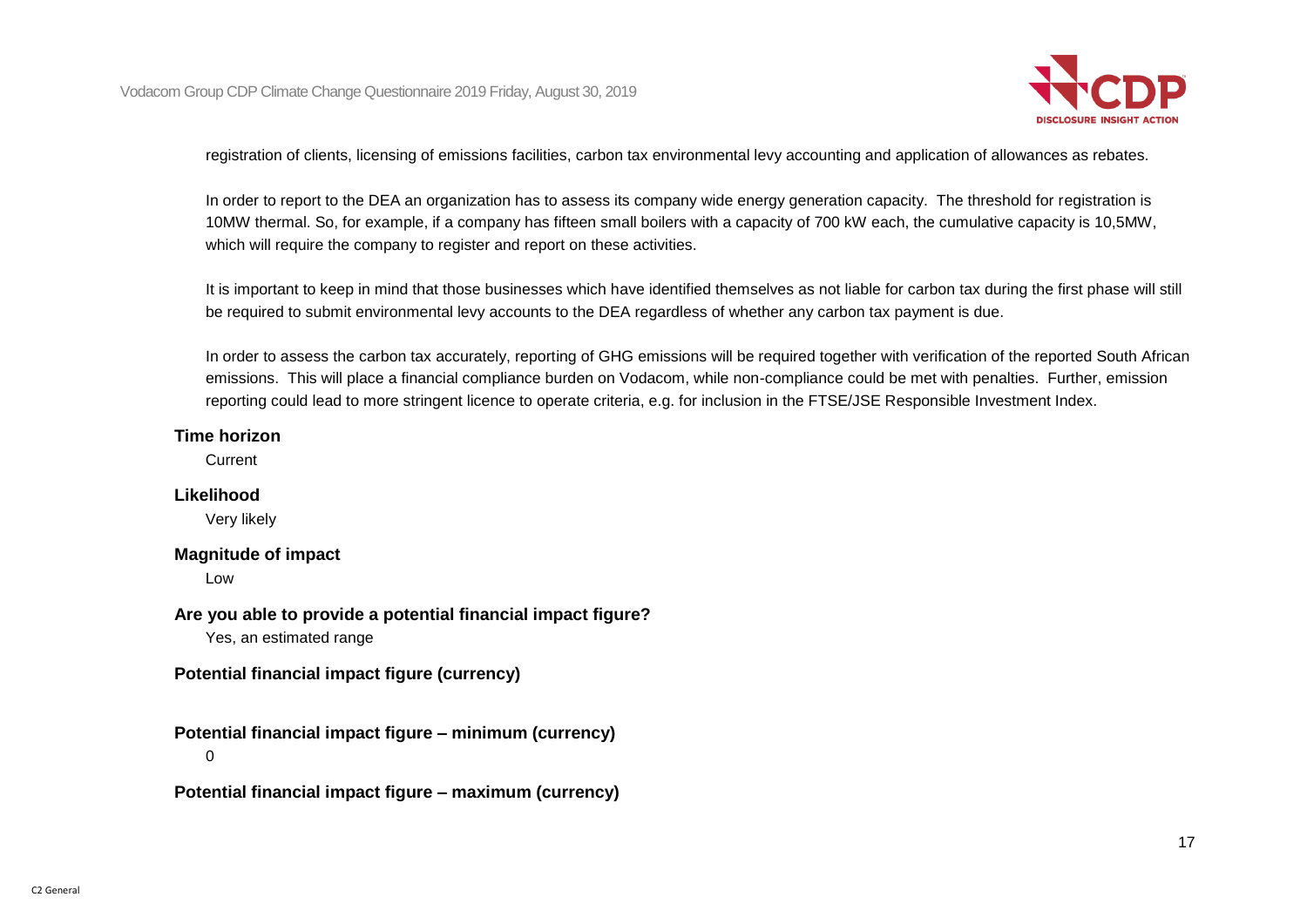registration of clients, licensing of emissions facilities, carbon tax environmental levy accounting and application of allowances as rebates.

In order to report to the DEA an organization has to assess its company wide energy generation capacity. The threshold for registration is 10MW thermal. So, for example, if a company has fifteen small boilers with a capacity of 700 kW each, the cumulative capacity is 10,5MW, which will require the company to register and report on these activities.

It is important to keep in mind that those businesses which have identified themselves as not liable for carbon tax during the first phase will still be required to submit environmental levy accounts to the DEA regardless of whether any carbon tax payment is due.

In order to assess the carbon tax accurately, reporting of GHG emissions will be required together with verification of the reported South African emissions. This will place a financial compliance burden on Vodacom, while non-compliance could be met with penalties. Further, emission reporting could lead to more stringent licence to operate criteria, e.g. for inclusion in the FTSE/JSE Responsible Investment Index.

**Time horizon**

Current

**Likelihood**

Very likely

**Magnitude of impact**

Low

**Are you able to provide a potential financial impact figure?**

Yes, an estimated range

**Potential financial impact figure (currency)**

**Potential financial impact figure – minimum (currency)**

0

**Potential financial impact figure – maximum (currency)**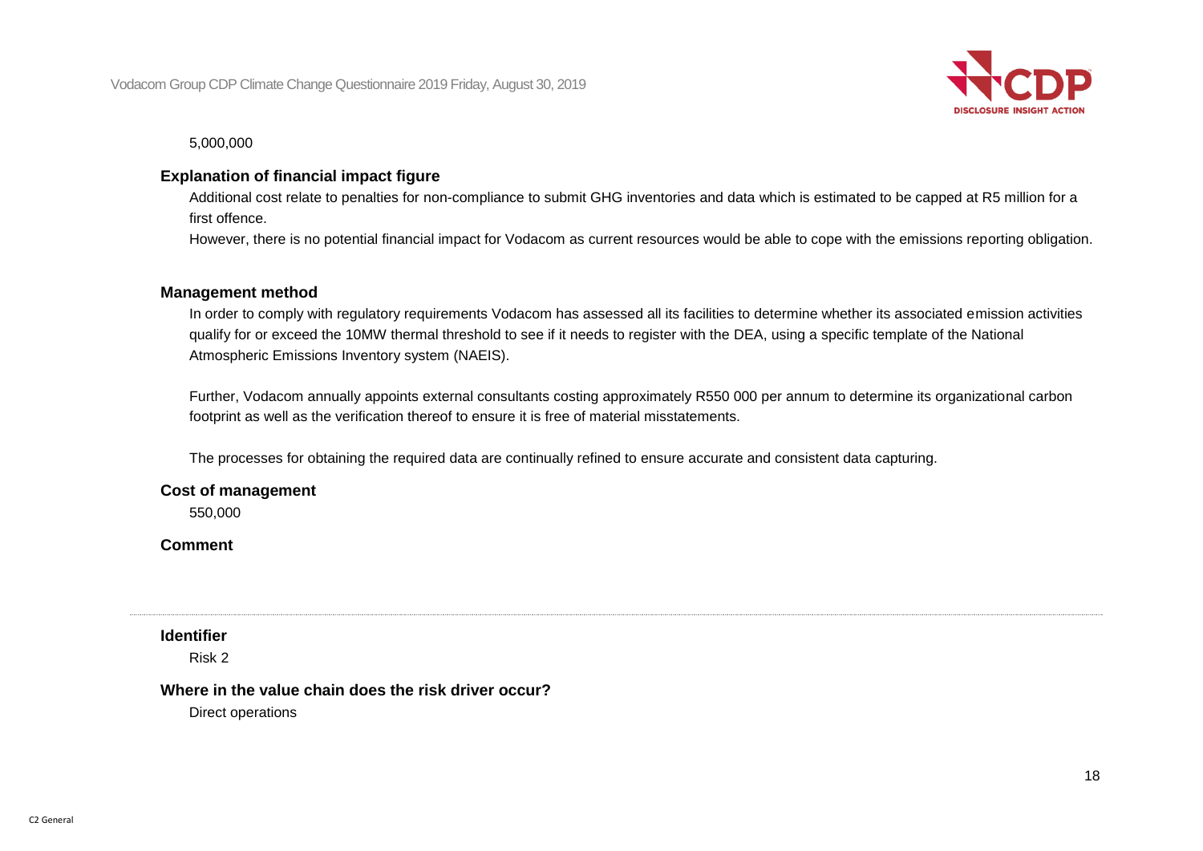5,000,000

**Explanation of financial impact figure**

Additional cost relate to penalties for non-compliance to submit GHG inventories and data which is estimated to be capped at R5 million for a first offence.

However, there is no potential financial impact for Vodacom as current resources would be able to cope with the emissions reporting obligation.

**Management method**

In order to comply with regulatory requirements Vodacom has assessed all its facilities to determine whether its associated emission activities qualify for or exceed the 10MW thermal threshold to see if it needs to register with the DEA, using a specific template of the National Atmospheric Emissions Inventory system (NAEIS).

Further, Vodacom annually appoints external consultants costing approximately R550 000 per annum to determine its organizational carbon footprint as well as the verification thereof to ensure it is free of material misstatements.

The processes for obtaining the required data are continually refined to ensure accurate and consistent data capturing.

**Cost of management**

550,000

**Comment**

---

**Identifier**

Risk 2

**Where in the value chain does the risk driver occur?**

Direct operations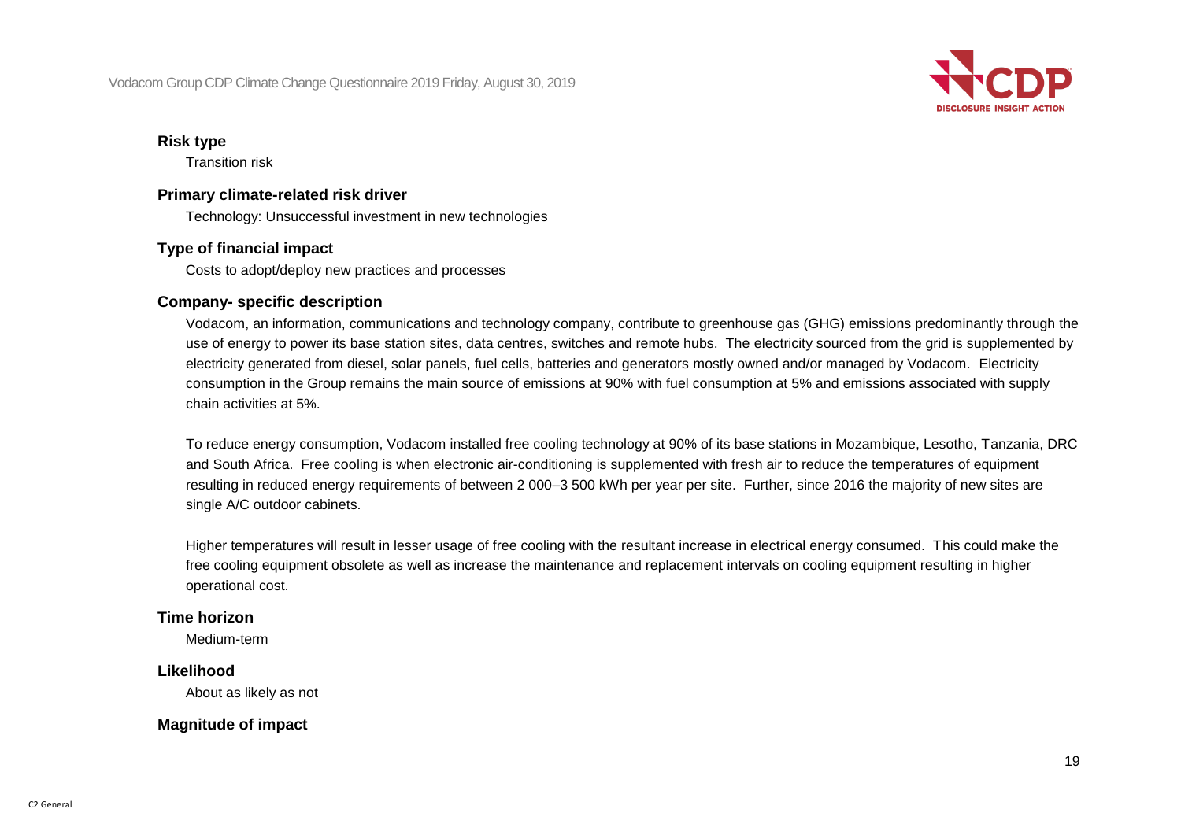**Risk type**

Transition risk

**Primary climate-related risk driver**

Technology: Unsuccessful investment in new technologies

**Type of financial impact**

Costs to adopt/deploy new practices and processes

**Company- specific description**

Vodacom, an information, communications and technology company, contribute to greenhouse gas (GHG) emissions predominantly through the use of energy to power its base station sites, data centres, switches and remote hubs. The electricity sourced from the grid is supplemented by electricity generated from diesel, solar panels, fuel cells, batteries and generators mostly owned and/or managed by Vodacom. Electricity consumption in the Group remains the main source of emissions at 90% with fuel consumption at 5% and emissions associated with supply chain activities at 5%.

To reduce energy consumption, Vodacom installed free cooling technology at 90% of its base stations in Mozambique, Lesotho, Tanzania, DRC and South Africa. Free cooling is when electronic air-conditioning is supplemented with fresh air to reduce the temperatures of equipment resulting in reduced energy requirements of between 2 000–3 500 kWh per year per site. Further, since 2016 the majority of new sites are single A/C outdoor cabinets.

Higher temperatures will result in lesser usage of free cooling with the resultant increase in electrical energy consumed. This could make the free cooling equipment obsolete as well as increase the maintenance and replacement intervals on cooling equipment resulting in higher operational cost.

**Time horizon**

Medium-term

**Likelihood**

About as likely as not

**Magnitude of impact**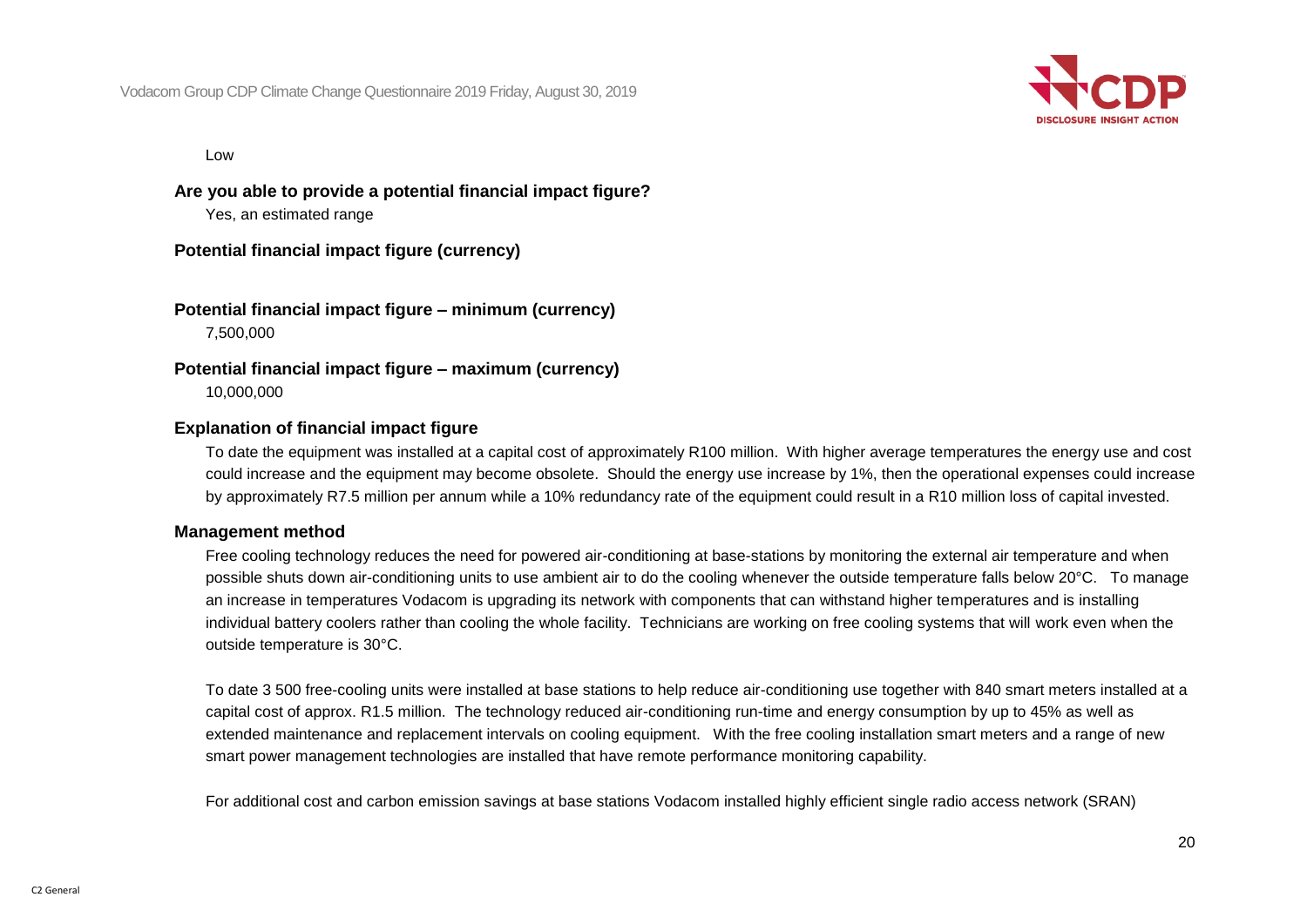Low

**Are you able to provide a potential financial impact figure?**

Yes, an estimated range

**Potential financial impact figure (currency)**

**Potential financial impact figure – minimum (currency)**

7,500,000

**Potential financial impact figure – maximum (currency)**

10,000,000

**Explanation of financial impact figure**

To date the equipment was installed at a capital cost of approximately R100 million. With higher average temperatures the energy use and cost could increase and the equipment may become obsolete. Should the energy use increase by 1%, then the operational expenses could increase by approximately R7.5 million per annum while a 10% redundancy rate of the equipment could result in a R10 million loss of capital invested.

**Management method**

Free cooling technology reduces the need for powered air-conditioning at base-stations by monitoring the external air temperature and when possible shuts down air-conditioning units to use ambient air to do the cooling whenever the outside temperature falls below 20°C. To manage an increase in temperatures Vodacom is upgrading its network with components that can withstand higher temperatures and is installing individual battery coolers rather than cooling the whole facility. Technicians are working on free cooling systems that will work even when the outside temperature is 30°C.

To date 3 500 free-cooling units were installed at base stations to help reduce air-conditioning use together with 840 smart meters installed at a capital cost of approx. R1.5 million. The technology reduced air-conditioning run-time and energy consumption by up to 45% as well as extended maintenance and replacement intervals on cooling equipment. With the free cooling installation smart meters and a range of new smart power management technologies are installed that have remote performance monitoring capability.

For additional cost and carbon emission savings at base stations Vodacom installed highly efficient single radio access network (SRAN)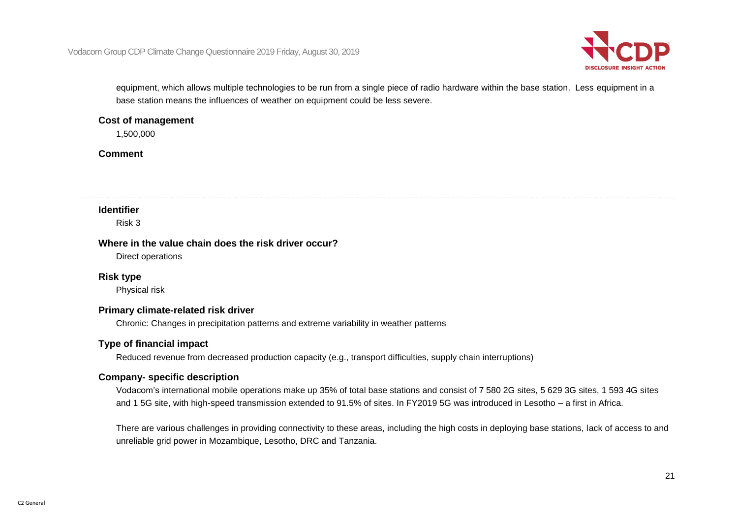equipment, which allows multiple technologies to be run from a single piece of radio hardware within the base station. Less equipment in a base station means the influences of weather on equipment could be less severe.

**Cost of management**

1,500,000

**Comment**

---

**Identifier**

Risk 3

**Where in the value chain does the risk driver occur?**

Direct operations

**Risk type**

Physical risk

**Primary climate-related risk driver**

Chronic: Changes in precipitation patterns and extreme variability in weather patterns

**Type of financial impact**

Reduced revenue from decreased production capacity (e.g., transport difficulties, supply chain interruptions)

**Company- specific description**

Vodacom's international mobile operations make up 35% of total base stations and consist of 7 580 2G sites, 5 629 3G sites, 1 593 4G sites and 1 5G site, with high-speed transmission extended to 91.5% of sites. In FY2019 5G was introduced in Lesotho – a first in Africa.

There are various challenges in providing connectivity to these areas, including the high costs in deploying base stations, lack of access to and unreliable grid power in Mozambique, Lesotho, DRC and Tanzania.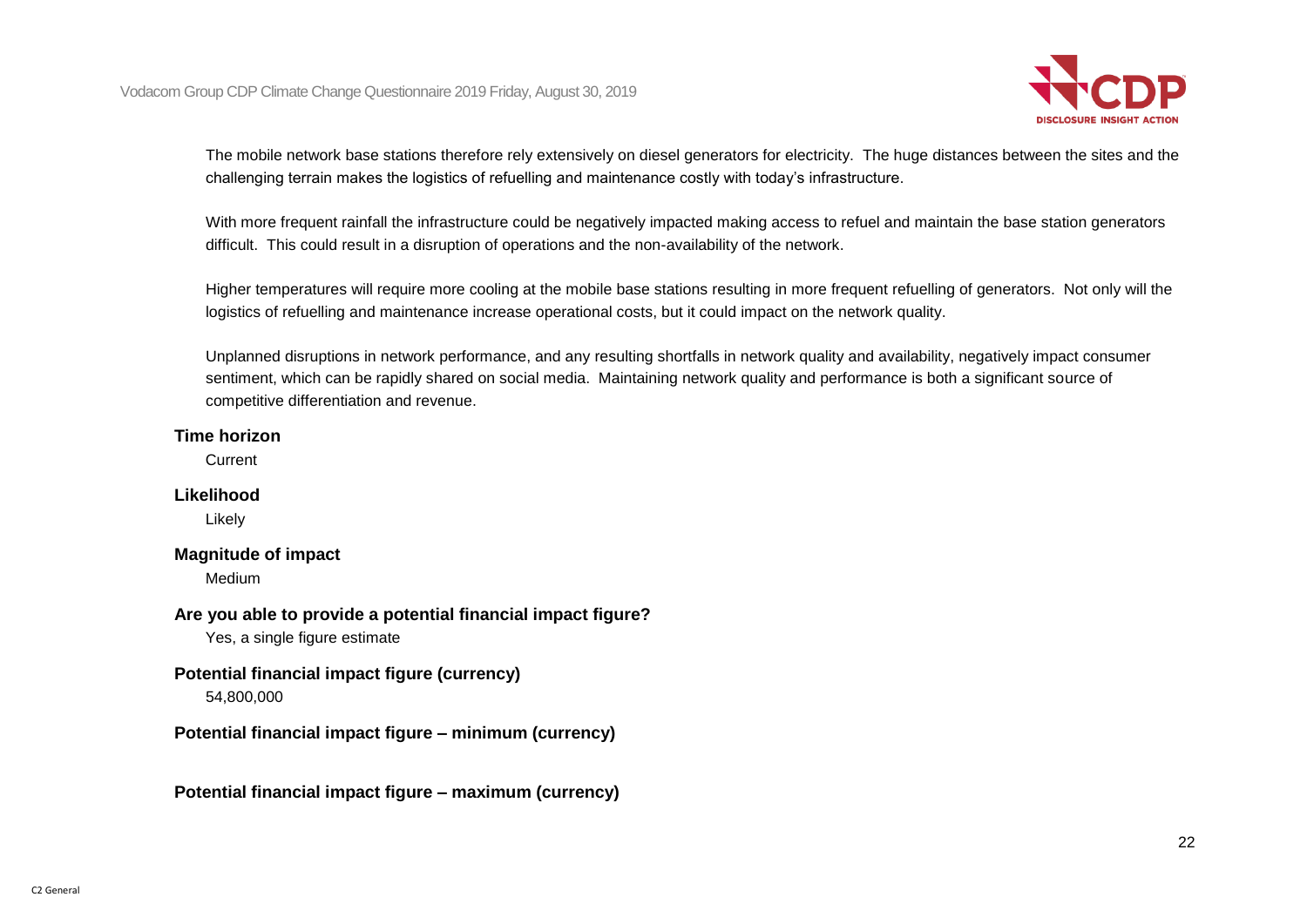The mobile network base stations therefore rely extensively on diesel generators for electricity. The huge distances between the sites and the challenging terrain makes the logistics of refuelling and maintenance costly with today's infrastructure.

With more frequent rainfall the infrastructure could be negatively impacted making access to refuel and maintain the base station generators difficult. This could result in a disruption of operations and the non-availability of the network.

Higher temperatures will require more cooling at the mobile base stations resulting in more frequent refuelling of generators. Not only will the logistics of refuelling and maintenance increase operational costs, but it could impact on the network quality.

Unplanned disruptions in network performance, and any resulting shortfalls in network quality and availability, negatively impact consumer sentiment, which can be rapidly shared on social media. Maintaining network quality and performance is both a significant source of competitive differentiation and revenue.

**Time horizon**

Current

**Likelihood**

Likely

**Magnitude of impact**

Medium

**Are you able to provide a potential financial impact figure?**

Yes, a single figure estimate

**Potential financial impact figure (currency)**

54,800,000

**Potential financial impact figure – minimum (currency)**

**Potential financial impact figure – maximum (currency)**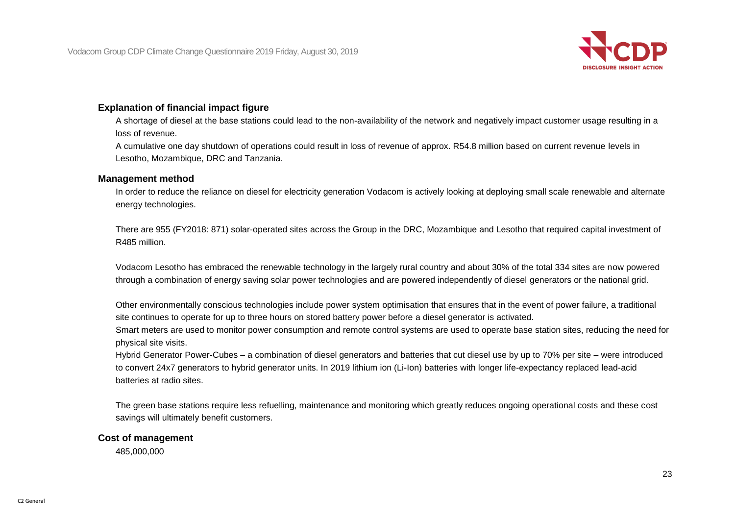### Explanation of financial impact figure

A shortage of diesel at the base stations could lead to the non-availability of the network and negatively impact customer usage resulting in a loss of revenue.

A cumulative one day shutdown of operations could result in loss of revenue of approx. R54.8 million based on current revenue levels in Lesotho, Mozambique, DRC and Tanzania.

### Management method

In order to reduce the reliance on diesel for electricity generation Vodacom is actively looking at deploying small scale renewable and alternate energy technologies.

There are 955 (FY2018: 871) solar-operated sites across the Group in the DRC, Mozambique and Lesotho that required capital investment of R485 million.

Vodacom Lesotho has embraced the renewable technology in the largely rural country and about 30% of the total 334 sites are now powered through a combination of energy saving solar power technologies and are powered independently of diesel generators or the national grid.

Other environmentally conscious technologies include power system optimisation that ensures that in the event of power failure, a traditional site continues to operate for up to three hours on stored battery power before a diesel generator is activated.

Smart meters are used to monitor power consumption and remote control systems are used to operate base station sites, reducing the need for physical site visits.

Hybrid Generator Power-Cubes – a combination of diesel generators and batteries that cut diesel use by up to 70% per site – were introduced to convert 24x7 generators to hybrid generator units. In 2019 lithium ion (Li-Ion) batteries with longer life-expectancy replaced lead-acid batteries at radio sites.

The green base stations require less refuelling, maintenance and monitoring which greatly reduces ongoing operational costs and these cost savings will ultimately benefit customers.

### Cost of management

485,000,000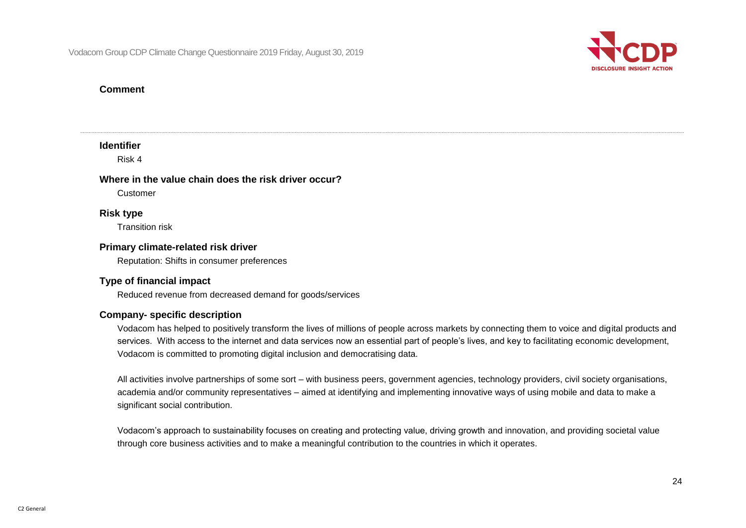**Comment**

---

**Identifier**

Risk 4

**Where in the value chain does the risk driver occur?**

Customer

**Risk type**

Transition risk

**Primary climate-related risk driver**

Reputation: Shifts in consumer preferences

**Type of financial impact**

Reduced revenue from decreased demand for goods/services

**Company- specific description**

Vodacom has helped to positively transform the lives of millions of people across markets by connecting them to voice and digital products and services. With access to the internet and data services now an essential part of people's lives, and key to facilitating economic development, Vodacom is committed to promoting digital inclusion and democratising data.

All activities involve partnerships of some sort – with business peers, government agencies, technology providers, civil society organisations, academia and/or community representatives – aimed at identifying and implementing innovative ways of using mobile and data to make a significant social contribution.

Vodacom's approach to sustainability focuses on creating and protecting value, driving growth and innovation, and providing societal value through core business activities and to make a meaningful contribution to the countries in which it operates.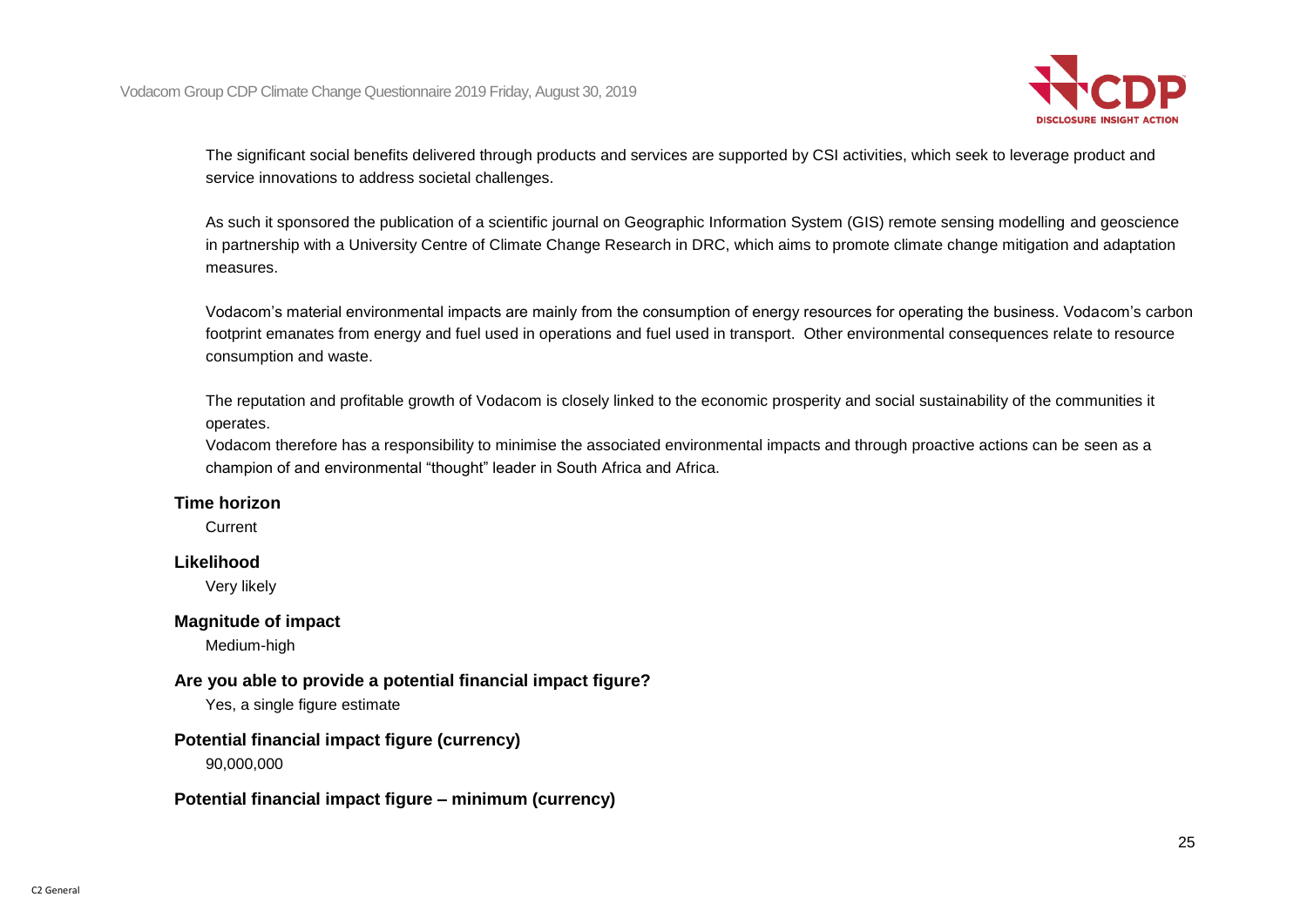The significant social benefits delivered through products and services are supported by CSI activities, which seek to leverage product and service innovations to address societal challenges.

As such it sponsored the publication of a scientific journal on Geographic Information System (GIS) remote sensing modelling and geoscience in partnership with a University Centre of Climate Change Research in DRC, which aims to promote climate change mitigation and adaptation measures.

Vodacom's material environmental impacts are mainly from the consumption of energy resources for operating the business. Vodacom's carbon footprint emanates from energy and fuel used in operations and fuel used in transport. Other environmental consequences relate to resource consumption and waste.

The reputation and profitable growth of Vodacom is closely linked to the economic prosperity and social sustainability of the communities it operates.
Vodacom therefore has a responsibility to minimise the associated environmental impacts and through proactive actions can be seen as a champion of and environmental "thought" leader in South Africa and Africa.

**Time horizon**

Current

**Likelihood**

Very likely

**Magnitude of impact**

Medium-high

**Are you able to provide a potential financial impact figure?**

Yes, a single figure estimate

**Potential financial impact figure (currency)**

90,000,000

**Potential financial impact figure – minimum (currency)**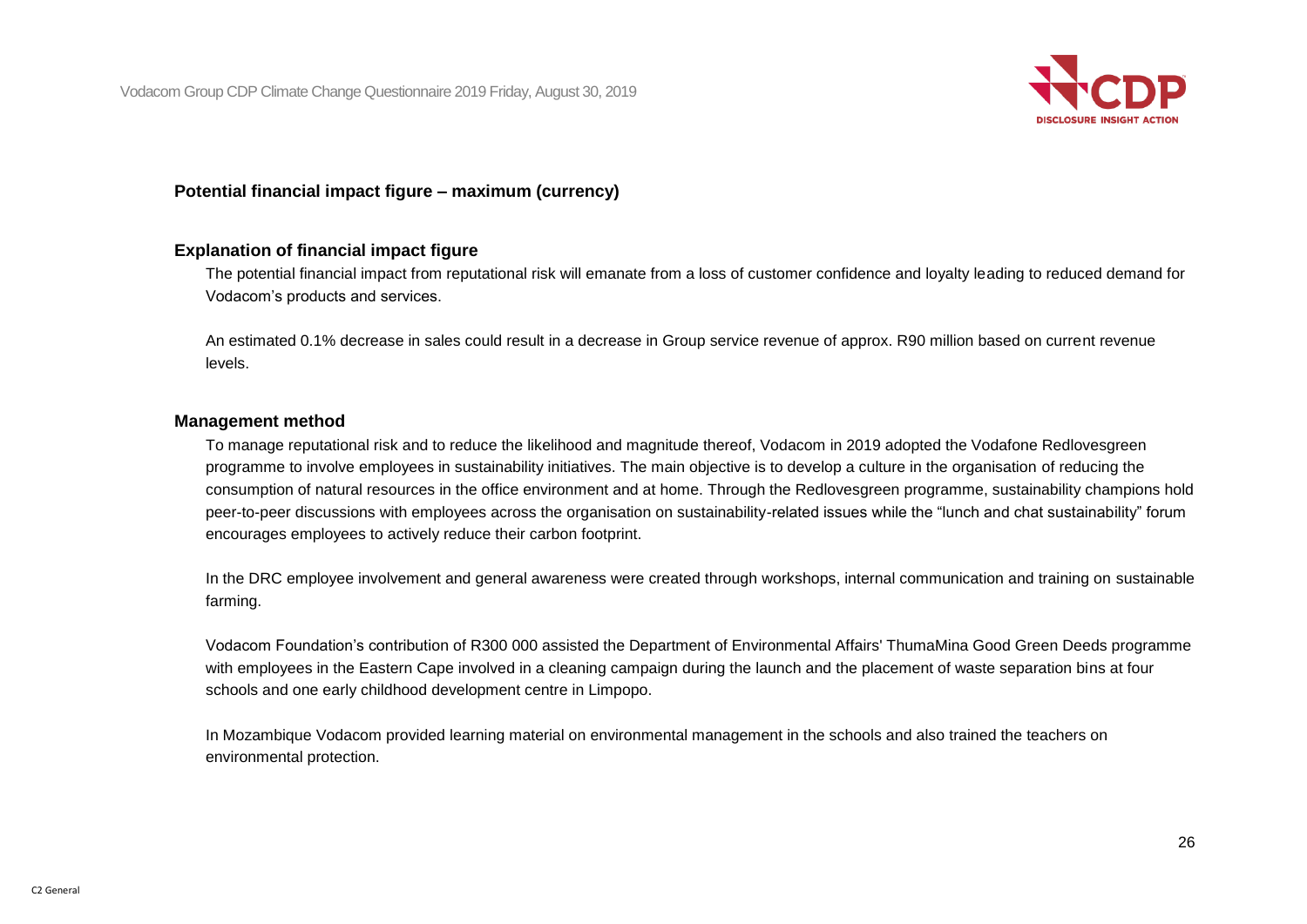**Potential financial impact figure – maximum (currency)**

**Explanation of financial impact figure**

The potential financial impact from reputational risk will emanate from a loss of customer confidence and loyalty leading to reduced demand for Vodacom's products and services.

An estimated 0.1% decrease in sales could result in a decrease in Group service revenue of approx. R90 million based on current revenue levels.

**Management method**

To manage reputational risk and to reduce the likelihood and magnitude thereof, Vodacom in 2019 adopted the Vodafone Redlovesgreen programme to involve employees in sustainability initiatives. The main objective is to develop a culture in the organisation of reducing the consumption of natural resources in the office environment and at home. Through the Redlovesgreen programme, sustainability champions hold peer-to-peer discussions with employees across the organisation on sustainability-related issues while the "lunch and chat sustainability" forum encourages employees to actively reduce their carbon footprint.

In the DRC employee involvement and general awareness were created through workshops, internal communication and training on sustainable farming.

Vodacom Foundation's contribution of R300 000 assisted the Department of Environmental Affairs' ThumaMina Good Green Deeds programme with employees in the Eastern Cape involved in a cleaning campaign during the launch and the placement of waste separation bins at four schools and one early childhood development centre in Limpopo.

In Mozambique Vodacom provided learning material on environmental management in the schools and also trained the teachers on environmental protection.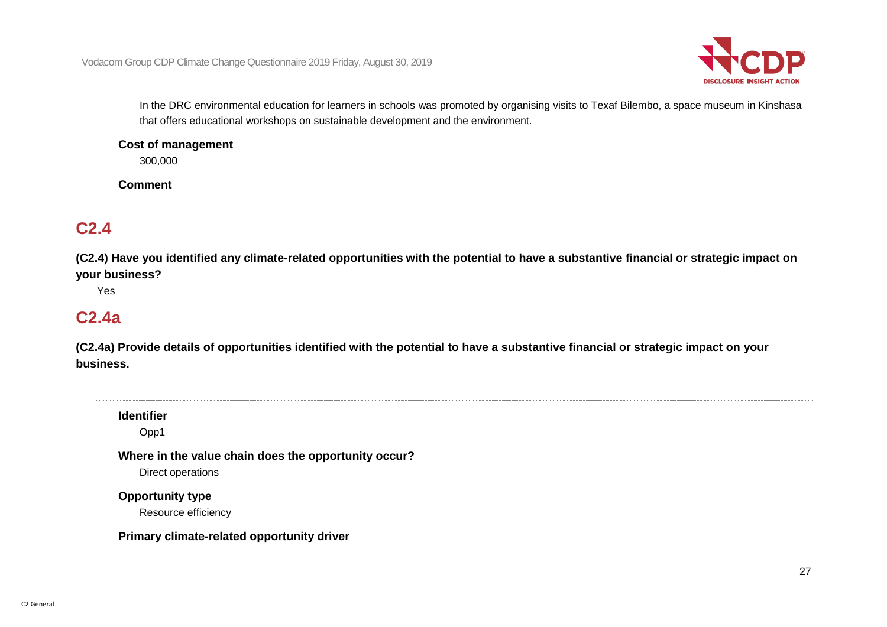In the DRC environmental education for learners in schools was promoted by organising visits to Texaf Bilembo, a space museum in Kinshasa that offers educational workshops on sustainable development and the environment.

**Cost of management**

300,000

**Comment**

## C2.4

**(C2.4) Have you identified any climate-related opportunities with the potential to have a substantive financial or strategic impact on your business?**

Yes

## C2.4a

**(C2.4a) Provide details of opportunities identified with the potential to have a substantive financial or strategic impact on your business.**

---

**Identifier**

Opp1

**Where in the value chain does the opportunity occur?**

Direct operations

**Opportunity type**

Resource efficiency

**Primary climate-related opportunity driver**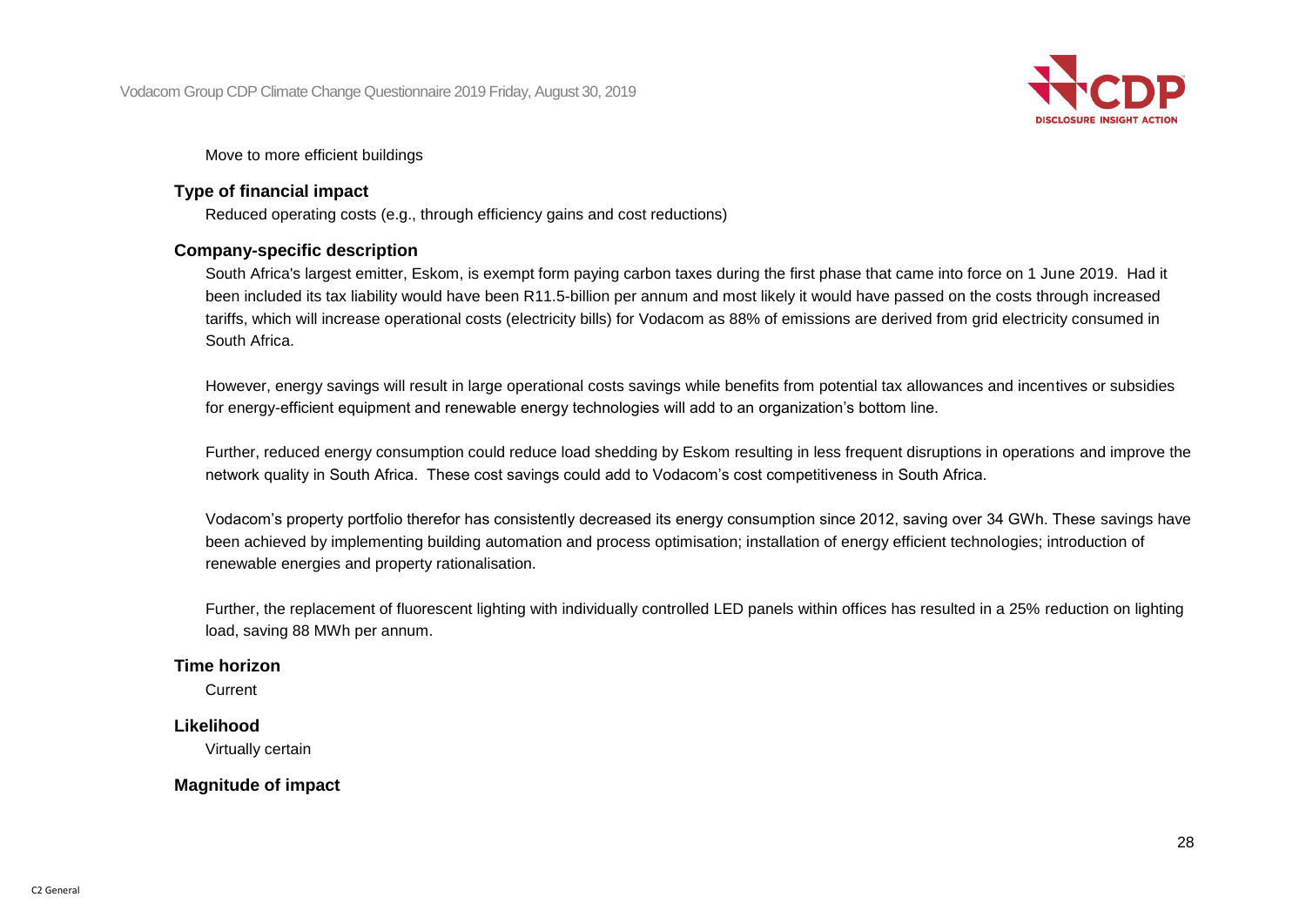Move to more efficient buildings

### Type of financial impact

Reduced operating costs (e.g., through efficiency gains and cost reductions)

### Company-specific description

South Africa's largest emitter, Eskom, is exempt form paying carbon taxes during the first phase that came into force on 1 June 2019. Had it been included its tax liability would have been R11.5-billion per annum and most likely it would have passed on the costs through increased tariffs, which will increase operational costs (electricity bills) for Vodacom as 88% of emissions are derived from grid electricity consumed in South Africa.

However, energy savings will result in large operational costs savings while benefits from potential tax allowances and incentives or subsidies for energy-efficient equipment and renewable energy technologies will add to an organization's bottom line.

Further, reduced energy consumption could reduce load shedding by Eskom resulting in less frequent disruptions in operations and improve the network quality in South Africa. These cost savings could add to Vodacom's cost competitiveness in South Africa.

Vodacom's property portfolio therefor has consistently decreased its energy consumption since 2012, saving over 34 GWh. These savings have been achieved by implementing building automation and process optimisation; installation of energy efficient technologies; introduction of renewable energies and property rationalisation.

Further, the replacement of fluorescent lighting with individually controlled LED panels within offices has resulted in a 25% reduction on lighting load, saving 88 MWh per annum.

### Time horizon

Current

### Likelihood

Virtually certain

### Magnitude of impact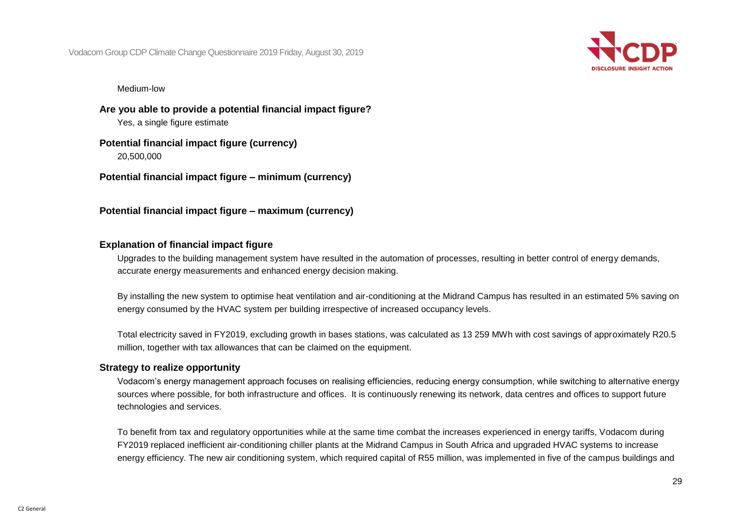Medium-low

**Are you able to provide a potential financial impact figure?**

Yes, a single figure estimate

**Potential financial impact figure (currency)**

20,500,000

**Potential financial impact figure – minimum (currency)**

**Potential financial impact figure – maximum (currency)**

**Explanation of financial impact figure**

Upgrades to the building management system have resulted in the automation of processes, resulting in better control of energy demands, accurate energy measurements and enhanced energy decision making.

By installing the new system to optimise heat ventilation and air-conditioning at the Midrand Campus has resulted in an estimated 5% saving on energy consumed by the HVAC system per building irrespective of increased occupancy levels.

Total electricity saved in FY2019, excluding growth in bases stations, was calculated as 13 259 MWh with cost savings of approximately R20.5 million, together with tax allowances that can be claimed on the equipment.

**Strategy to realize opportunity**

Vodacom's energy management approach focuses on realising efficiencies, reducing energy consumption, while switching to alternative energy sources where possible, for both infrastructure and offices. It is continuously renewing its network, data centres and offices to support future technologies and services.

To benefit from tax and regulatory opportunities while at the same time combat the increases experienced in energy tariffs, Vodacom during FY2019 replaced inefficient air-conditioning chiller plants at the Midrand Campus in South Africa and upgraded HVAC systems to increase energy efficiency. The new air conditioning system, which required capital of R55 million, was implemented in five of the campus buildings and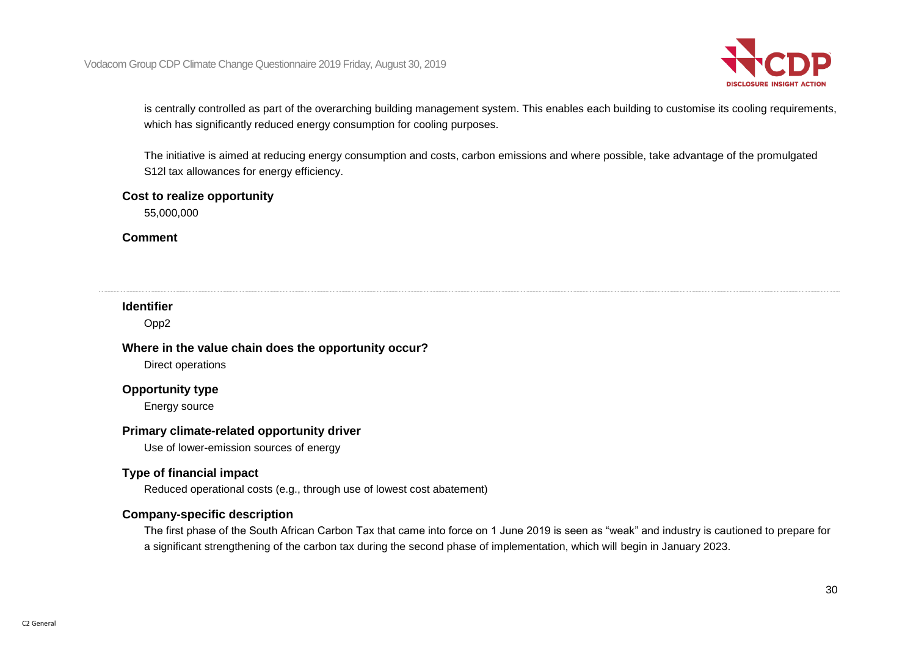is centrally controlled as part of the overarching building management system. This enables each building to customise its cooling requirements, which has significantly reduced energy consumption for cooling purposes.

The initiative is aimed at reducing energy consumption and costs, carbon emissions and where possible, take advantage of the promulgated S12l tax allowances for energy efficiency.

**Cost to realize opportunity**

55,000,000

**Comment**

---

**Identifier**

Opp2

**Where in the value chain does the opportunity occur?**

Direct operations

**Opportunity type**

Energy source

**Primary climate-related opportunity driver**

Use of lower-emission sources of energy

**Type of financial impact**

Reduced operational costs (e.g., through use of lowest cost abatement)

**Company-specific description**

The first phase of the South African Carbon Tax that came into force on 1 June 2019 is seen as "weak" and industry is cautioned to prepare for a significant strengthening of the carbon tax during the second phase of implementation, which will begin in January 2023.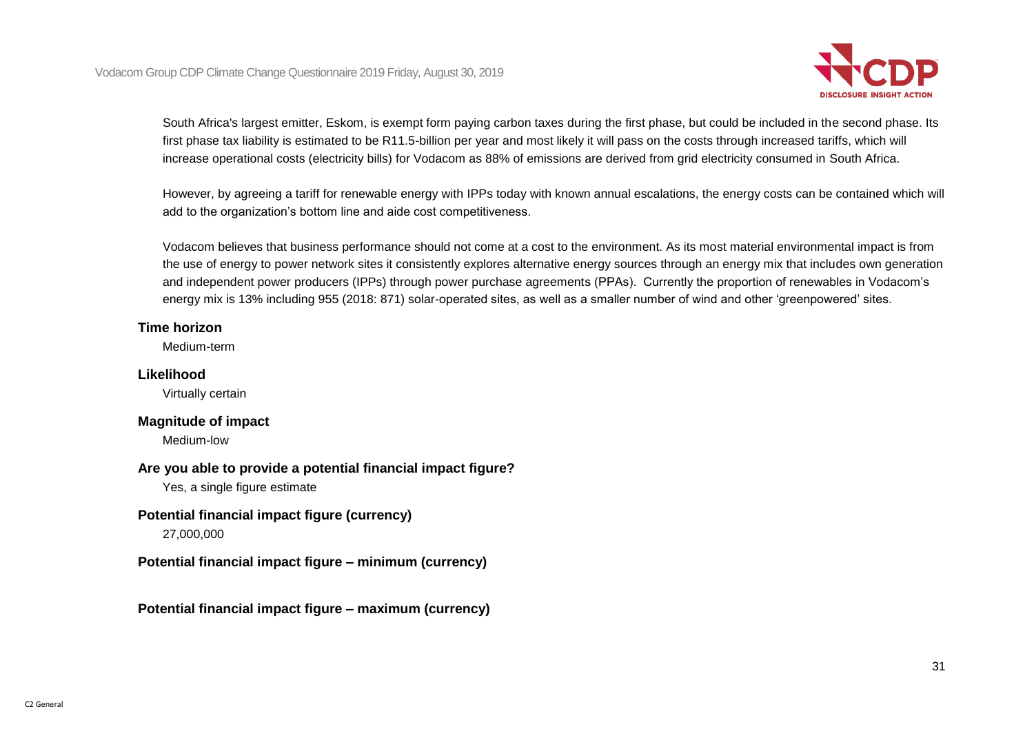South Africa's largest emitter, Eskom, is exempt form paying carbon taxes during the first phase, but could be included in the second phase. Its first phase tax liability is estimated to be R11.5-billion per year and most likely it will pass on the costs through increased tariffs, which will increase operational costs (electricity bills) for Vodacom as 88% of emissions are derived from grid electricity consumed in South Africa.

However, by agreeing a tariff for renewable energy with IPPs today with known annual escalations, the energy costs can be contained which will add to the organization's bottom line and aide cost competitiveness.

Vodacom believes that business performance should not come at a cost to the environment. As its most material environmental impact is from the use of energy to power network sites it consistently explores alternative energy sources through an energy mix that includes own generation and independent power producers (IPPs) through power purchase agreements (PPAs). Currently the proportion of renewables in Vodacom's energy mix is 13% including 955 (2018: 871) solar-operated sites, as well as a smaller number of wind and other 'greenpowered' sites.

**Time horizon**

Medium-term

**Likelihood**

Virtually certain

**Magnitude of impact**

Medium-low

**Are you able to provide a potential financial impact figure?**

Yes, a single figure estimate

**Potential financial impact figure (currency)**

27,000,000

**Potential financial impact figure – minimum (currency)**

**Potential financial impact figure – maximum (currency)**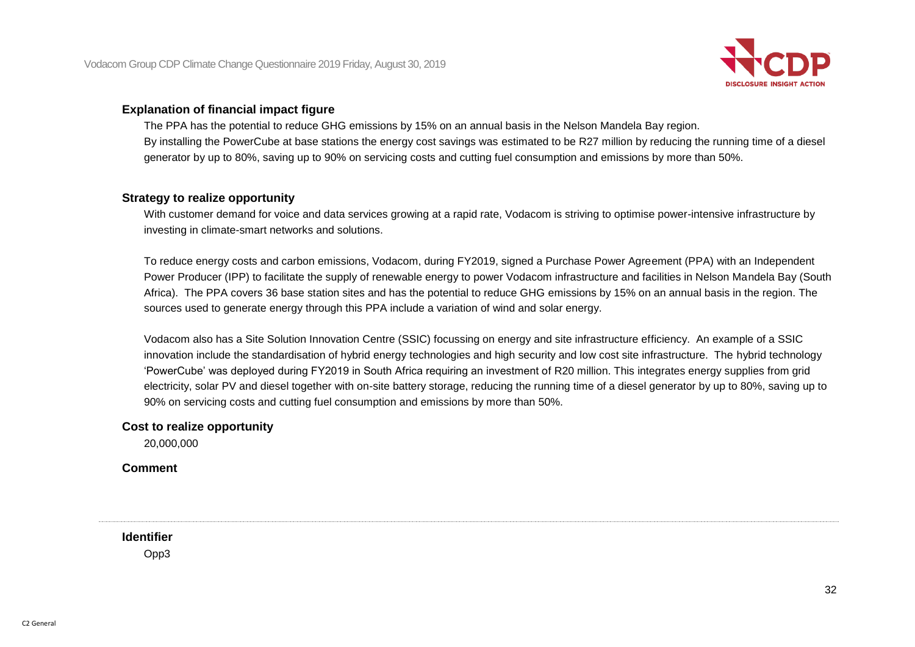**Explanation of financial impact figure**

The PPA has the potential to reduce GHG emissions by 15% on an annual basis in the Nelson Mandela Bay region.
By installing the PowerCube at base stations the energy cost savings was estimated to be R27 million by reducing the running time of a diesel generator by up to 80%, saving up to 90% on servicing costs and cutting fuel consumption and emissions by more than 50%.

**Strategy to realize opportunity**

With customer demand for voice and data services growing at a rapid rate, Vodacom is striving to optimise power-intensive infrastructure by investing in climate-smart networks and solutions.

To reduce energy costs and carbon emissions, Vodacom, during FY2019, signed a Purchase Power Agreement (PPA) with an Independent Power Producer (IPP) to facilitate the supply of renewable energy to power Vodacom infrastructure and facilities in Nelson Mandela Bay (South Africa). The PPA covers 36 base station sites and has the potential to reduce GHG emissions by 15% on an annual basis in the region. The sources used to generate energy through this PPA include a variation of wind and solar energy.

Vodacom also has a Site Solution Innovation Centre (SSIC) focussing on energy and site infrastructure efficiency. An example of a SSIC innovation include the standardisation of hybrid energy technologies and high security and low cost site infrastructure. The hybrid technology 'PowerCube' was deployed during FY2019 in South Africa requiring an investment of R20 million. This integrates energy supplies from grid electricity, solar PV and diesel together with on-site battery storage, reducing the running time of a diesel generator by up to 80%, saving up to 90% on servicing costs and cutting fuel consumption and emissions by more than 50%.

**Cost to realize opportunity**

20,000,000

**Comment**

---

**Identifier**

Opp3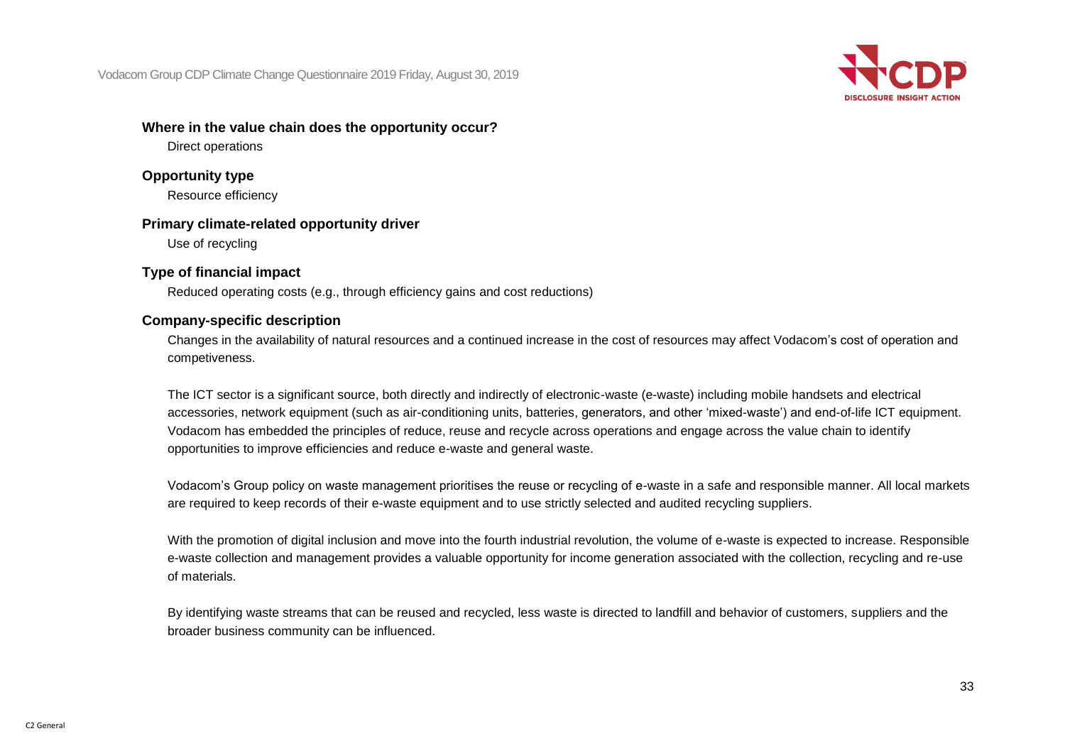### Where in the value chain does the opportunity occur?

Direct operations

### Opportunity type

Resource efficiency

### Primary climate-related opportunity driver

Use of recycling

### Type of financial impact

Reduced operating costs (e.g., through efficiency gains and cost reductions)

### Company-specific description

Changes in the availability of natural resources and a continued increase in the cost of resources may affect Vodacom's cost of operation and competiveness.

The ICT sector is a significant source, both directly and indirectly of electronic-waste (e-waste) including mobile handsets and electrical accessories, network equipment (such as air-conditioning units, batteries, generators, and other 'mixed-waste') and end-of-life ICT equipment. Vodacom has embedded the principles of reduce, reuse and recycle across operations and engage across the value chain to identify opportunities to improve efficiencies and reduce e-waste and general waste.

Vodacom's Group policy on waste management prioritises the reuse or recycling of e-waste in a safe and responsible manner. All local markets are required to keep records of their e-waste equipment and to use strictly selected and audited recycling suppliers.

With the promotion of digital inclusion and move into the fourth industrial revolution, the volume of e-waste is expected to increase. Responsible e-waste collection and management provides a valuable opportunity for income generation associated with the collection, recycling and re-use of materials.

By identifying waste streams that can be reused and recycled, less waste is directed to landfill and behavior of customers, suppliers and the broader business community can be influenced.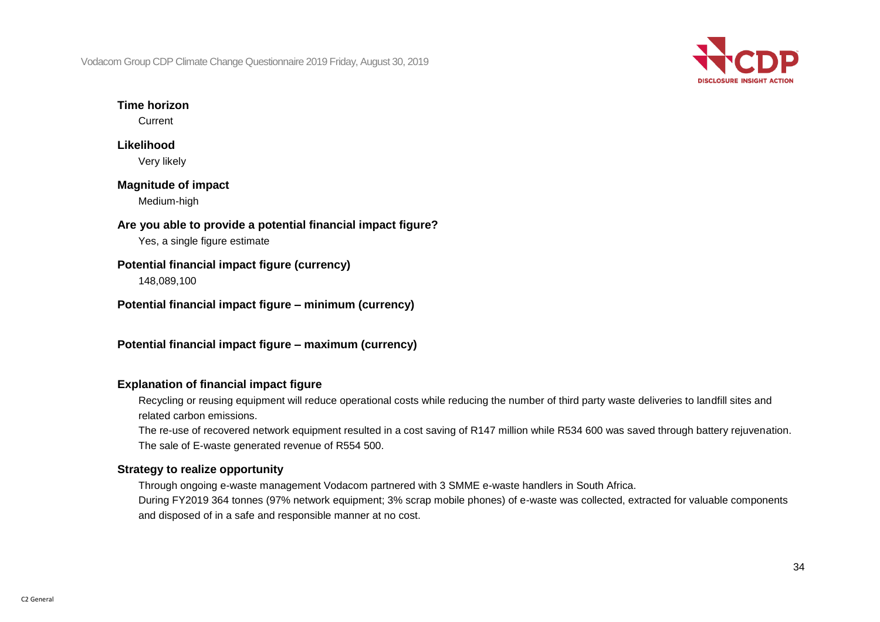**Time horizon**

Current

**Likelihood**

Very likely

**Magnitude of impact**

Medium-high

**Are you able to provide a potential financial impact figure?**

Yes, a single figure estimate

**Potential financial impact figure (currency)**

148,089,100

**Potential financial impact figure – minimum (currency)**

**Potential financial impact figure – maximum (currency)**

**Explanation of financial impact figure**

Recycling or reusing equipment will reduce operational costs while reducing the number of third party waste deliveries to landfill sites and related carbon emissions.

The re-use of recovered network equipment resulted in a cost saving of R147 million while R534 600 was saved through battery rejuvenation. The sale of E-waste generated revenue of R554 500.

**Strategy to realize opportunity**

Through ongoing e-waste management Vodacom partnered with 3 SMME e-waste handlers in South Africa.

During FY2019 364 tonnes (97% network equipment; 3% scrap mobile phones) of e-waste was collected, extracted for valuable components and disposed of in a safe and responsible manner at no cost.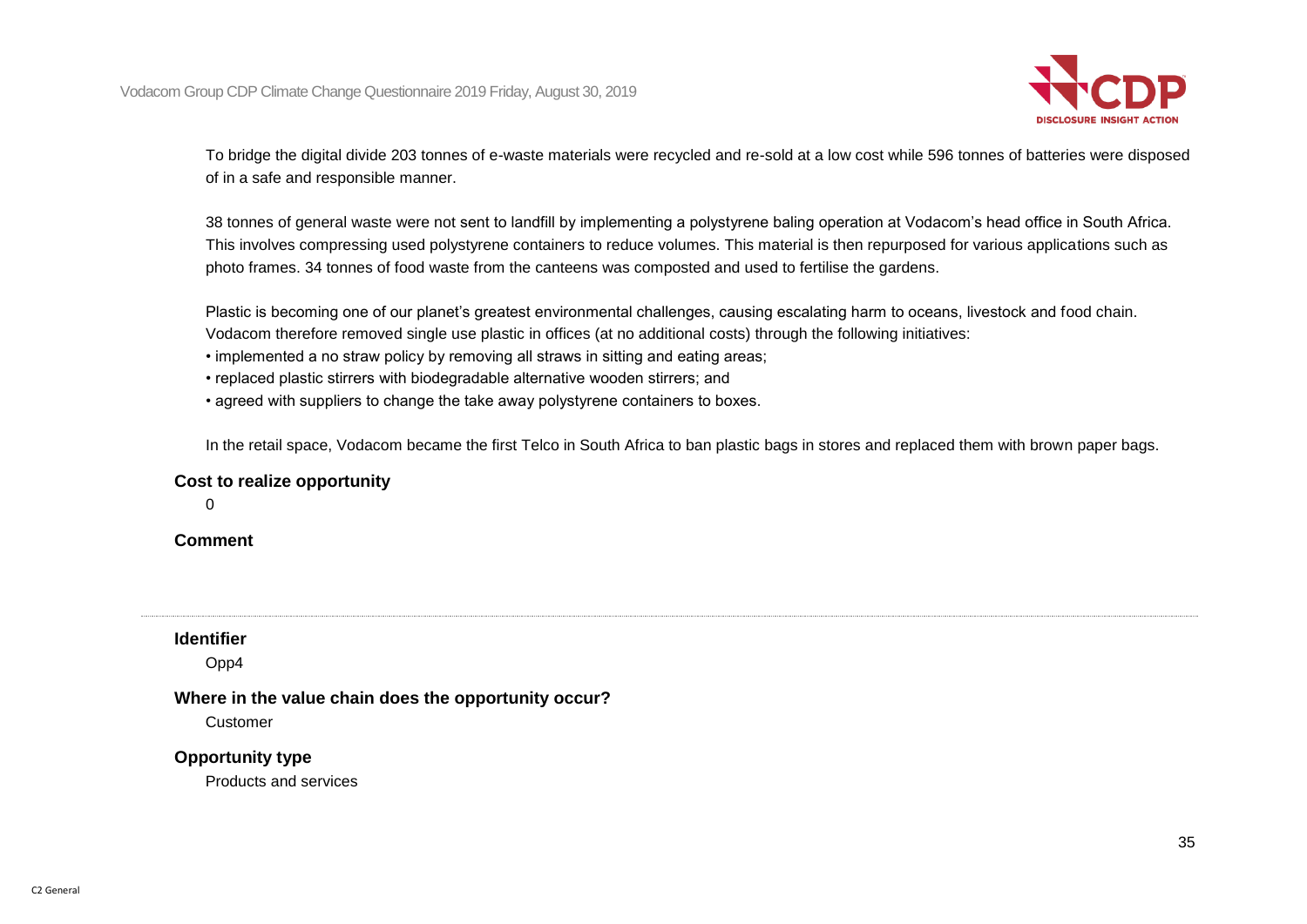To bridge the digital divide 203 tonnes of e-waste materials were recycled and re-sold at a low cost while 596 tonnes of batteries were disposed of in a safe and responsible manner.

38 tonnes of general waste were not sent to landfill by implementing a polystyrene baling operation at Vodacom's head office in South Africa. This involves compressing used polystyrene containers to reduce volumes. This material is then repurposed for various applications such as photo frames. 34 tonnes of food waste from the canteens was composted and used to fertilise the gardens.

Plastic is becoming one of our planet's greatest environmental challenges, causing escalating harm to oceans, livestock and food chain. Vodacom therefore removed single use plastic in offices (at no additional costs) through the following initiatives:

- implemented a no straw policy by removing all straws in sitting and eating areas;
- replaced plastic stirrers with biodegradable alternative wooden stirrers; and
- agreed with suppliers to change the take away polystyrene containers to boxes.

In the retail space, Vodacom became the first Telco in South Africa to ban plastic bags in stores and replaced them with brown paper bags.

**Cost to realize opportunity**

0

**Comment**

---

**Identifier**

Opp4

**Where in the value chain does the opportunity occur?**

Customer

**Opportunity type**

Products and services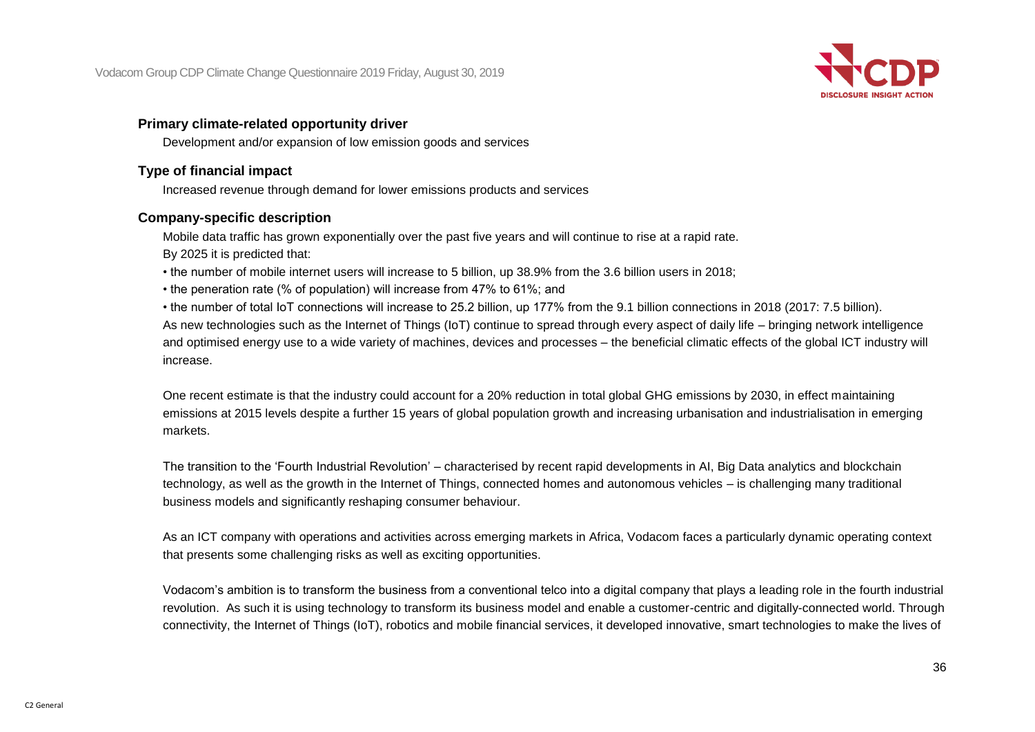### Primary climate-related opportunity driver

Development and/or expansion of low emission goods and services

### Type of financial impact

Increased revenue through demand for lower emissions products and services

### Company-specific description

Mobile data traffic has grown exponentially over the past five years and will continue to rise at a rapid rate.
By 2025 it is predicted that:

- the number of mobile internet users will increase to 5 billion, up 38.9% from the 3.6 billion users in 2018;
- the peneration rate (% of population) will increase from 47% to 61%; and
- the number of total IoT connections will increase to 25.2 billion, up 177% from the 9.1 billion connections in 2018 (2017: 7.5 billion).

As new technologies such as the Internet of Things (IoT) continue to spread through every aspect of daily life – bringing network intelligence and optimised energy use to a wide variety of machines, devices and processes – the beneficial climatic effects of the global ICT industry will increase.

One recent estimate is that the industry could account for a 20% reduction in total global GHG emissions by 2030, in effect maintaining emissions at 2015 levels despite a further 15 years of global population growth and increasing urbanisation and industrialisation in emerging markets.

The transition to the 'Fourth Industrial Revolution' – characterised by recent rapid developments in AI, Big Data analytics and blockchain technology, as well as the growth in the Internet of Things, connected homes and autonomous vehicles – is challenging many traditional business models and significantly reshaping consumer behaviour.

As an ICT company with operations and activities across emerging markets in Africa, Vodacom faces a particularly dynamic operating context that presents some challenging risks as well as exciting opportunities.

Vodacom's ambition is to transform the business from a conventional telco into a digital company that plays a leading role in the fourth industrial revolution. As such it is using technology to transform its business model and enable a customer-centric and digitally-connected world. Through connectivity, the Internet of Things (IoT), robotics and mobile financial services, it developed innovative, smart technologies to make the lives of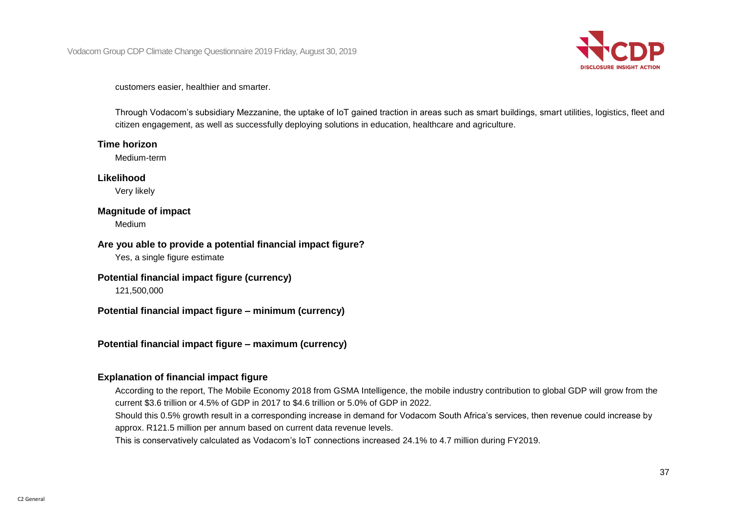customers easier, healthier and smarter.

Through Vodacom's subsidiary Mezzanine, the uptake of IoT gained traction in areas such as smart buildings, smart utilities, logistics, fleet and citizen engagement, as well as successfully deploying solutions in education, healthcare and agriculture.

**Time horizon**

Medium-term

**Likelihood**

Very likely

**Magnitude of impact**

Medium

**Are you able to provide a potential financial impact figure?**

Yes, a single figure estimate

**Potential financial impact figure (currency)**

121,500,000

**Potential financial impact figure – minimum (currency)**

**Potential financial impact figure – maximum (currency)**

**Explanation of financial impact figure**

According to the report, The Mobile Economy 2018 from GSMA Intelligence, the mobile industry contribution to global GDP will grow from the current $3.6 trillion or 4.5% of GDP in 2017 to $4.6 trillion or 5.0% of GDP in 2022.

Should this 0.5% growth result in a corresponding increase in demand for Vodacom South Africa's services, then revenue could increase by approx. R121.5 million per annum based on current data revenue levels.

This is conservatively calculated as Vodacom's IoT connections increased 24.1% to 4.7 million during FY2019.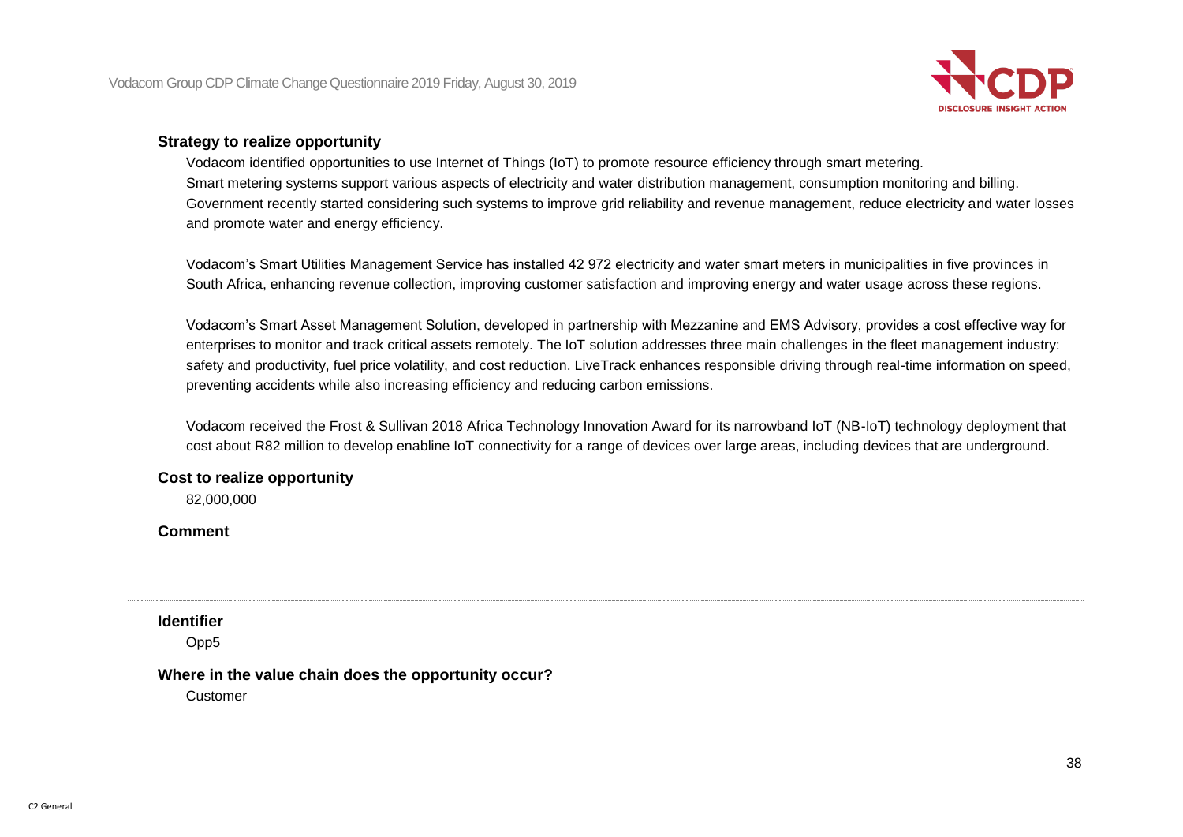**Strategy to realize opportunity**

Vodacom identified opportunities to use Internet of Things (IoT) to promote resource efficiency through smart metering.
Smart metering systems support various aspects of electricity and water distribution management, consumption monitoring and billing. Government recently started considering such systems to improve grid reliability and revenue management, reduce electricity and water losses and promote water and energy efficiency.

Vodacom's Smart Utilities Management Service has installed 42 972 electricity and water smart meters in municipalities in five provinces in South Africa, enhancing revenue collection, improving customer satisfaction and improving energy and water usage across these regions.

Vodacom's Smart Asset Management Solution, developed in partnership with Mezzanine and EMS Advisory, provides a cost effective way for enterprises to monitor and track critical assets remotely. The IoT solution addresses three main challenges in the fleet management industry: safety and productivity, fuel price volatility, and cost reduction. LiveTrack enhances responsible driving through real-time information on speed, preventing accidents while also increasing efficiency and reducing carbon emissions.

Vodacom received the Frost & Sullivan 2018 Africa Technology Innovation Award for its narrowband IoT (NB-IoT) technology deployment that cost about R82 million to develop enabline IoT connectivity for a range of devices over large areas, including devices that are underground.

**Cost to realize opportunity**

82,000,000

**Comment**

---

**Identifier**

Opp5

**Where in the value chain does the opportunity occur?**

Customer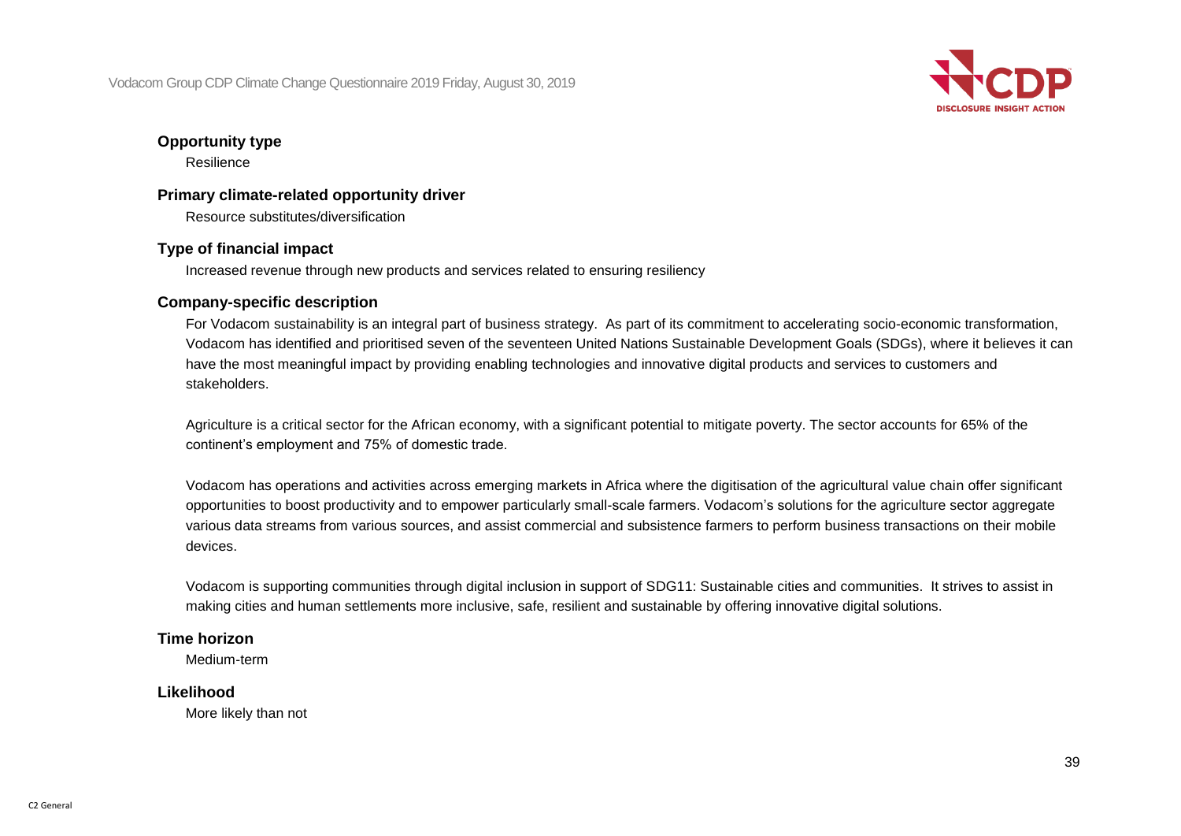**Opportunity type**

Resilience

**Primary climate-related opportunity driver**

Resource substitutes/diversification

**Type of financial impact**

Increased revenue through new products and services related to ensuring resiliency

**Company-specific description**

For Vodacom sustainability is an integral part of business strategy. As part of its commitment to accelerating socio-economic transformation, Vodacom has identified and prioritised seven of the seventeen United Nations Sustainable Development Goals (SDGs), where it believes it can have the most meaningful impact by providing enabling technologies and innovative digital products and services to customers and stakeholders.

Agriculture is a critical sector for the African economy, with a significant potential to mitigate poverty. The sector accounts for 65% of the continent's employment and 75% of domestic trade.

Vodacom has operations and activities across emerging markets in Africa where the digitisation of the agricultural value chain offer significant opportunities to boost productivity and to empower particularly small-scale farmers. Vodacom's solutions for the agriculture sector aggregate various data streams from various sources, and assist commercial and subsistence farmers to perform business transactions on their mobile devices.

Vodacom is supporting communities through digital inclusion in support of SDG11: Sustainable cities and communities. It strives to assist in making cities and human settlements more inclusive, safe, resilient and sustainable by offering innovative digital solutions.

**Time horizon**

Medium-term

**Likelihood**

More likely than not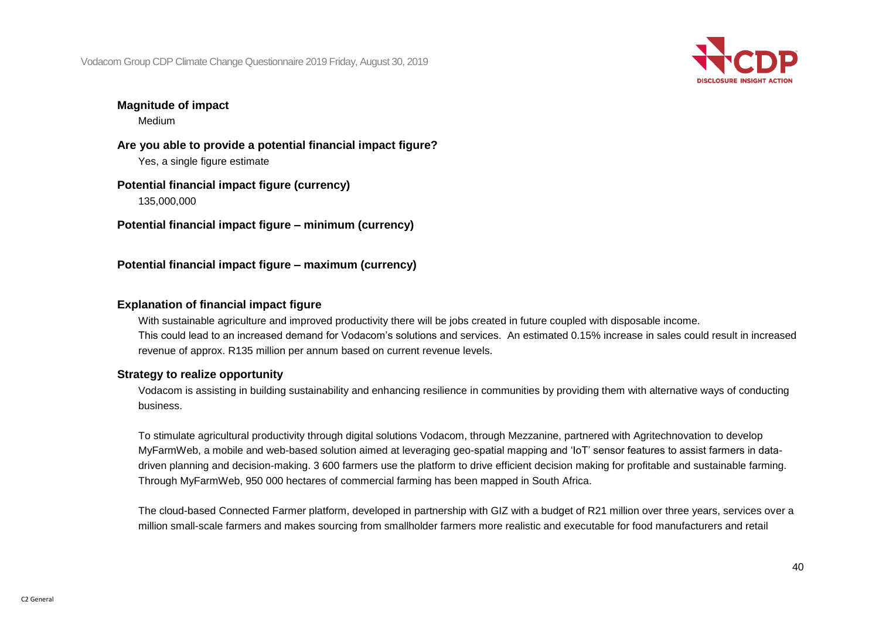**Magnitude of impact**

Medium

**Are you able to provide a potential financial impact figure?**

Yes, a single figure estimate

**Potential financial impact figure (currency)**

135,000,000

**Potential financial impact figure – minimum (currency)**

**Potential financial impact figure – maximum (currency)**

**Explanation of financial impact figure**

With sustainable agriculture and improved productivity there will be jobs created in future coupled with disposable income.
This could lead to an increased demand for Vodacom's solutions and services. An estimated 0.15% increase in sales could result in increased revenue of approx. R135 million per annum based on current revenue levels.

**Strategy to realize opportunity**

Vodacom is assisting in building sustainability and enhancing resilience in communities by providing them with alternative ways of conducting business.

To stimulate agricultural productivity through digital solutions Vodacom, through Mezzanine, partnered with Agritechnovation to develop MyFarmWeb, a mobile and web-based solution aimed at leveraging geo-spatial mapping and 'IoT' sensor features to assist farmers in data-driven planning and decision-making. 3 600 farmers use the platform to drive efficient decision making for profitable and sustainable farming. Through MyFarmWeb, 950 000 hectares of commercial farming has been mapped in South Africa.

The cloud-based Connected Farmer platform, developed in partnership with GIZ with a budget of R21 million over three years, services over a million small-scale farmers and makes sourcing from smallholder farmers more realistic and executable for food manufacturers and retail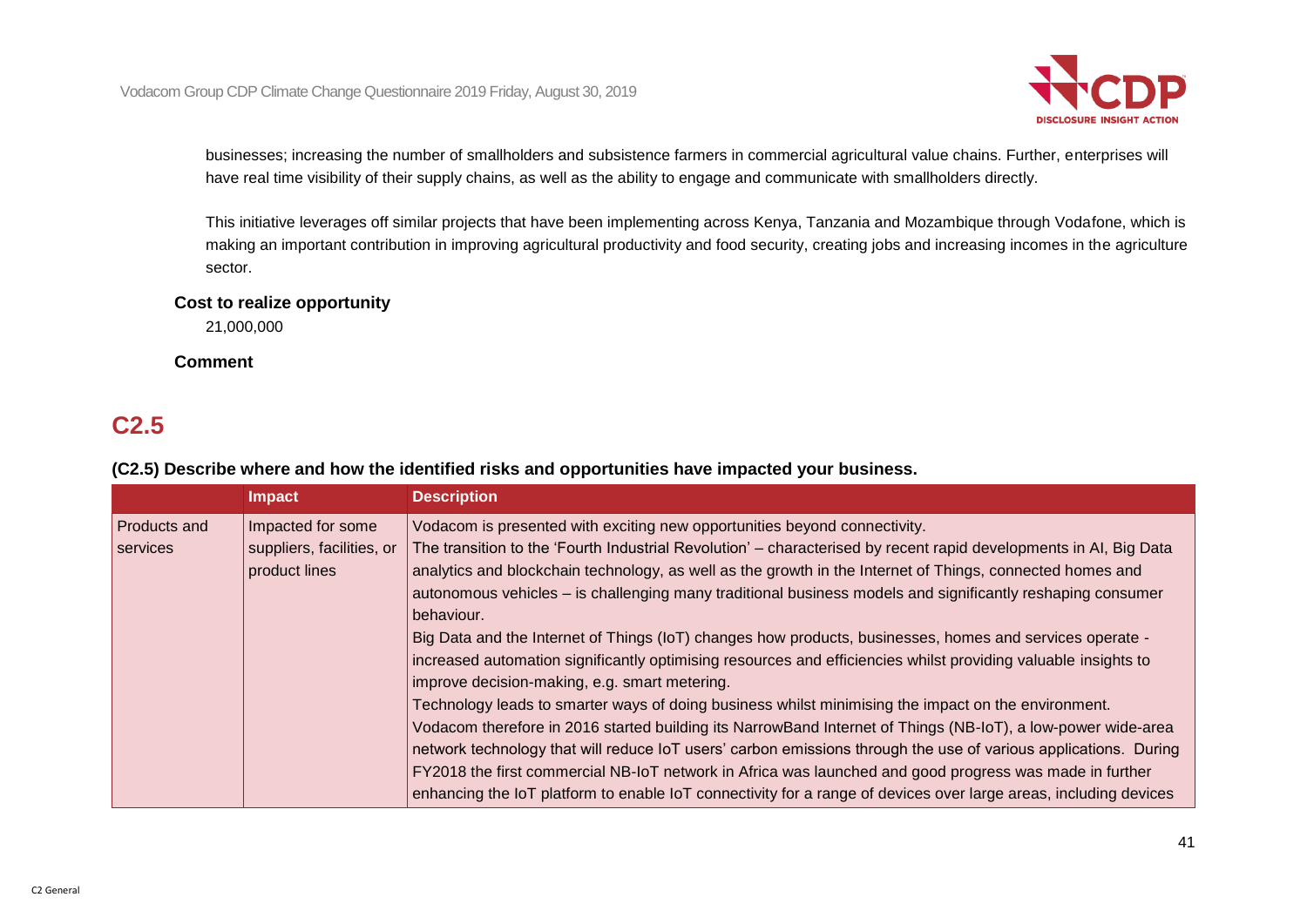businesses; increasing the number of smallholders and subsistence farmers in commercial agricultural value chains. Further, enterprises will have real time visibility of their supply chains, as well as the ability to engage and communicate with smallholders directly.

This initiative leverages off similar projects that have been implementing across Kenya, Tanzania and Mozambique through Vodafone, which is making an important contribution in improving agricultural productivity and food security, creating jobs and increasing incomes in the agriculture sector.

**Cost to realize opportunity**

21,000,000

**Comment**

## C2.5

**(C2.5) Describe where and how the identified risks and opportunities have impacted your business.**

| | Impact | Description |
|---|---|---|
| Products and services | Impacted for some suppliers, facilities, or product lines | Vodacom is presented with exciting new opportunities beyond connectivity.<br>The transition to the 'Fourth Industrial Revolution' – characterised by recent rapid developments in AI, Big Data analytics and blockchain technology, as well as the growth in the Internet of Things, connected homes and autonomous vehicles – is challenging many traditional business models and significantly reshaping consumer behaviour.<br>Big Data and the Internet of Things (IoT) changes how products, businesses, homes and services operate - increased automation significantly optimising resources and efficiencies whilst providing valuable insights to improve decision-making, e.g. smart metering.<br>Technology leads to smarter ways of doing business whilst minimising the impact on the environment.<br>Vodacom therefore in 2016 started building its NarrowBand Internet of Things (NB-IoT), a low-power wide-area network technology that will reduce IoT users' carbon emissions through the use of various applications. During FY2018 the first commercial NB-IoT network in Africa was launched and good progress was made in further enhancing the IoT platform to enable IoT connectivity for a range of devices over large areas, including devices |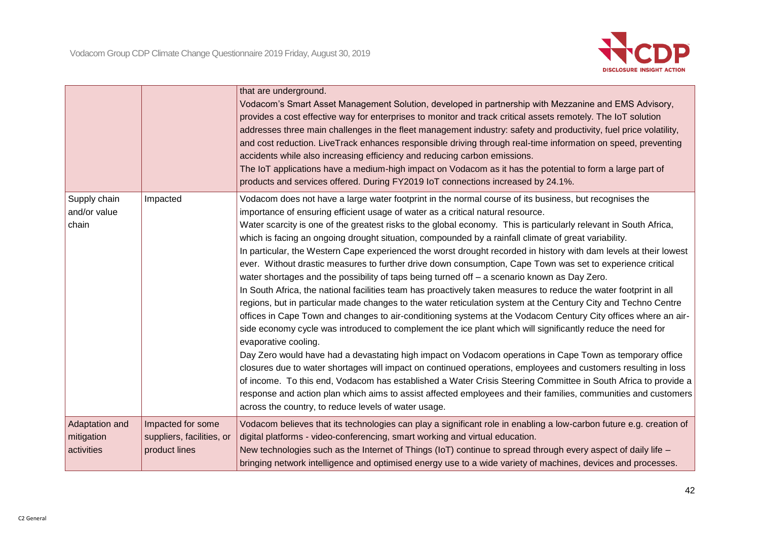| | | |
|---|---|---|
| | | that are underground.<br>Vodacom's Smart Asset Management Solution, developed in partnership with Mezzanine and EMS Advisory, provides a cost effective way for enterprises to monitor and track critical assets remotely. The IoT solution addresses three main challenges in the fleet management industry: safety and productivity, fuel price volatility, and cost reduction. LiveTrack enhances responsible driving through real-time information on speed, preventing accidents while also increasing efficiency and reducing carbon emissions.<br>The IoT applications have a medium-high impact on Vodacom as it has the potential to form a large part of products and services offered. During FY2019 IoT connections increased by 24.1%. |
| Supply chain and/or value chain | Impacted | Vodacom does not have a large water footprint in the normal course of its business, but recognises the importance of ensuring efficient usage of water as a critical natural resource.<br>Water scarcity is one of the greatest risks to the global economy. This is particularly relevant in South Africa, which is facing an ongoing drought situation, compounded by a rainfall climate of great variability.<br>In particular, the Western Cape experienced the worst drought recorded in history with dam levels at their lowest ever. Without drastic measures to further drive down consumption, Cape Town was set to experience critical water shortages and the possibility of taps being turned off – a scenario known as Day Zero.<br>In South Africa, the national facilities team has proactively taken measures to reduce the water footprint in all regions, but in particular made changes to the water reticulation system at the Century City and Techno Centre offices in Cape Town and changes to air-conditioning systems at the Vodacom Century City offices where an air-side economy cycle was introduced to complement the ice plant which will significantly reduce the need for evaporative cooling.<br>Day Zero would have had a devastating high impact on Vodacom operations in Cape Town as temporary office closures due to water shortages will impact on continued operations, employees and customers resulting in loss of income. To this end, Vodacom has established a Water Crisis Steering Committee in South Africa to provide a response and action plan which aims to assist affected employees and their families, communities and customers across the country, to reduce levels of water usage. |
| Adaptation and mitigation activities | Impacted for some suppliers, facilities, or product lines | Vodacom believes that its technologies can play a significant role in enabling a low-carbon future e.g. creation of digital platforms - video-conferencing, smart working and virtual education.<br>New technologies such as the Internet of Things (IoT) continue to spread through every aspect of daily life – bringing network intelligence and optimised energy use to a wide variety of machines, devices and processes. |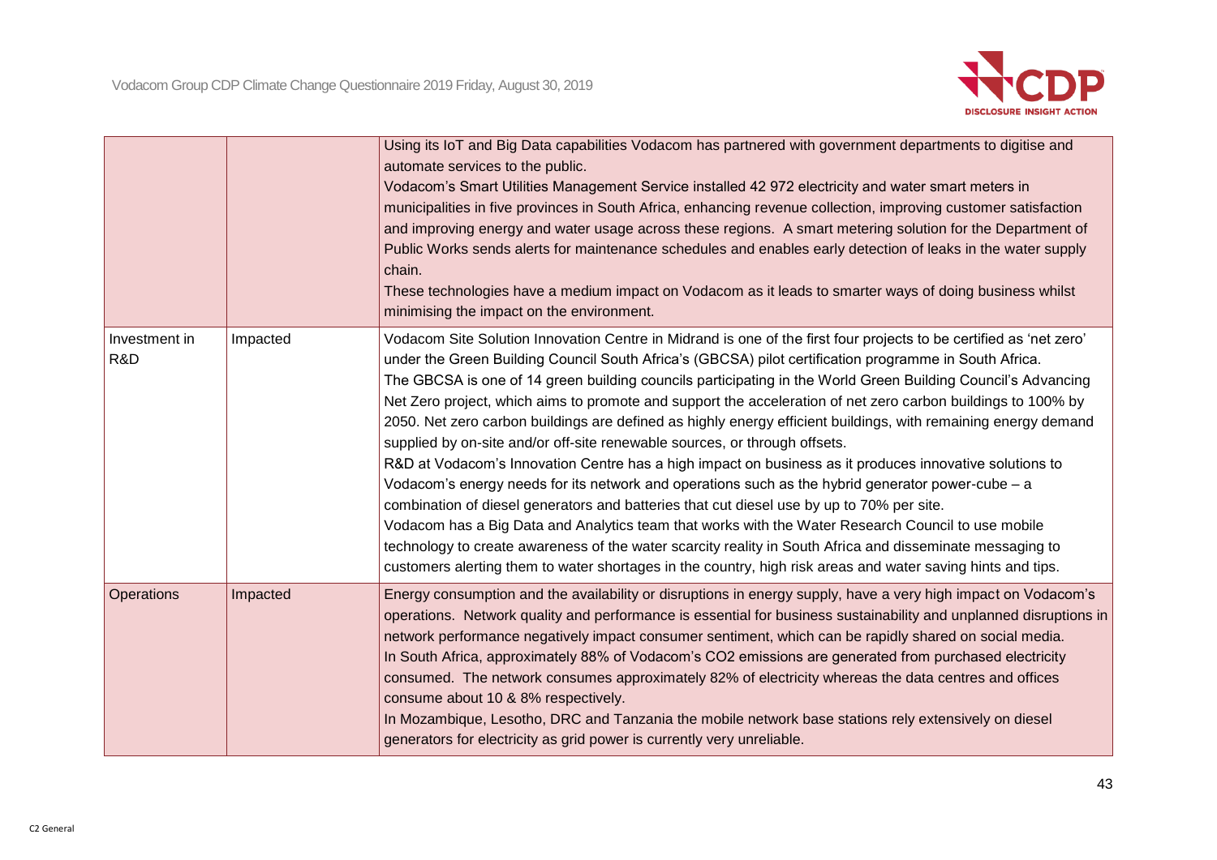| | | |
|---|---|---|
| | | Using its IoT and Big Data capabilities Vodacom has partnered with government departments to digitise and automate services to the public.<br>Vodacom's Smart Utilities Management Service installed 42 972 electricity and water smart meters in municipalities in five provinces in South Africa, enhancing revenue collection, improving customer satisfaction and improving energy and water usage across these regions. A smart metering solution for the Department of Public Works sends alerts for maintenance schedules and enables early detection of leaks in the water supply chain.<br>These technologies have a medium impact on Vodacom as it leads to smarter ways of doing business whilst minimising the impact on the environment. |
| Investment in R&D | Impacted | Vodacom Site Solution Innovation Centre in Midrand is one of the first four projects to be certified as 'net zero' under the Green Building Council South Africa's (GBCSA) pilot certification programme in South Africa.<br>The GBCSA is one of 14 green building councils participating in the World Green Building Council's Advancing Net Zero project, which aims to promote and support the acceleration of net zero carbon buildings to 100% by 2050. Net zero carbon buildings are defined as highly energy efficient buildings, with remaining energy demand supplied by on-site and/or off-site renewable sources, or through offsets.<br>R&D at Vodacom's Innovation Centre has a high impact on business as it produces innovative solutions to Vodacom's energy needs for its network and operations such as the hybrid generator power-cube – a combination of diesel generators and batteries that cut diesel use by up to 70% per site.<br>Vodacom has a Big Data and Analytics team that works with the Water Research Council to use mobile technology to create awareness of the water scarcity reality in South Africa and disseminate messaging to customers alerting them to water shortages in the country, high risk areas and water saving hints and tips. |
| Operations | Impacted | Energy consumption and the availability or disruptions in energy supply, have a very high impact on Vodacom's operations. Network quality and performance is essential for business sustainability and unplanned disruptions in network performance negatively impact consumer sentiment, which can be rapidly shared on social media.<br>In South Africa, approximately 88% of Vodacom's $CO_2$ emissions are generated from purchased electricity consumed. The network consumes approximately 82% of electricity whereas the data centres and offices consume about 10 & 8% respectively.<br>In Mozambique, Lesotho, DRC and Tanzania the mobile network base stations rely extensively on diesel generators for electricity as grid power is currently very unreliable. |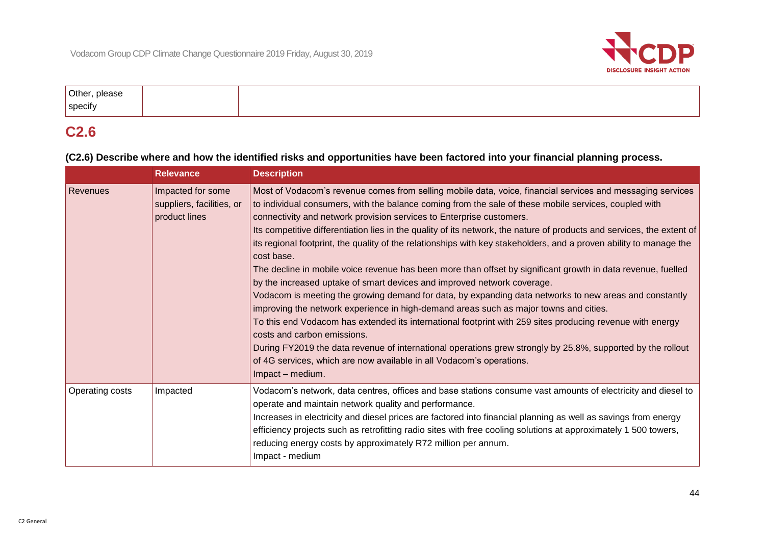| Other, please specify | | |
|---|---|---|

## C2.6

**(C2.6) Describe where and how the identified risks and opportunities have been factored into your financial planning process.**

| | Relevance | Description |
|---|---|---|
| Revenues | Impacted for some suppliers, facilities, or product lines | Most of Vodacom's revenue comes from selling mobile data, voice, financial services and messaging services to individual consumers, with the balance coming from the sale of these mobile services, coupled with connectivity and network provision services to Enterprise customers.<br>Its competitive differentiation lies in the quality of its network, the nature of products and services, the extent of its regional footprint, the quality of the relationships with key stakeholders, and a proven ability to manage the cost base.<br>The decline in mobile voice revenue has been more than offset by significant growth in data revenue, fuelled by the increased uptake of smart devices and improved network coverage.<br>Vodacom is meeting the growing demand for data, by expanding data networks to new areas and constantly improving the network experience in high-demand areas such as major towns and cities.<br>To this end Vodacom has extended its international footprint with 259 sites producing revenue with energy costs and carbon emissions.<br>During FY2019 the data revenue of international operations grew strongly by 25.8%, supported by the rollout of 4G services, which are now available in all Vodacom's operations.<br>Impact – medium. |
| Operating costs | Impacted | Vodacom's network, data centres, offices and base stations consume vast amounts of electricity and diesel to operate and maintain network quality and performance.<br>Increases in electricity and diesel prices are factored into financial planning as well as savings from energy efficiency projects such as retrofitting radio sites with free cooling solutions at approximately 1 500 towers, reducing energy costs by approximately R72 million per annum.<br>Impact - medium |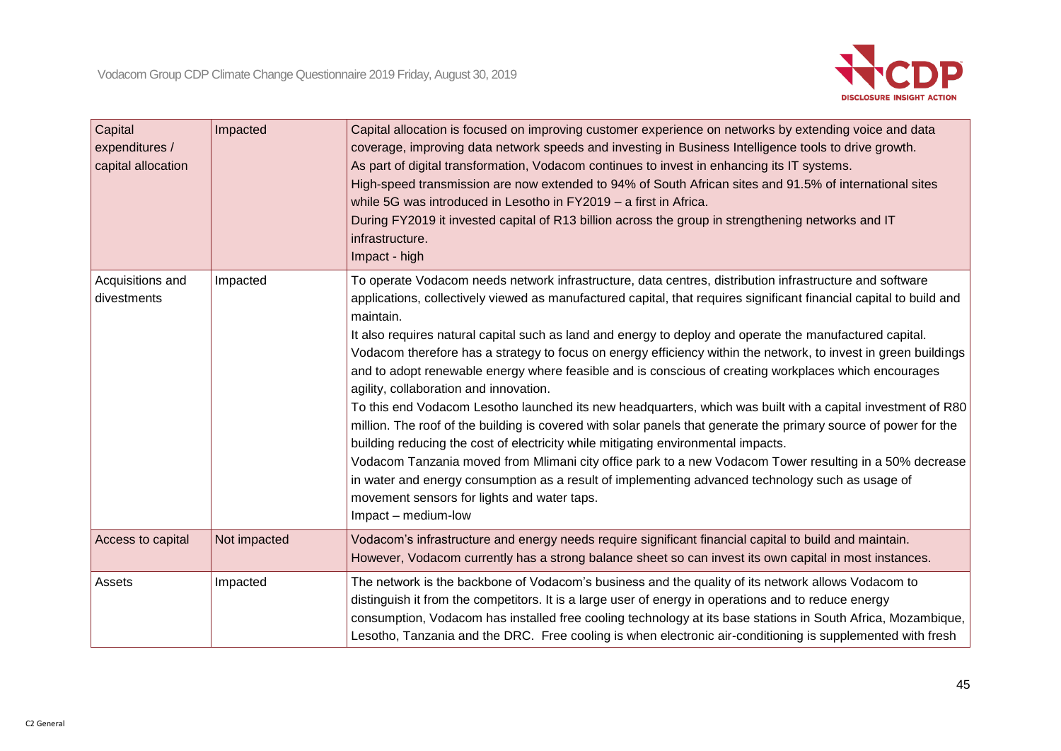| Capital expenditures / capital allocation | Impacted | Capital allocation is focused on improving customer experience on networks by extending voice and data coverage, improving data network speeds and investing in Business Intelligence tools to drive growth.<br>As part of digital transformation, Vodacom continues to invest in enhancing its IT systems.<br>High-speed transmission are now extended to 94% of South African sites and 91.5% of international sites while 5G was introduced in Lesotho in FY2019 – a first in Africa.<br>During FY2019 it invested capital of R13 billion across the group in strengthening networks and IT infrastructure.<br>Impact - high |
|---|---|---|
| Acquisitions and divestments | Impacted | To operate Vodacom needs network infrastructure, data centres, distribution infrastructure and software applications, collectively viewed as manufactured capital, that requires significant financial capital to build and maintain.<br>It also requires natural capital such as land and energy to deploy and operate the manufactured capital. Vodacom therefore has a strategy to focus on energy efficiency within the network, to invest in green buildings and to adopt renewable energy where feasible and is conscious of creating workplaces which encourages agility, collaboration and innovation.<br>To this end Vodacom Lesotho launched its new headquarters, which was built with a capital investment of R80 million. The roof of the building is covered with solar panels that generate the primary source of power for the building reducing the cost of electricity while mitigating environmental impacts.<br>Vodacom Tanzania moved from Mlimani city office park to a new Vodacom Tower resulting in a 50% decrease in water and energy consumption as a result of implementing advanced technology such as usage of movement sensors for lights and water taps.<br>Impact – medium-low |
| Access to capital | Not impacted | Vodacom's infrastructure and energy needs require significant financial capital to build and maintain. However, Vodacom currently has a strong balance sheet so can invest its own capital in most instances. |
| Assets | Impacted | The network is the backbone of Vodacom's business and the quality of its network allows Vodacom to distinguish it from the competitors. It is a large user of energy in operations and to reduce energy consumption, Vodacom has installed free cooling technology at its base stations in South Africa, Mozambique, Lesotho, Tanzania and the DRC. Free cooling is when electronic air-conditioning is supplemented with fresh |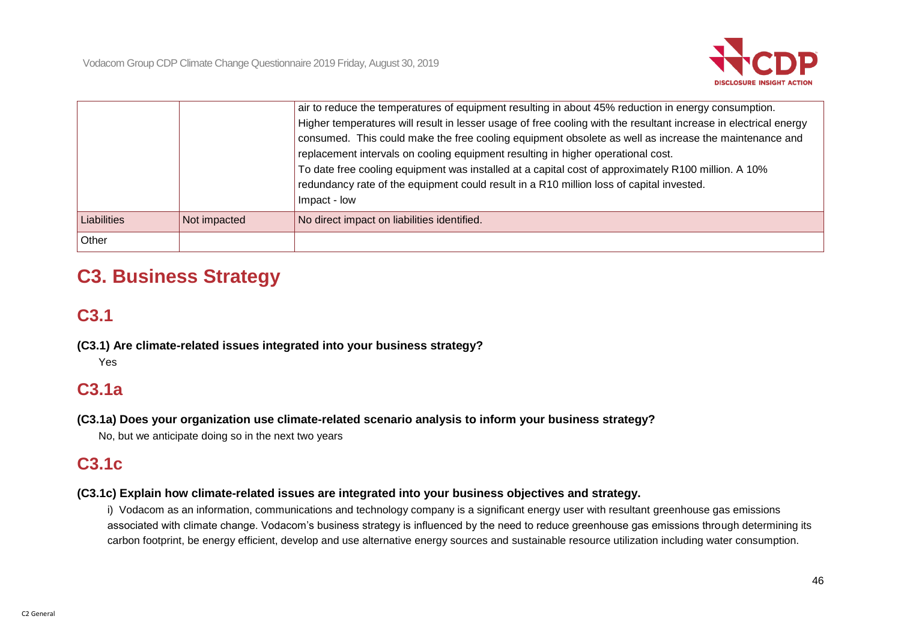| | | |
|---|---|---|
| | | air to reduce the temperatures of equipment resulting in about 45% reduction in energy consumption.<br>Higher temperatures will result in lesser usage of free cooling with the resultant increase in electrical energy consumed. This could make the free cooling equipment obsolete as well as increase the maintenance and replacement intervals on cooling equipment resulting in higher operational cost.<br>To date free cooling equipment was installed at a capital cost of approximately R100 million. A 10% redundancy rate of the equipment could result in a R10 million loss of capital invested.<br>Impact - low |
| Liabilities | Not impacted | No direct impact on liabilities identified. |
| Other | | |

# C3. Business Strategy

## C3.1

**(C3.1) Are climate-related issues integrated into your business strategy?**

Yes

## C3.1a

**(C3.1a) Does your organization use climate-related scenario analysis to inform your business strategy?**

No, but we anticipate doing so in the next two years

## C3.1c

**(C3.1c) Explain how climate-related issues are integrated into your business objectives and strategy.**

i) Vodacom as an information, communications and technology company is a significant energy user with resultant greenhouse gas emissions associated with climate change. Vodacom's business strategy is influenced by the need to reduce greenhouse gas emissions through determining its carbon footprint, be energy efficient, develop and use alternative energy sources and sustainable resource utilization including water consumption.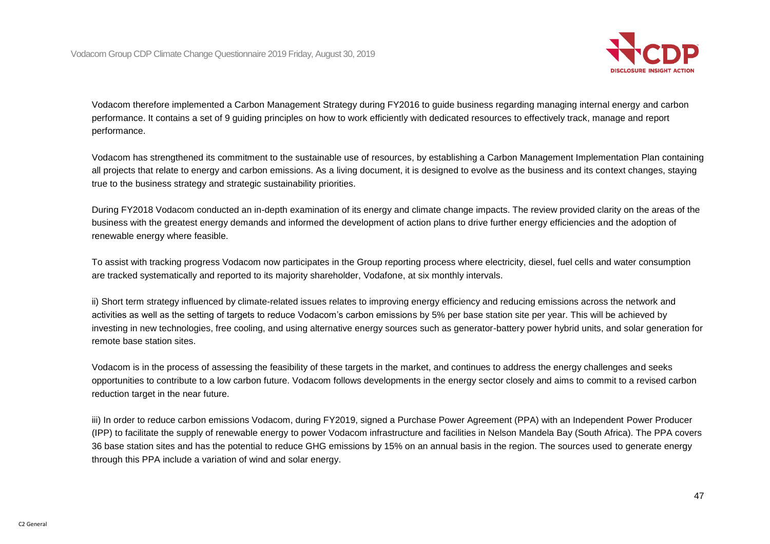Vodacom therefore implemented a Carbon Management Strategy during FY2016 to guide business regarding managing internal energy and carbon performance. It contains a set of 9 guiding principles on how to work efficiently with dedicated resources to effectively track, manage and report performance.

Vodacom has strengthened its commitment to the sustainable use of resources, by establishing a Carbon Management Implementation Plan containing all projects that relate to energy and carbon emissions. As a living document, it is designed to evolve as the business and its context changes, staying true to the business strategy and strategic sustainability priorities.

During FY2018 Vodacom conducted an in-depth examination of its energy and climate change impacts. The review provided clarity on the areas of the business with the greatest energy demands and informed the development of action plans to drive further energy efficiencies and the adoption of renewable energy where feasible.

To assist with tracking progress Vodacom now participates in the Group reporting process where electricity, diesel, fuel cells and water consumption are tracked systematically and reported to its majority shareholder, Vodafone, at six monthly intervals.

ii) Short term strategy influenced by climate-related issues relates to improving energy efficiency and reducing emissions across the network and activities as well as the setting of targets to reduce Vodacom's carbon emissions by 5% per base station site per year. This will be achieved by investing in new technologies, free cooling, and using alternative energy sources such as generator-battery power hybrid units, and solar generation for remote base station sites.

Vodacom is in the process of assessing the feasibility of these targets in the market, and continues to address the energy challenges and seeks opportunities to contribute to a low carbon future. Vodacom follows developments in the energy sector closely and aims to commit to a revised carbon reduction target in the near future.

iii) In order to reduce carbon emissions Vodacom, during FY2019, signed a Purchase Power Agreement (PPA) with an Independent Power Producer (IPP) to facilitate the supply of renewable energy to power Vodacom infrastructure and facilities in Nelson Mandela Bay (South Africa). The PPA covers 36 base station sites and has the potential to reduce GHG emissions by 15% on an annual basis in the region. The sources used to generate energy through this PPA include a variation of wind and solar energy.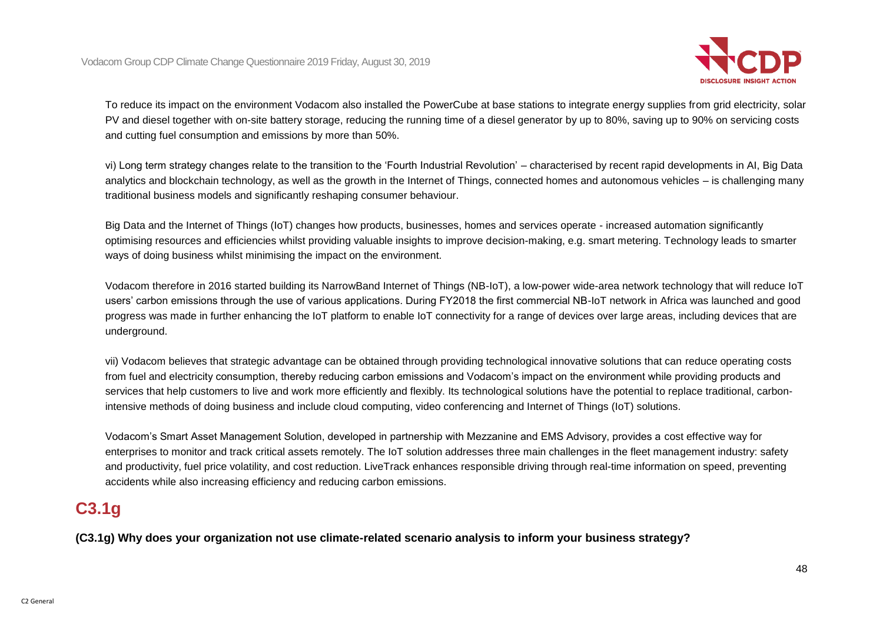To reduce its impact on the environment Vodacom also installed the PowerCube at base stations to integrate energy supplies from grid electricity, solar PV and diesel together with on-site battery storage, reducing the running time of a diesel generator by up to 80%, saving up to 90% on servicing costs and cutting fuel consumption and emissions by more than 50%.

vi) Long term strategy changes relate to the transition to the 'Fourth Industrial Revolution' – characterised by recent rapid developments in AI, Big Data analytics and blockchain technology, as well as the growth in the Internet of Things, connected homes and autonomous vehicles – is challenging many traditional business models and significantly reshaping consumer behaviour.

Big Data and the Internet of Things (IoT) changes how products, businesses, homes and services operate - increased automation significantly optimising resources and efficiencies whilst providing valuable insights to improve decision-making, e.g. smart metering. Technology leads to smarter ways of doing business whilst minimising the impact on the environment.

Vodacom therefore in 2016 started building its NarrowBand Internet of Things (NB-IoT), a low-power wide-area network technology that will reduce IoT users' carbon emissions through the use of various applications. During FY2018 the first commercial NB-IoT network in Africa was launched and good progress was made in further enhancing the IoT platform to enable IoT connectivity for a range of devices over large areas, including devices that are underground.

vii) Vodacom believes that strategic advantage can be obtained through providing technological innovative solutions that can reduce operating costs from fuel and electricity consumption, thereby reducing carbon emissions and Vodacom's impact on the environment while providing products and services that help customers to live and work more efficiently and flexibly. Its technological solutions have the potential to replace traditional, carbon-intensive methods of doing business and include cloud computing, video conferencing and Internet of Things (IoT) solutions.

Vodacom's Smart Asset Management Solution, developed in partnership with Mezzanine and EMS Advisory, provides a cost effective way for enterprises to monitor and track critical assets remotely. The IoT solution addresses three main challenges in the fleet management industry: safety and productivity, fuel price volatility, and cost reduction. LiveTrack enhances responsible driving through real-time information on speed, preventing accidents while also increasing efficiency and reducing carbon emissions.

## C3.1g

**(C3.1g) Why does your organization not use climate-related scenario analysis to inform your business strategy?**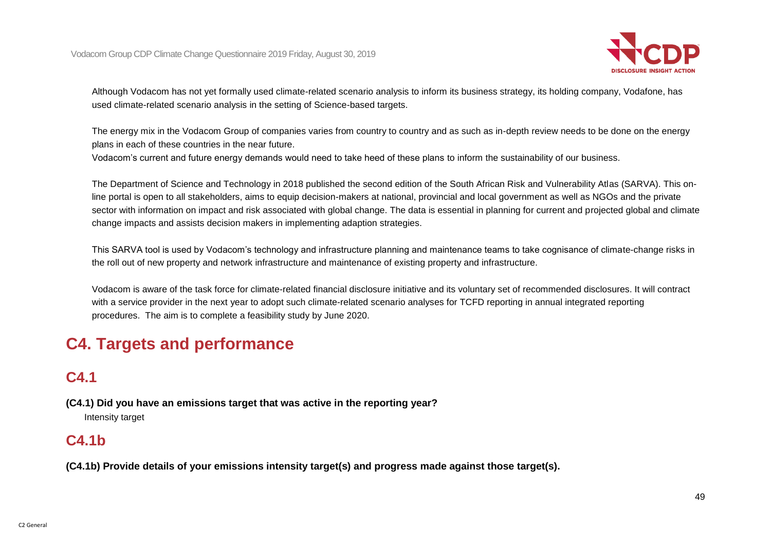Although Vodacom has not yet formally used climate-related scenario analysis to inform its business strategy, its holding company, Vodafone, has used climate-related scenario analysis in the setting of Science-based targets.

The energy mix in the Vodacom Group of companies varies from country to country and as such as in-depth review needs to be done on the energy plans in each of these countries in the near future.
Vodacom's current and future energy demands would need to take heed of these plans to inform the sustainability of our business.

The Department of Science and Technology in 2018 published the second edition of the South African Risk and Vulnerability Atlas (SARVA). This on-line portal is open to all stakeholders, aims to equip decision-makers at national, provincial and local government as well as NGOs and the private sector with information on impact and risk associated with global change. The data is essential in planning for current and projected global and climate change impacts and assists decision makers in implementing adaption strategies.

This SARVA tool is used by Vodacom's technology and infrastructure planning and maintenance teams to take cognisance of climate-change risks in the roll out of new property and network infrastructure and maintenance of existing property and infrastructure.

Vodacom is aware of the task force for climate-related financial disclosure initiative and its voluntary set of recommended disclosures. It will contract with a service provider in the next year to adopt such climate-related scenario analyses for TCFD reporting in annual integrated reporting procedures. The aim is to complete a feasibility study by June 2020.

# C4. Targets and performance

## C4.1

**(C4.1) Did you have an emissions target that was active in the reporting year?**

Intensity target

## C4.1b

**(C4.1b) Provide details of your emissions intensity target(s) and progress made against those target(s).**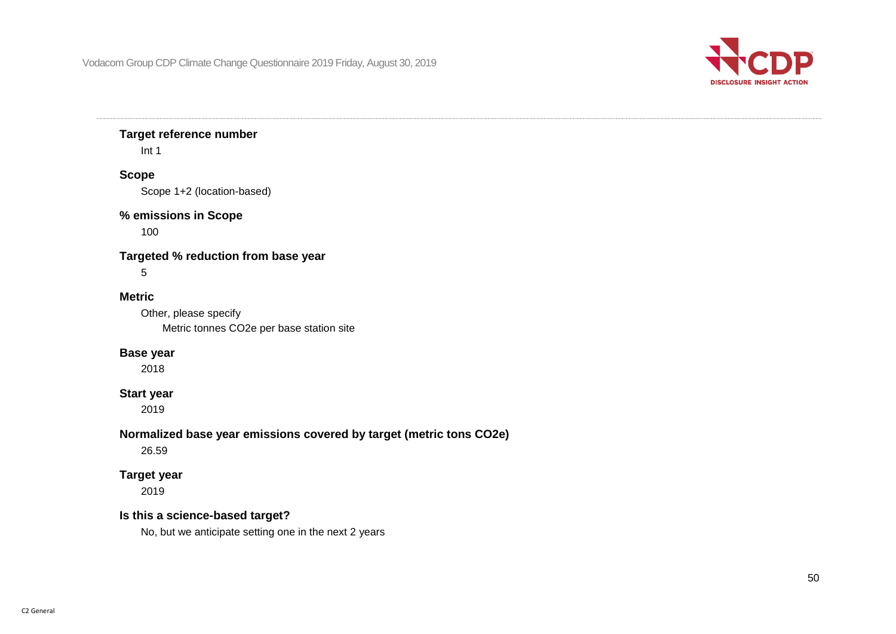**Target reference number**

Int 1

**Scope**

Scope 1+2 (location-based)

**% emissions in Scope**

100

**Targeted % reduction from base year**

5

**Metric**

Other, please specify

Metric tonnes CO2e per base station site

**Base year**

2018

**Start year**

2019

**Normalized base year emissions covered by target (metric tons CO2e)**

26.59

**Target year**

2019

**Is this a science-based target?**

No, but we anticipate setting one in the next 2 years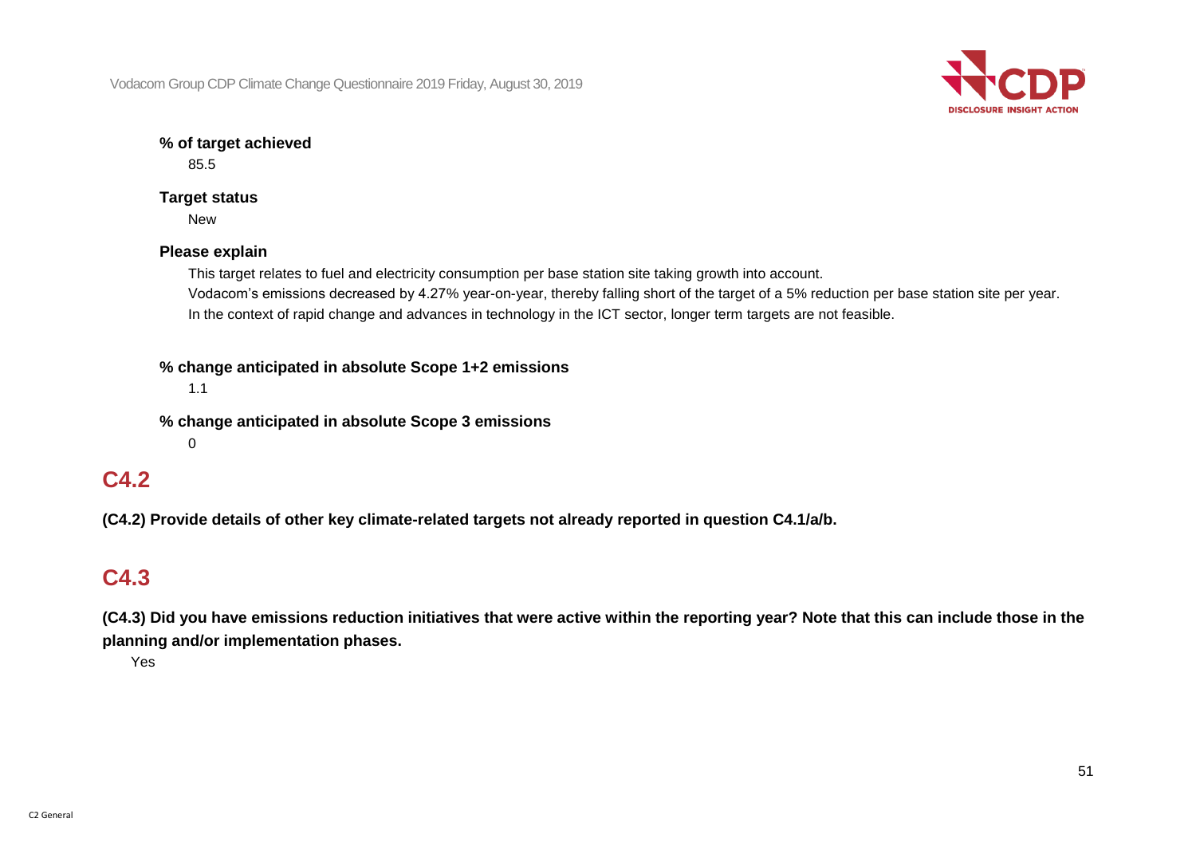**% of target achieved**

85.5

**Target status**

New

**Please explain**

This target relates to fuel and electricity consumption per base station site taking growth into account.
Vodacom's emissions decreased by 4.27% year-on-year, thereby falling short of the target of a 5% reduction per base station site per year.
In the context of rapid change and advances in technology in the ICT sector, longer term targets are not feasible.

**% change anticipated in absolute Scope 1+2 emissions**

1.1

**% change anticipated in absolute Scope 3 emissions**

0

## C4.2

**(C4.2) Provide details of other key climate-related targets not already reported in question C4.1/a/b.**

## C4.3

**(C4.3) Did you have emissions reduction initiatives that were active within the reporting year? Note that this can include those in the planning and/or implementation phases.**

Yes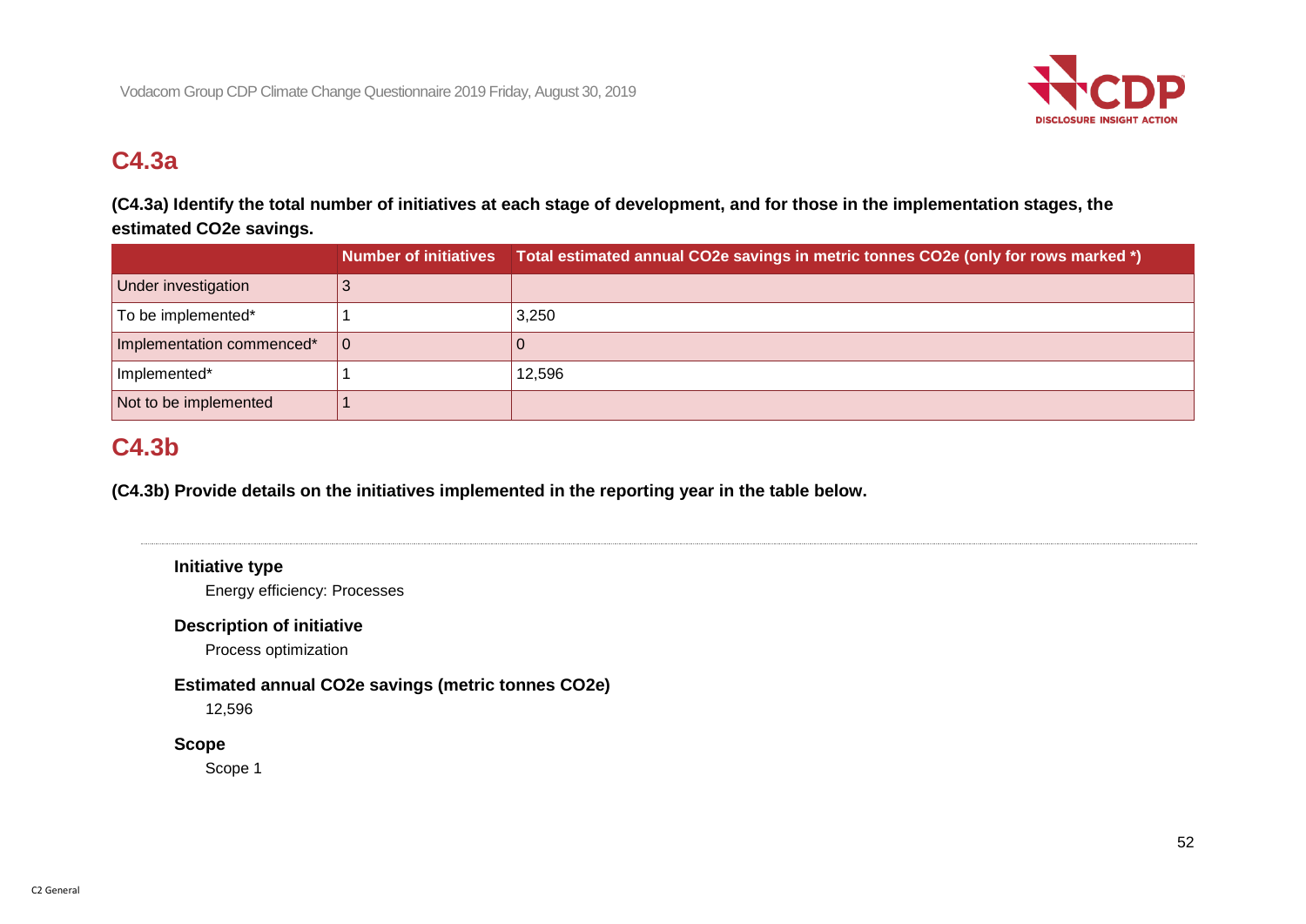## C4.3a

**(C4.3a) Identify the total number of initiatives at each stage of development, and for those in the implementation stages, the estimated CO2e savings.**

| | Number of initiatives | Total estimated annual CO2e savings in metric tonnes CO2e (only for rows marked *) |
|---|---|---|
| Under investigation | 3 | |
| To be implemented* | 1 | 3,250 |
| Implementation commenced* | 0 | 0 |
| Implemented* | 1 | 12,596 |
| Not to be implemented | 1 | |

## C4.3b

**(C4.3b) Provide details on the initiatives implemented in the reporting year in the table below.**

**Initiative type**

Energy efficiency: Processes

**Description of initiative**

Process optimization

**Estimated annual CO2e savings (metric tonnes CO2e)**

12,596

**Scope**

Scope 1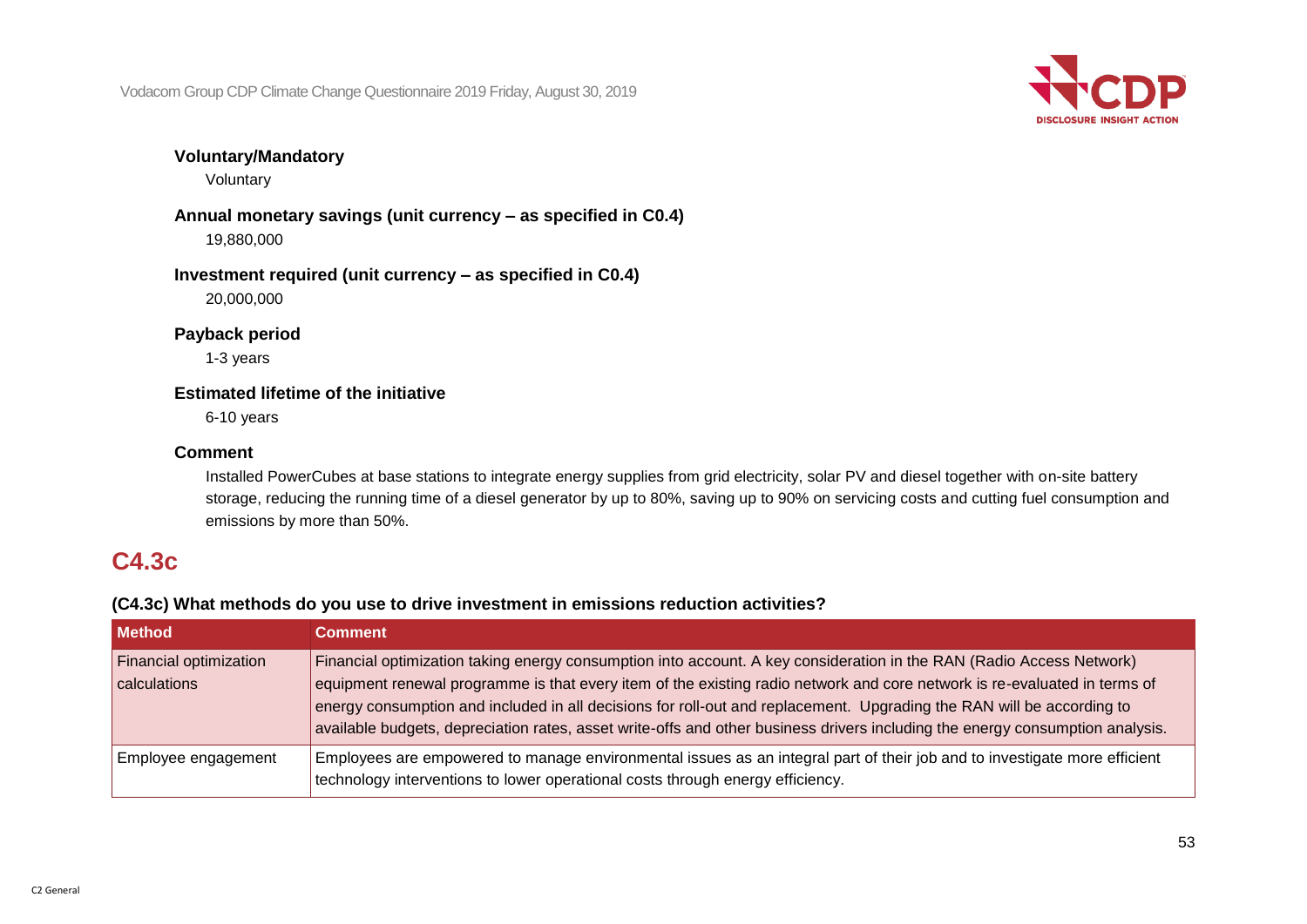**Voluntary/Mandatory**

Voluntary

**Annual monetary savings (unit currency – as specified in C0.4)**

19,880,000

**Investment required (unit currency – as specified in C0.4)**

20,000,000

**Payback period**

1-3 years

**Estimated lifetime of the initiative**

6-10 years

**Comment**

Installed PowerCubes at base stations to integrate energy supplies from grid electricity, solar PV and diesel together with on-site battery storage, reducing the running time of a diesel generator by up to 80%, saving up to 90% on servicing costs and cutting fuel consumption and emissions by more than 50%.

## C4.3c

### (C4.3c) What methods do you use to drive investment in emissions reduction activities?

| Method | Comment |
|---|---|
| Financial optimization calculations | Financial optimization taking energy consumption into account. A key consideration in the RAN (Radio Access Network) equipment renewal programme is that every item of the existing radio network and core network is re-evaluated in terms of energy consumption and included in all decisions for roll-out and replacement. Upgrading the RAN will be according to available budgets, depreciation rates, asset write-offs and other business drivers including the energy consumption analysis. |
| Employee engagement | Employees are empowered to manage environmental issues as an integral part of their job and to investigate more efficient technology interventions to lower operational costs through energy efficiency. |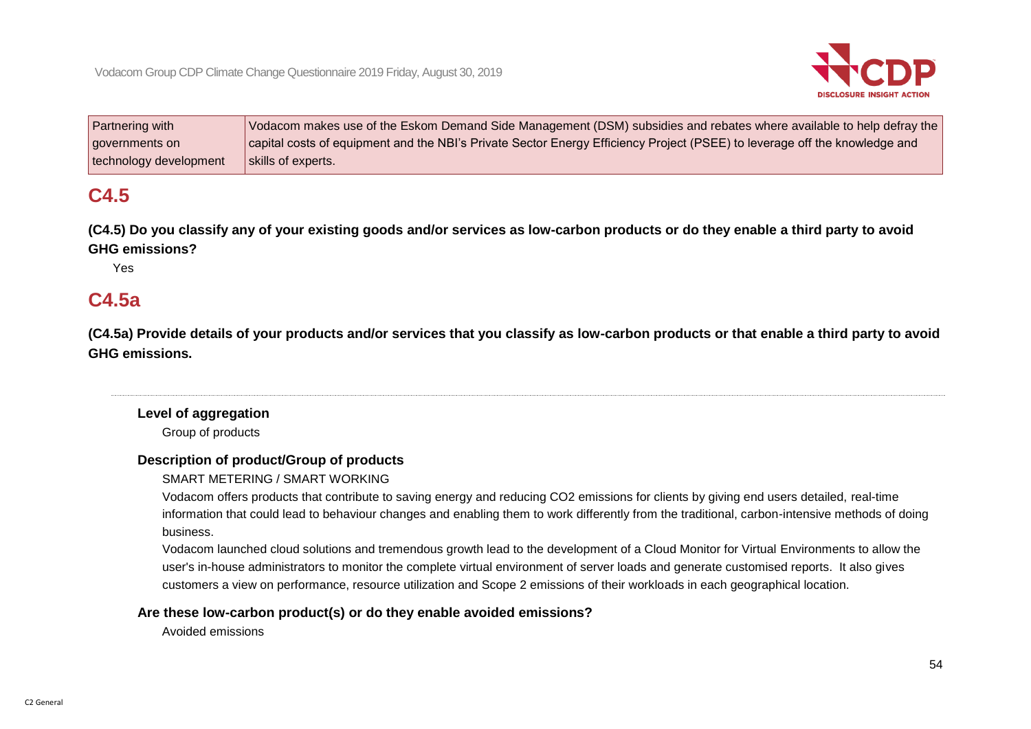| Partnering with governments on technology development | Vodacom makes use of the Eskom Demand Side Management (DSM) subsidies and rebates where available to help defray the capital costs of equipment and the NBI's Private Sector Energy Efficiency Project (PSEE) to leverage off the knowledge and skills of experts. |
|---|---|

## C4.5

**(C4.5) Do you classify any of your existing goods and/or services as low-carbon products or do they enable a third party to avoid GHG emissions?**

Yes

## C4.5a

**(C4.5a) Provide details of your products and/or services that you classify as low-carbon products or that enable a third party to avoid GHG emissions.**

---

**Level of aggregation**

Group of products

**Description of product/Group of products**

SMART METERING / SMART WORKING

Vodacom offers products that contribute to saving energy and reducing CO2 emissions for clients by giving end users detailed, real-time information that could lead to behaviour changes and enabling them to work differently from the traditional, carbon-intensive methods of doing business.

Vodacom launched cloud solutions and tremendous growth lead to the development of a Cloud Monitor for Virtual Environments to allow the user's in-house administrators to monitor the complete virtual environment of server loads and generate customised reports. It also gives customers a view on performance, resource utilization and Scope 2 emissions of their workloads in each geographical location.

**Are these low-carbon product(s) or do they enable avoided emissions?**

Avoided emissions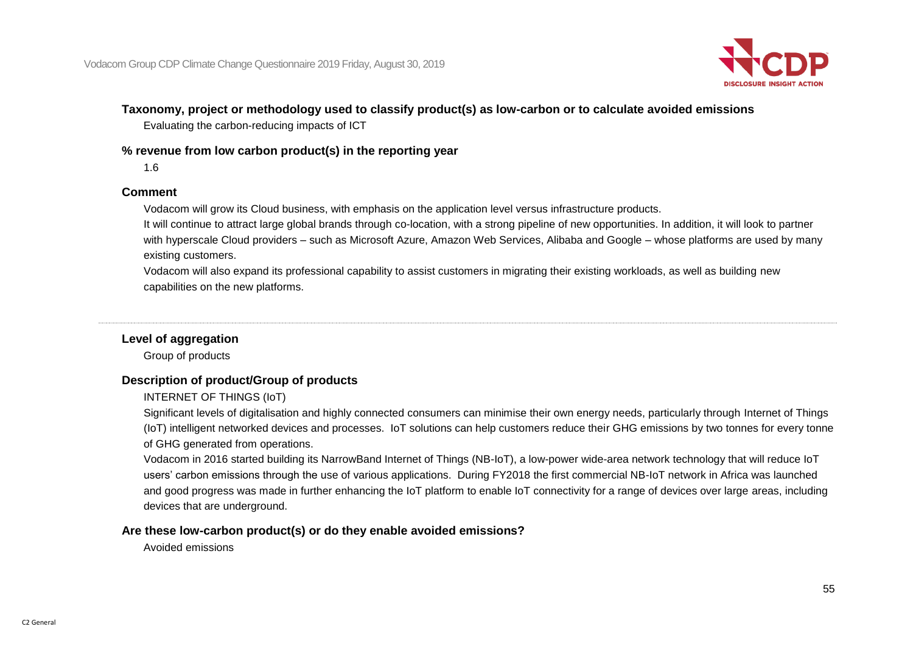#### Taxonomy, project or methodology used to classify product(s) as low-carbon or to calculate avoided emissions

Evaluating the carbon-reducing impacts of ICT

#### % revenue from low carbon product(s) in the reporting year

1.6

#### Comment

Vodacom will grow its Cloud business, with emphasis on the application level versus infrastructure products.

It will continue to attract large global brands through co-location, with a strong pipeline of new opportunities. In addition, it will look to partner with hyperscale Cloud providers – such as Microsoft Azure, Amazon Web Services, Alibaba and Google – whose platforms are used by many existing customers.

Vodacom will also expand its professional capability to assist customers in migrating their existing workloads, as well as building new capabilities on the new platforms.

---

#### Level of aggregation

Group of products

#### Description of product/Group of products

INTERNET OF THINGS (IoT)

Significant levels of digitalisation and highly connected consumers can minimise their own energy needs, particularly through Internet of Things (IoT) intelligent networked devices and processes. IoT solutions can help customers reduce their GHG emissions by two tonnes for every tonne of GHG generated from operations.

Vodacom in 2016 started building its NarrowBand Internet of Things (NB-IoT), a low-power wide-area network technology that will reduce IoT users' carbon emissions through the use of various applications. During FY2018 the first commercial NB-IoT network in Africa was launched and good progress was made in further enhancing the IoT platform to enable IoT connectivity for a range of devices over large areas, including devices that are underground.

#### Are these low-carbon product(s) or do they enable avoided emissions?

Avoided emissions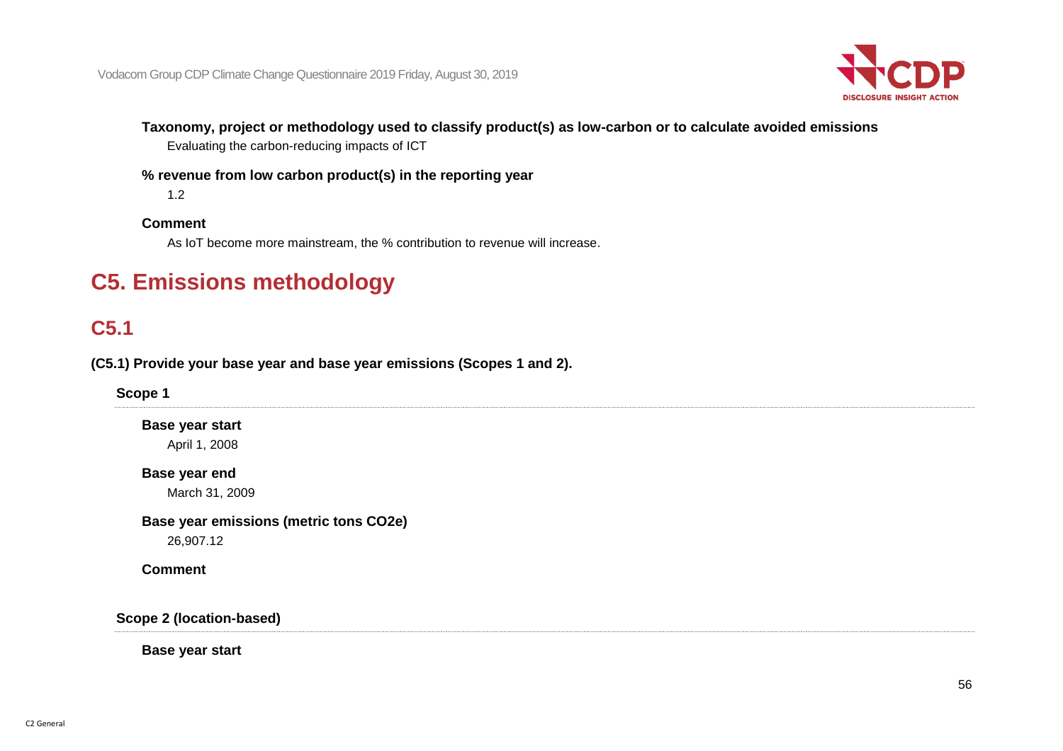**Taxonomy, project or methodology used to classify product(s) as low-carbon or to calculate avoided emissions**

Evaluating the carbon-reducing impacts of ICT

**% revenue from low carbon product(s) in the reporting year**

1.2

**Comment**

As IoT become more mainstream, the % contribution to revenue will increase.

# C5. Emissions methodology

## C5.1

**(C5.1) Provide your base year and base year emissions (Scopes 1 and 2).**

**Scope 1**

**Base year start**

April 1, 2008

**Base year end**

March 31, 2009

**Base year emissions (metric tons CO2e)**

26,907.12

**Comment**

**Scope 2 (location-based)**

**Base year start**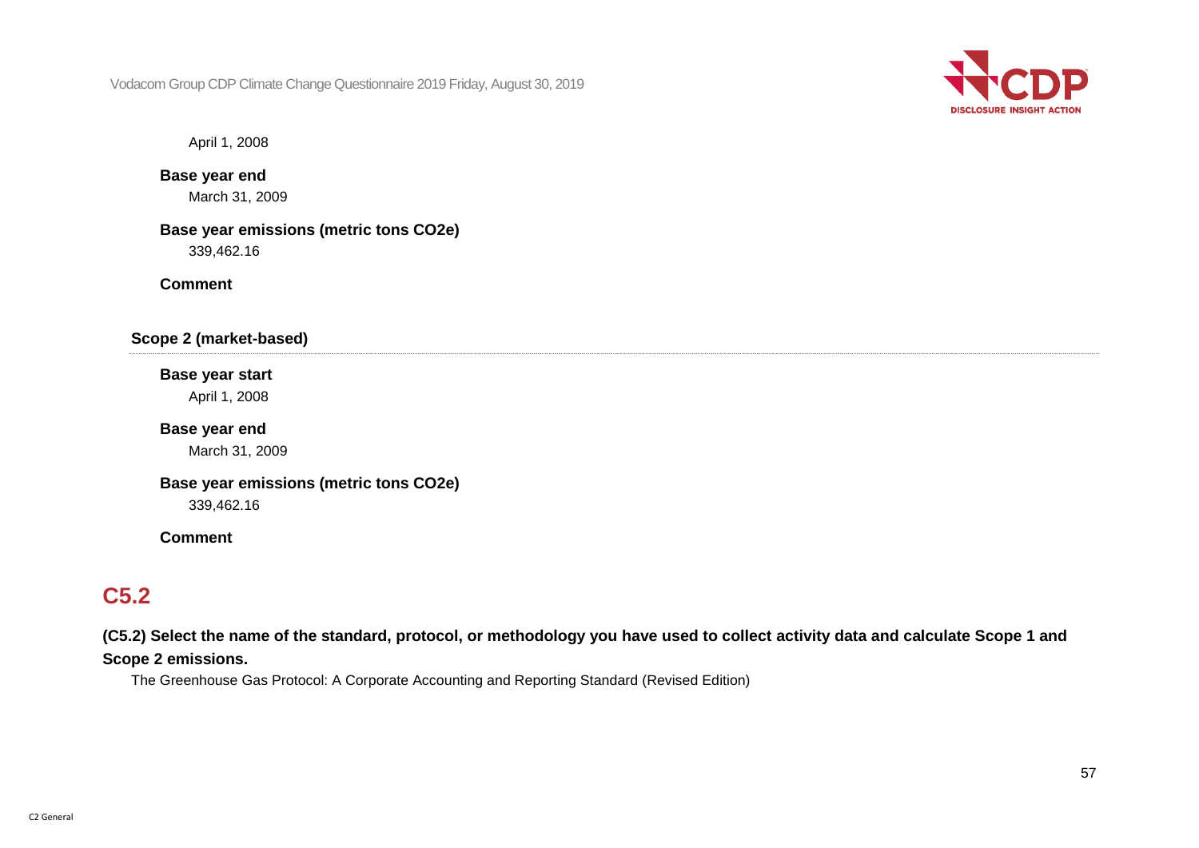April 1, 2008

**Base year end**

March 31, 2009

**Base year emissions (metric tons CO2e)**

339,462.16

**Comment**

**Scope 2 (market-based)**

**Base year start**

April 1, 2008

**Base year end**

March 31, 2009

**Base year emissions (metric tons CO2e)**

339,462.16

**Comment**

## C5.2

**(C5.2) Select the name of the standard, protocol, or methodology you have used to collect activity data and calculate Scope 1 and Scope 2 emissions.**

The Greenhouse Gas Protocol: A Corporate Accounting and Reporting Standard (Revised Edition)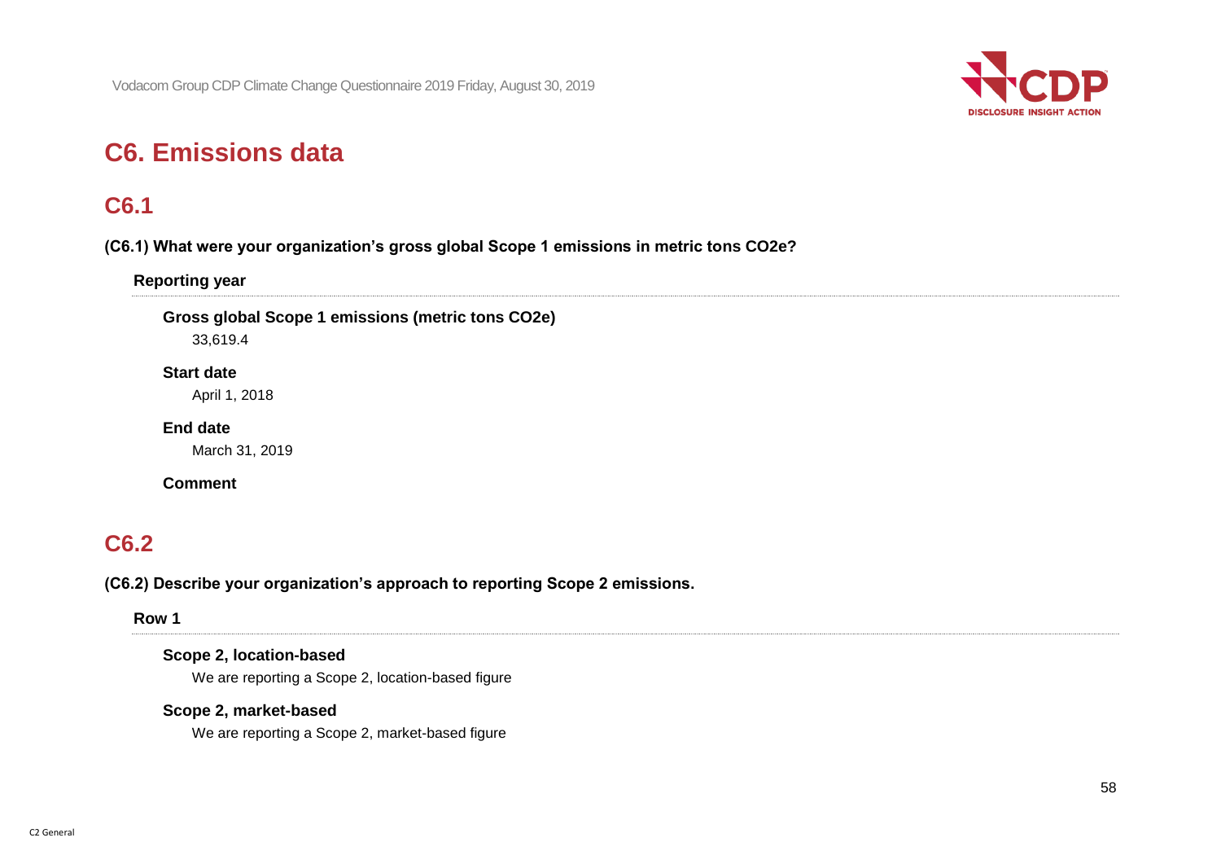# C6. Emissions data

## C6.1

**(C6.1) What were your organization's gross global Scope 1 emissions in metric tons CO2e?**

**Reporting year**

**Gross global Scope 1 emissions (metric tons CO2e)**

33,619.4

**Start date**

April 1, 2018

**End date**

March 31, 2019

**Comment**

## C6.2

**(C6.2) Describe your organization's approach to reporting Scope 2 emissions.**

**Row 1**

**Scope 2, location-based**

We are reporting a Scope 2, location-based figure

**Scope 2, market-based**

We are reporting a Scope 2, market-based figure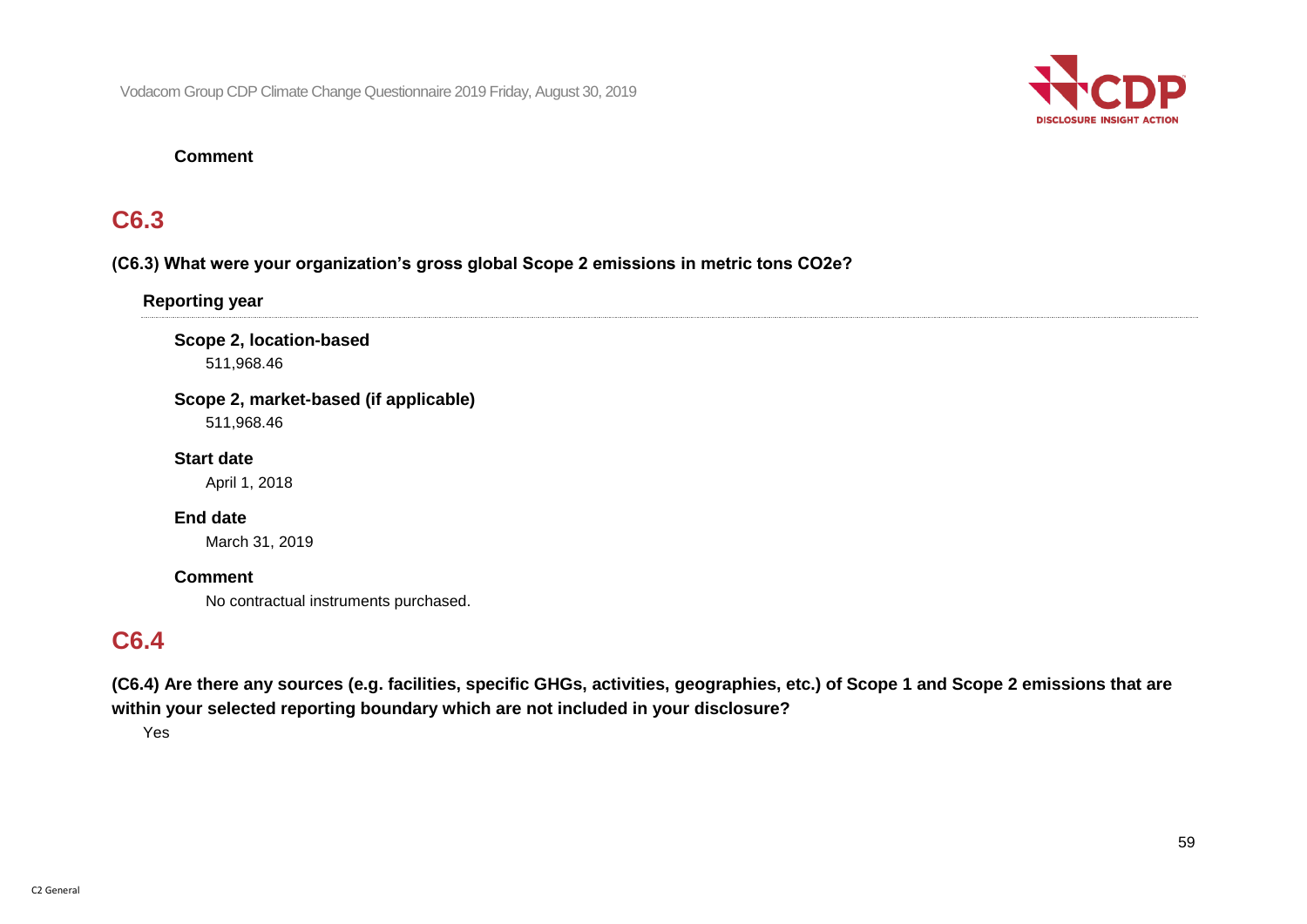**Comment**

## C6.3

**(C6.3) What were your organization's gross global Scope 2 emissions in metric tons CO2e?**

**Reporting year**

**Scope 2, location-based**

511,968.46

**Scope 2, market-based (if applicable)**

511,968.46

**Start date**

April 1, 2018

**End date**

March 31, 2019

**Comment**

No contractual instruments purchased.

## C6.4

**(C6.4) Are there any sources (e.g. facilities, specific GHGs, activities, geographies, etc.) of Scope 1 and Scope 2 emissions that are within your selected reporting boundary which are not included in your disclosure?**

Yes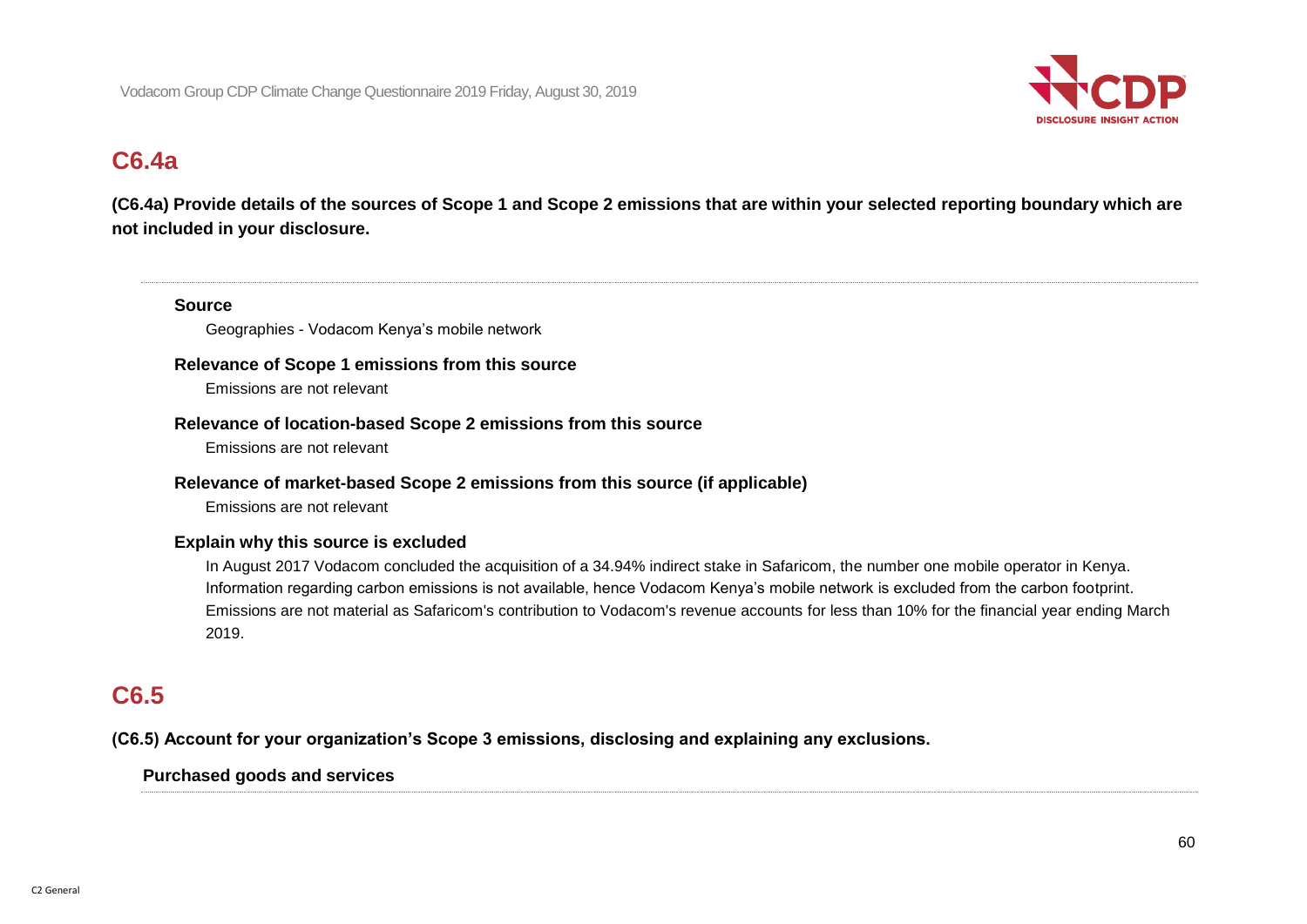## C6.4a

**(C6.4a) Provide details of the sources of Scope 1 and Scope 2 emissions that are within your selected reporting boundary which are not included in your disclosure.**

**Source**

Geographies - Vodacom Kenya's mobile network

**Relevance of Scope 1 emissions from this source**

Emissions are not relevant

**Relevance of location-based Scope 2 emissions from this source**

Emissions are not relevant

**Relevance of market-based Scope 2 emissions from this source (if applicable)**

Emissions are not relevant

**Explain why this source is excluded**

In August 2017 Vodacom concluded the acquisition of a 34.94% indirect stake in Safaricom, the number one mobile operator in Kenya. Information regarding carbon emissions is not available, hence Vodacom Kenya's mobile network is excluded from the carbon footprint. Emissions are not material as Safaricom's contribution to Vodacom's revenue accounts for less than 10% for the financial year ending March 2019.

## C6.5

**(C6.5) Account for your organization's Scope 3 emissions, disclosing and explaining any exclusions.**

**Purchased goods and services**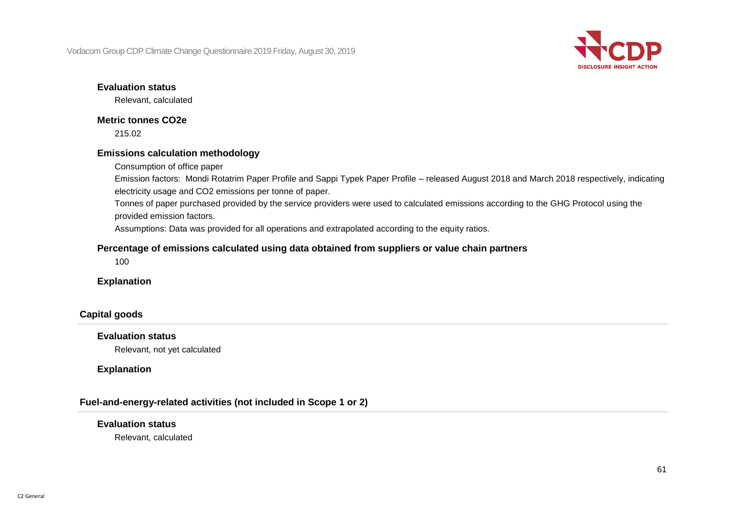**Evaluation status**

Relevant, calculated

**Metric tonnes CO2e**

215.02

**Emissions calculation methodology**

Consumption of office paper

Emission factors: Mondi Rotatrim Paper Profile and Sappi Typek Paper Profile – released August 2018 and March 2018 respectively, indicating electricity usage and CO2 emissions per tonne of paper.

Tonnes of paper purchased provided by the service providers were used to calculated emissions according to the GHG Protocol using the provided emission factors.

Assumptions: Data was provided for all operations and extrapolated according to the equity ratios.

**Percentage of emissions calculated using data obtained from suppliers or value chain partners**

100

**Explanation**

### Capital goods

**Evaluation status**

Relevant, not yet calculated

**Explanation**

### Fuel-and-energy-related activities (not included in Scope 1 or 2)

**Evaluation status**

Relevant, calculated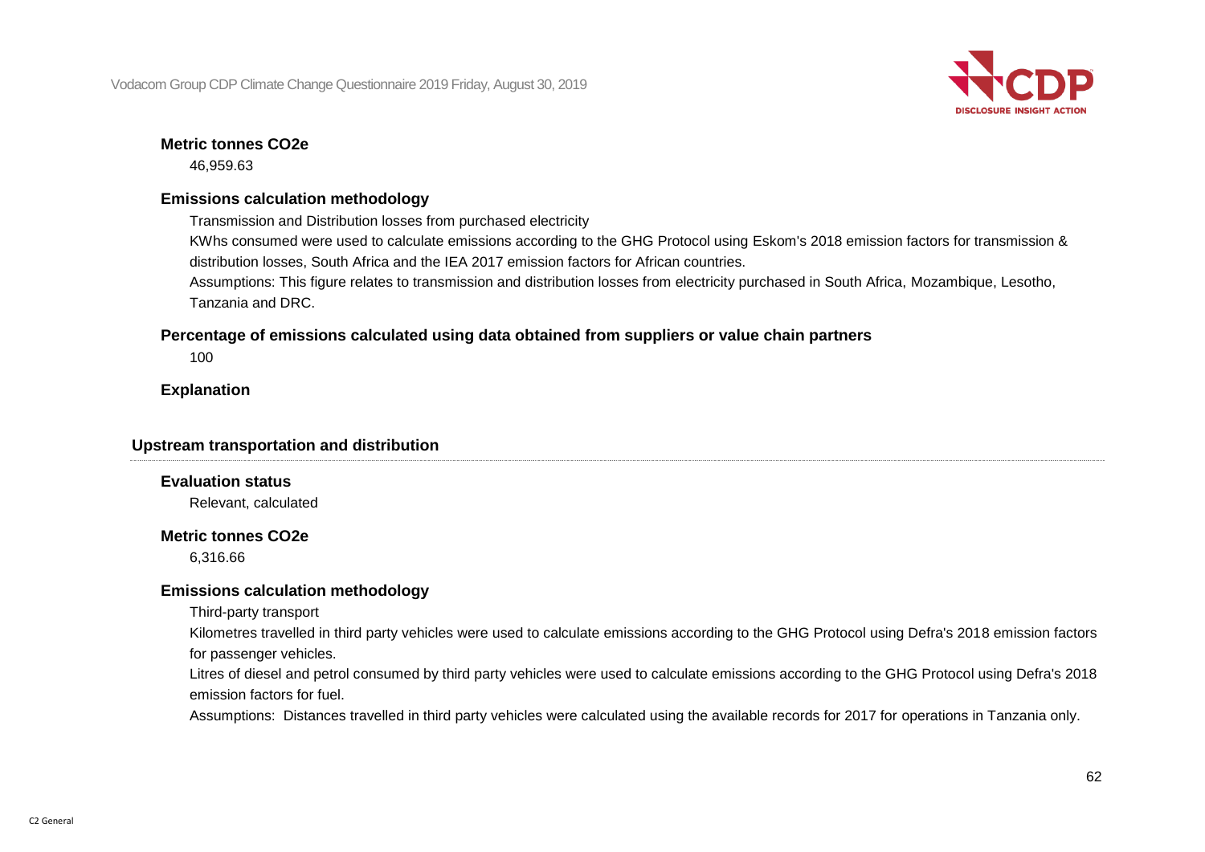**Metric tonnes CO2e**

46,959.63

**Emissions calculation methodology**

Transmission and Distribution losses from purchased electricity

KWhs consumed were used to calculate emissions according to the GHG Protocol using Eskom's 2018 emission factors for transmission & distribution losses, South Africa and the IEA 2017 emission factors for African countries.

Assumptions: This figure relates to transmission and distribution losses from electricity purchased in South Africa, Mozambique, Lesotho, Tanzania and DRC.

**Percentage of emissions calculated using data obtained from suppliers or value chain partners**

100

**Explanation**

### Upstream transportation and distribution

**Evaluation status**

Relevant, calculated

**Metric tonnes CO2e**

6,316.66

**Emissions calculation methodology**

Third-party transport

Kilometres travelled in third party vehicles were used to calculate emissions according to the GHG Protocol using Defra's 2018 emission factors for passenger vehicles.

Litres of diesel and petrol consumed by third party vehicles were used to calculate emissions according to the GHG Protocol using Defra's 2018 emission factors for fuel.

Assumptions: Distances travelled in third party vehicles were calculated using the available records for 2017 for operations in Tanzania only.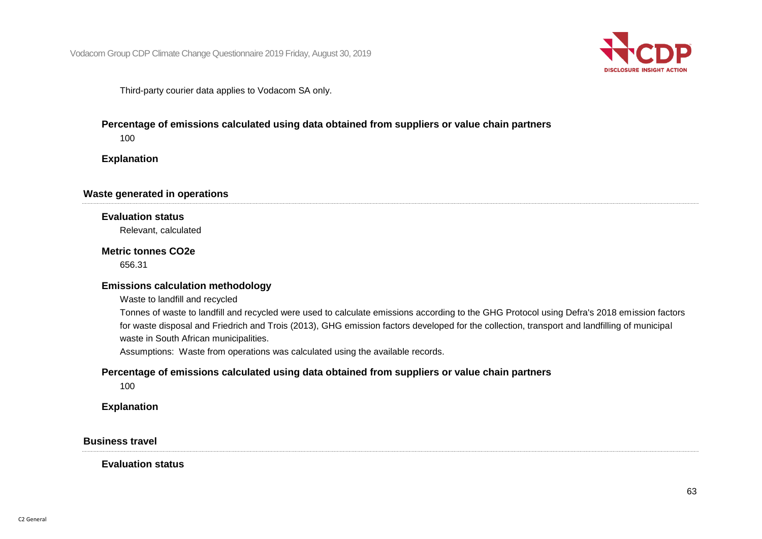Third-party courier data applies to Vodacom SA only.

**Percentage of emissions calculated using data obtained from suppliers or value chain partners**

100

**Explanation**

### Waste generated in operations

**Evaluation status**

Relevant, calculated

**Metric tonnes CO2e**

656.31

**Emissions calculation methodology**

Waste to landfill and recycled

Tonnes of waste to landfill and recycled were used to calculate emissions according to the GHG Protocol using Defra's 2018 emission factors for waste disposal and Friedrich and Trois (2013), GHG emission factors developed for the collection, transport and landfilling of municipal waste in South African municipalities.

Assumptions: Waste from operations was calculated using the available records.

**Percentage of emissions calculated using data obtained from suppliers or value chain partners**

100

**Explanation**

### Business travel

**Evaluation status**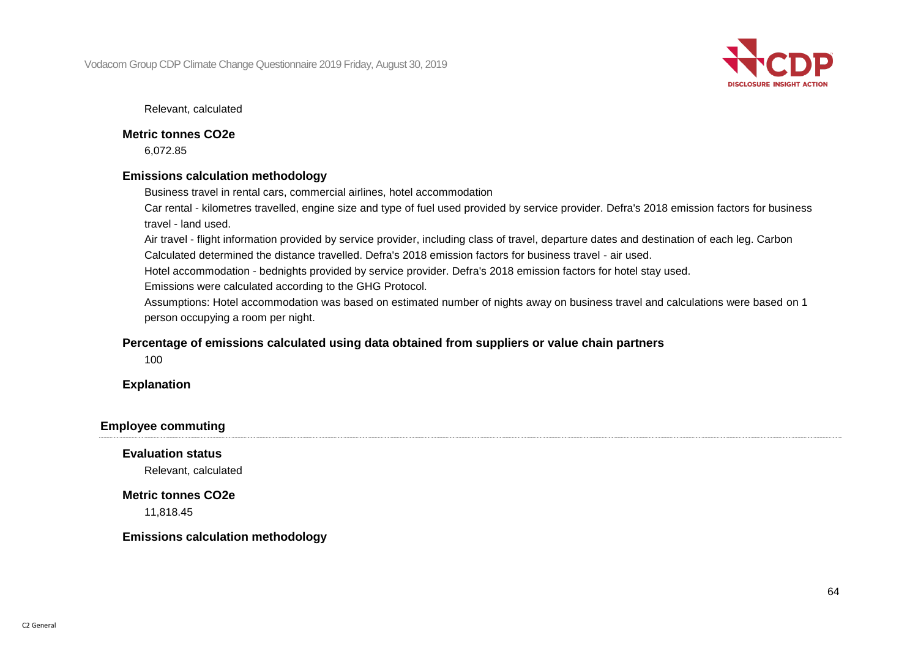Relevant, calculated

**Metric tonnes CO2e**

6,072.85

**Emissions calculation methodology**

Business travel in rental cars, commercial airlines, hotel accommodation

Car rental - kilometres travelled, engine size and type of fuel used provided by service provider. Defra's 2018 emission factors for business travel - land used.

Air travel - flight information provided by service provider, including class of travel, departure dates and destination of each leg. Carbon Calculated determined the distance travelled. Defra's 2018 emission factors for business travel - air used.

Hotel accommodation - bednights provided by service provider. Defra's 2018 emission factors for hotel stay used.

Emissions were calculated according to the GHG Protocol.

Assumptions: Hotel accommodation was based on estimated number of nights away on business travel and calculations were based on 1 person occupying a room per night.

**Percentage of emissions calculated using data obtained from suppliers or value chain partners**

100

**Explanation**

### Employee commuting

**Evaluation status**

Relevant, calculated

**Metric tonnes CO2e**

11,818.45

**Emissions calculation methodology**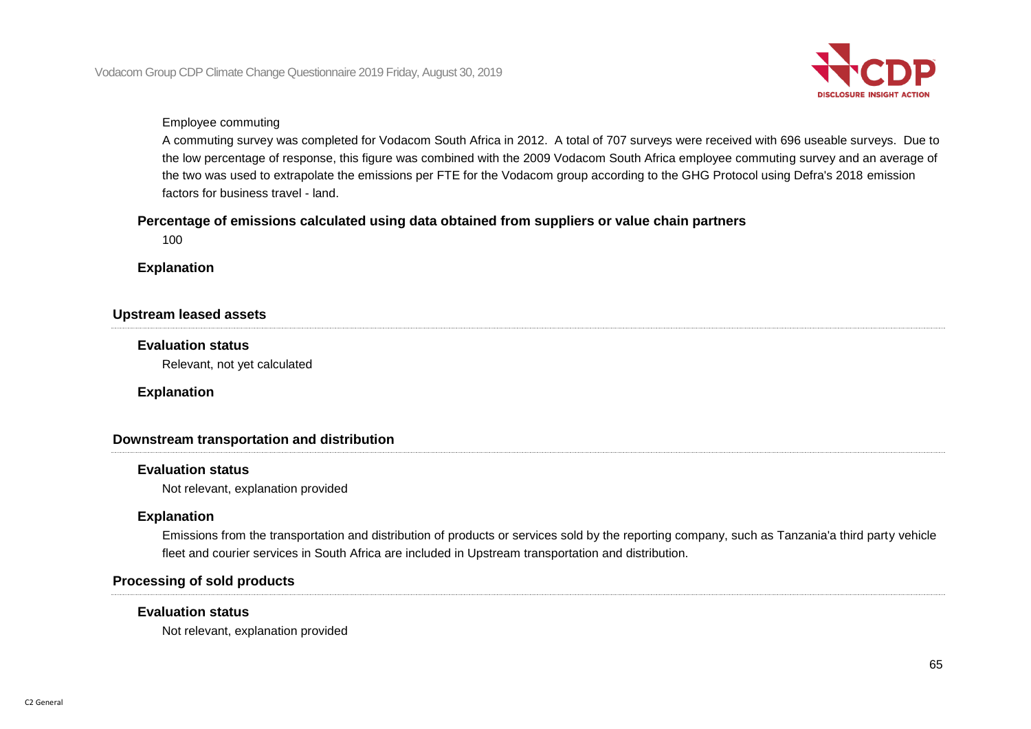Employee commuting

A commuting survey was completed for Vodacom South Africa in 2012. A total of 707 surveys were received with 696 useable surveys. Due to the low percentage of response, this figure was combined with the 2009 Vodacom South Africa employee commuting survey and an average of the two was used to extrapolate the emissions per FTE for the Vodacom group according to the GHG Protocol using Defra's 2018 emission factors for business travel - land.

**Percentage of emissions calculated using data obtained from suppliers or value chain partners**

100

**Explanation**

### Upstream leased assets

**Evaluation status**

Relevant, not yet calculated

**Explanation**

### Downstream transportation and distribution

**Evaluation status**

Not relevant, explanation provided

**Explanation**

Emissions from the transportation and distribution of products or services sold by the reporting company, such as Tanzania'a third party vehicle fleet and courier services in South Africa are included in Upstream transportation and distribution.

### Processing of sold products

**Evaluation status**

Not relevant, explanation provided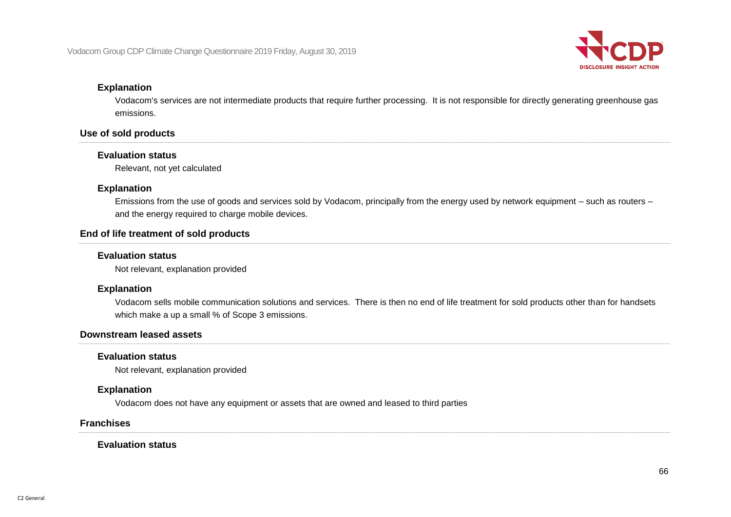#### Explanation

Vodacom's services are not intermediate products that require further processing. It is not responsible for directly generating greenhouse gas emissions.

### Use of sold products

#### Evaluation status

Relevant, not yet calculated

#### Explanation

Emissions from the use of goods and services sold by Vodacom, principally from the energy used by network equipment – such as routers – and the energy required to charge mobile devices.

### End of life treatment of sold products

#### Evaluation status

Not relevant, explanation provided

#### Explanation

Vodacom sells mobile communication solutions and services. There is then no end of life treatment for sold products other than for handsets which make a up a small % of Scope 3 emissions.

### Downstream leased assets

#### Evaluation status

Not relevant, explanation provided

#### Explanation

Vodacom does not have any equipment or assets that are owned and leased to third parties

### Franchises

#### Evaluation status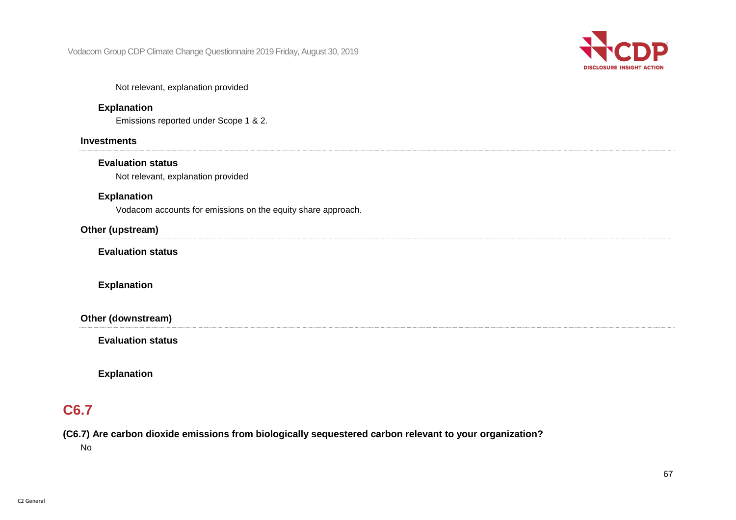Not relevant, explanation provided

**Explanation**

Emissions reported under Scope 1 & 2.

**Investments**

**Evaluation status**

Not relevant, explanation provided

**Explanation**

Vodacom accounts for emissions on the equity share approach.

**Other (upstream)**

**Evaluation status**

**Explanation**

**Other (downstream)**

**Evaluation status**

**Explanation**

## C6.7

**(C6.7) Are carbon dioxide emissions from biologically sequestered carbon relevant to your organization?**

No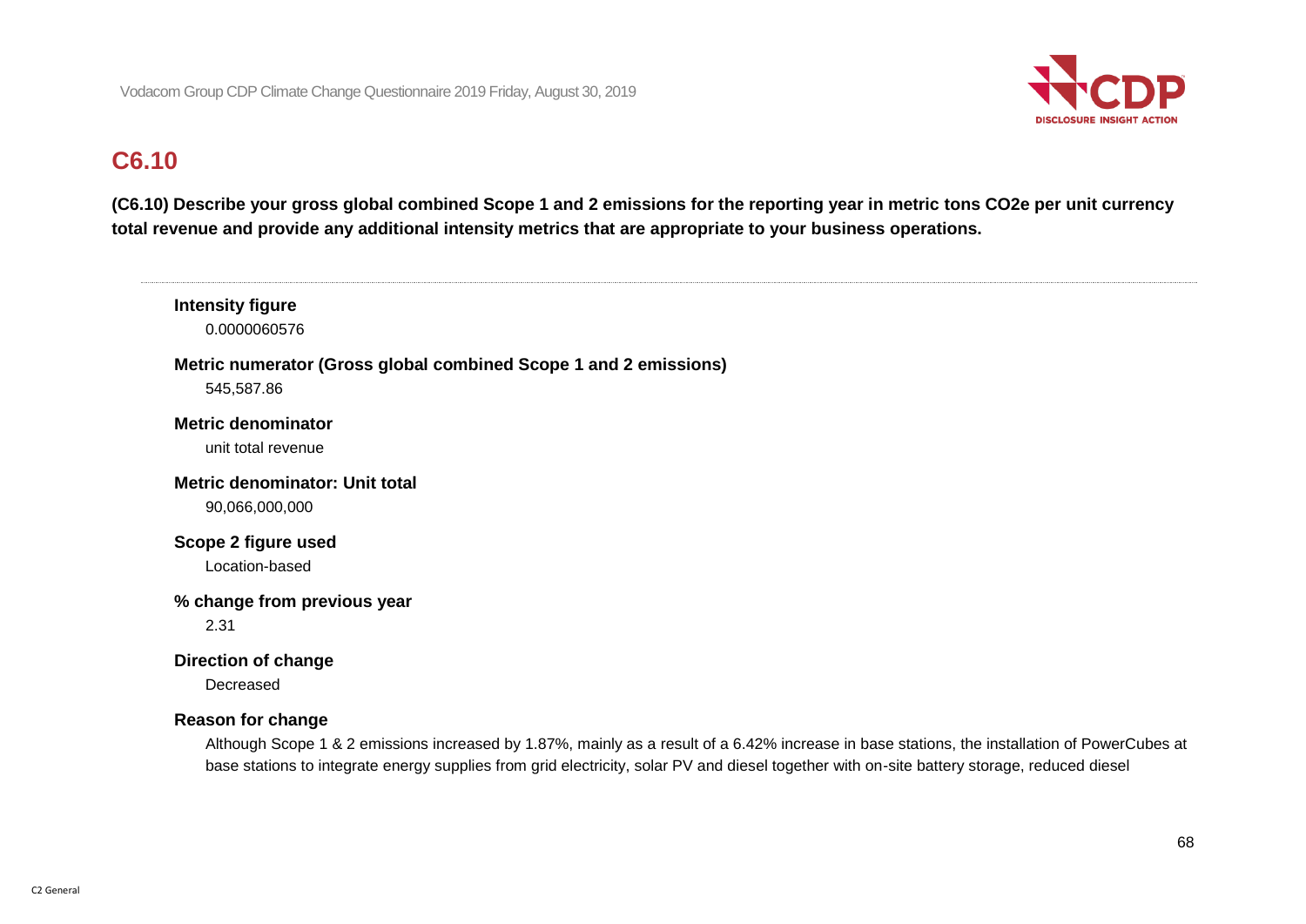## C6.10

**(C6.10) Describe your gross global combined Scope 1 and 2 emissions for the reporting year in metric tons CO2e per unit currency total revenue and provide any additional intensity metrics that are appropriate to your business operations.**

---

**Intensity figure**

0.0000060576

**Metric numerator (Gross global combined Scope 1 and 2 emissions)**

545,587.86

**Metric denominator**

unit total revenue

**Metric denominator: Unit total**

90,066,000,000

**Scope 2 figure used**

Location-based

**% change from previous year**

2.31

**Direction of change**

Decreased

**Reason for change**

Although Scope 1 & 2 emissions increased by 1.87%, mainly as a result of a 6.42% increase in base stations, the installation of PowerCubes at base stations to integrate energy supplies from grid electricity, solar PV and diesel together with on-site battery storage, reduced diesel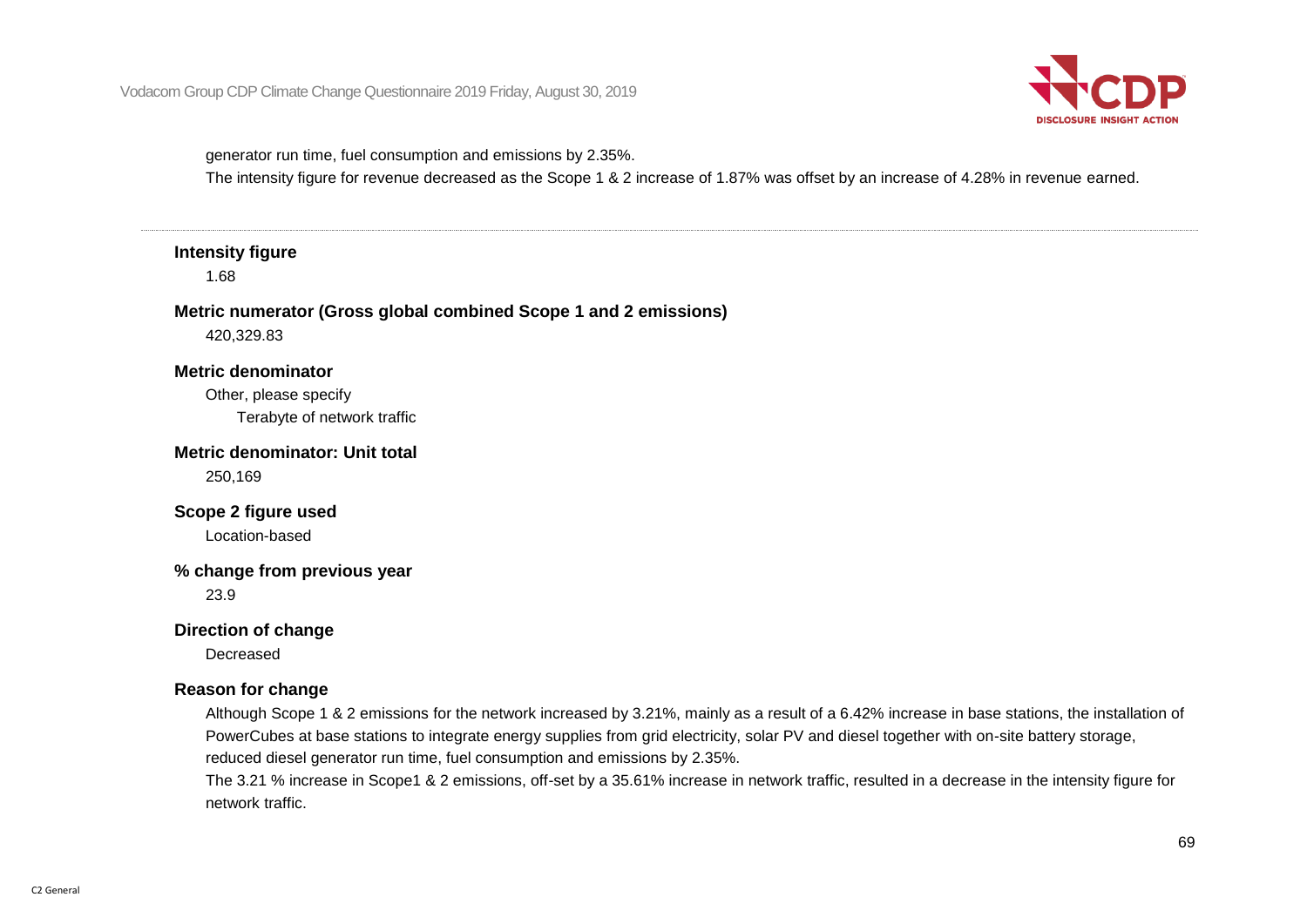generator run time, fuel consumption and emissions by 2.35%.

The intensity figure for revenue decreased as the Scope 1 & 2 increase of 1.87% was offset by an increase of 4.28% in revenue earned.

---

**Intensity figure**

1.68

**Metric numerator (Gross global combined Scope 1 and 2 emissions)**

420,329.83

**Metric denominator**

Other, please specify

Terabyte of network traffic

**Metric denominator: Unit total**

250,169

**Scope 2 figure used**

Location-based

**% change from previous year**

23.9

**Direction of change**

Decreased

**Reason for change**

Although Scope 1 & 2 emissions for the network increased by 3.21%, mainly as a result of a 6.42% increase in base stations, the installation of PowerCubes at base stations to integrate energy supplies from grid electricity, solar PV and diesel together with on-site battery storage, reduced diesel generator run time, fuel consumption and emissions by 2.35%.

The 3.21 % increase in Scope1 & 2 emissions, off-set by a 35.61% increase in network traffic, resulted in a decrease in the intensity figure for network traffic.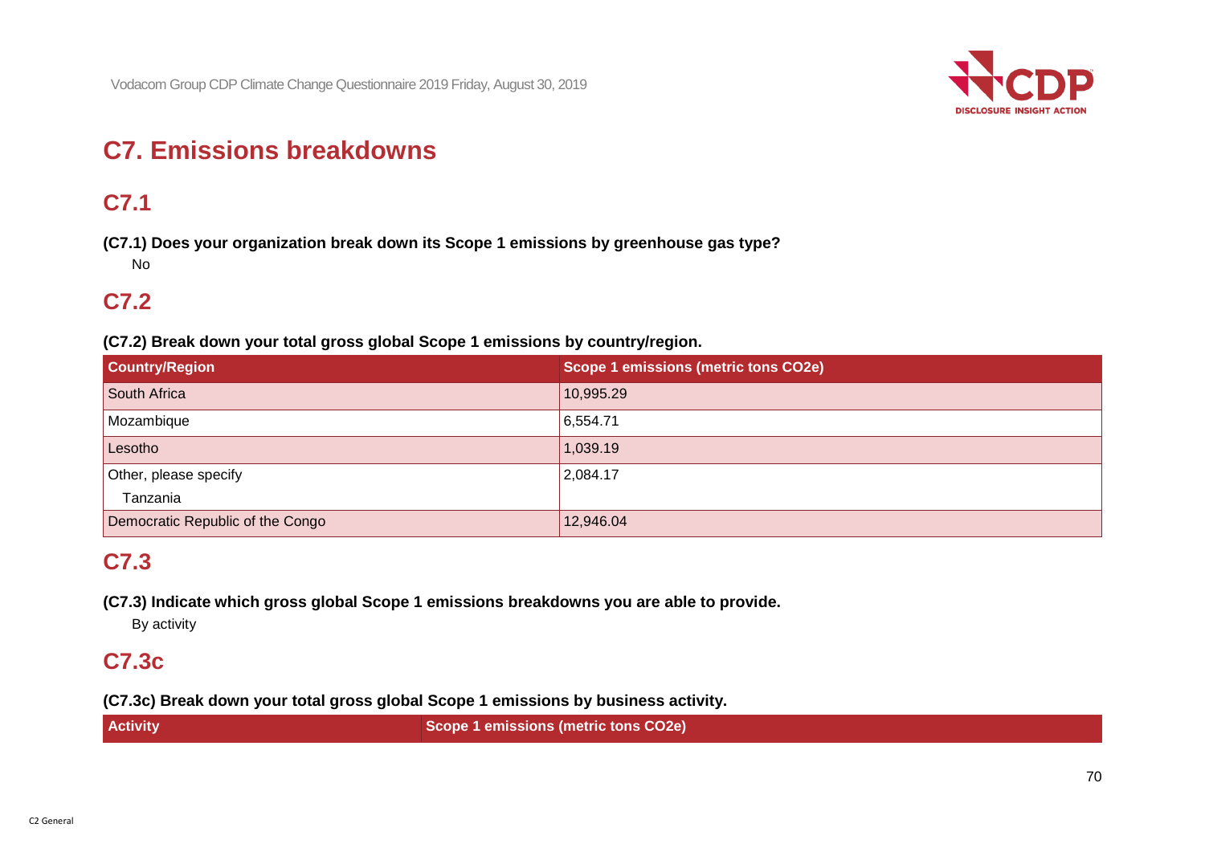# C7. Emissions breakdowns

## C7.1

**(C7.1) Does your organization break down its Scope 1 emissions by greenhouse gas type?**

No

## C7.2

**(C7.2) Break down your total gross global Scope 1 emissions by country/region.**

| Country/Region | Scope 1 emissions (metric tons CO2e) |
|---|---|
| South Africa | 10,995.29 |
| Mozambique | 6,554.71 |
| Lesotho | 1,039.19 |
| Other, please specify<br>Tanzania | 2,084.17 |
| Democratic Republic of the Congo | 12,946.04 |

## C7.3

**(C7.3) Indicate which gross global Scope 1 emissions breakdowns you are able to provide.**

By activity

## C7.3c

**(C7.3c) Break down your total gross global Scope 1 emissions by business activity.**

| Activity | Scope 1 emissions (metric tons CO2e) |
|---|---|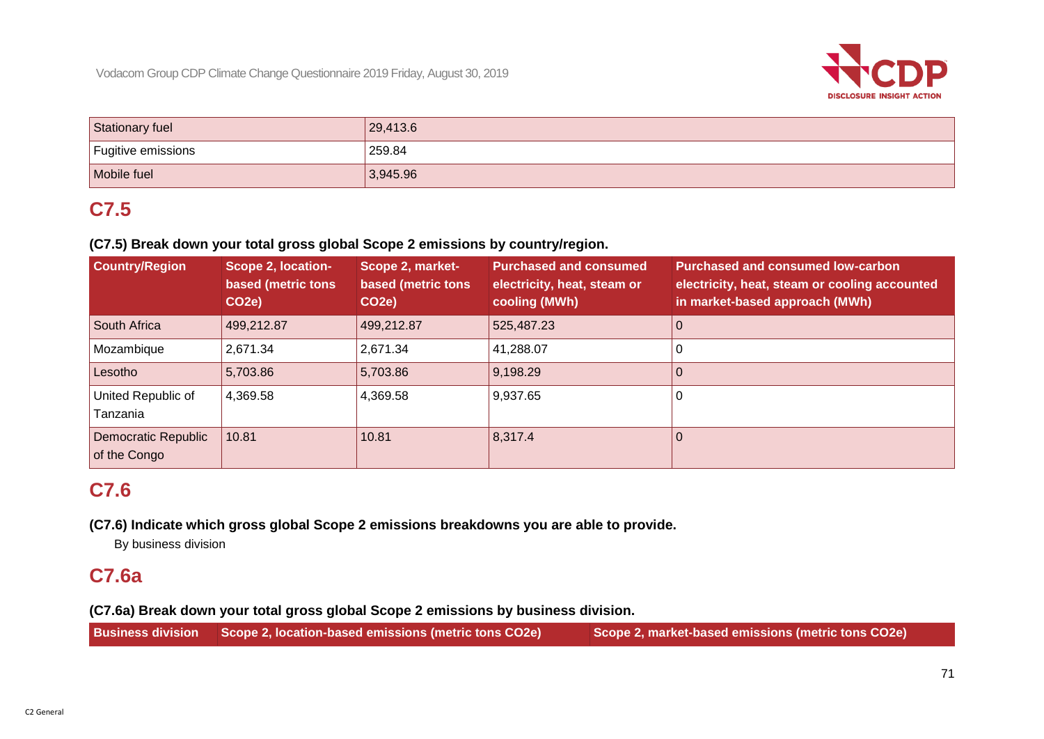| | |
|---|---|
| Stationary fuel | 29,413.6 |
| Fugitive emissions | 259.84 |
| Mobile fuel | 3,945.96 |

## C7.5

**(C7.5) Break down your total gross global Scope 2 emissions by country/region.**

| Country/Region | Scope 2, location-based (metric tons CO2e) | Scope 2, market-based (metric tons CO2e) | Purchased and consumed electricity, heat, steam or cooling (MWh) | Purchased and consumed low-carbon electricity, heat, steam or cooling accounted in market-based approach (MWh) |
|---|---|---|---|---|
| South Africa | 499,212.87 | 499,212.87 | 525,487.23 | 0 |
| Mozambique | 2,671.34 | 2,671.34 | 41,288.07 | 0 |
| Lesotho | 5,703.86 | 5,703.86 | 9,198.29 | 0 |
| United Republic of Tanzania | 4,369.58 | 4,369.58 | 9,937.65 | 0 |
| Democratic Republic of the Congo | 10.81 | 10.81 | 8,317.4 | 0 |

## C7.6

**(C7.6) Indicate which gross global Scope 2 emissions breakdowns you are able to provide.**

By business division

## C7.6a

**(C7.6a) Break down your total gross global Scope 2 emissions by business division.**

| Business division | Scope 2, location-based emissions (metric tons CO2e) | Scope 2, market-based emissions (metric tons CO2e) |
|---|---|---|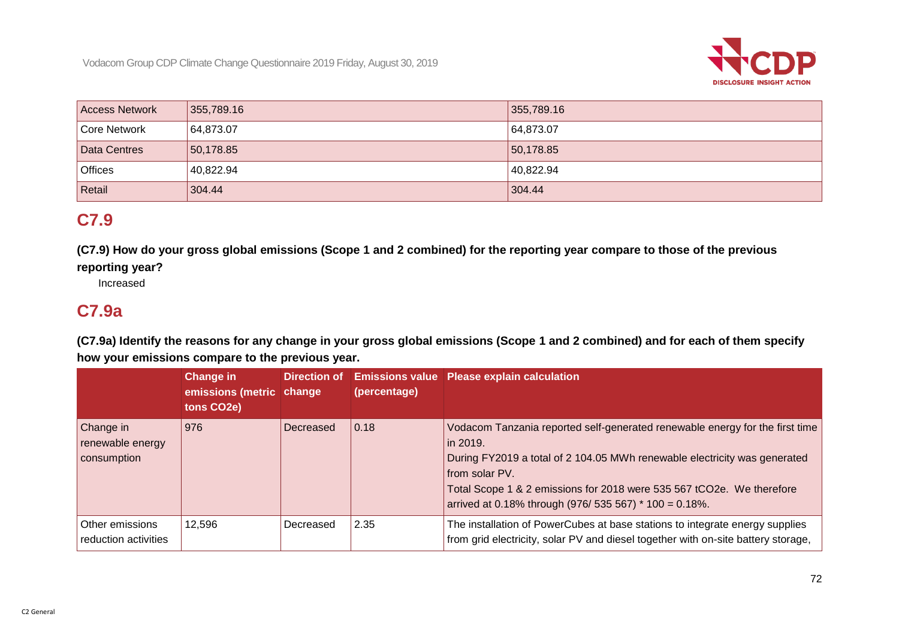| Access Network | 355,789.16 | 355,789.16 |
|---|---|---|
| Core Network | 64,873.07 | 64,873.07 |
| Data Centres | 50,178.85 | 50,178.85 |
| Offices | 40,822.94 | 40,822.94 |
| Retail | 304.44 | 304.44 |

## C7.9

**(C7.9) How do your gross global emissions (Scope 1 and 2 combined) for the reporting year compare to those of the previous reporting year?**

Increased

## C7.9a

**(C7.9a) Identify the reasons for any change in your gross global emissions (Scope 1 and 2 combined) and for each of them specify how your emissions compare to the previous year.**

| | Change in emissions (metric tons CO2e) | Direction of change | Emissions value (percentage) | Please explain calculation |
|---|---|---|---|---|
| Change in renewable energy consumption | 976 | Decreased | 0.18 | Vodacom Tanzania reported self-generated renewable energy for the first time in 2019.<br>During FY2019 a total of 2 104.05 MWh renewable electricity was generated from solar PV.<br>Total Scope 1 & 2 emissions for 2018 were 535 567 tCO2e. We therefore arrived at 0.18% through (976/ 535 567) * 100 = 0.18%. |
| Other emissions reduction activities | 12,596 | Decreased | 2.35 | The installation of PowerCubes at base stations to integrate energy supplies from grid electricity, solar PV and diesel together with on-site battery storage, |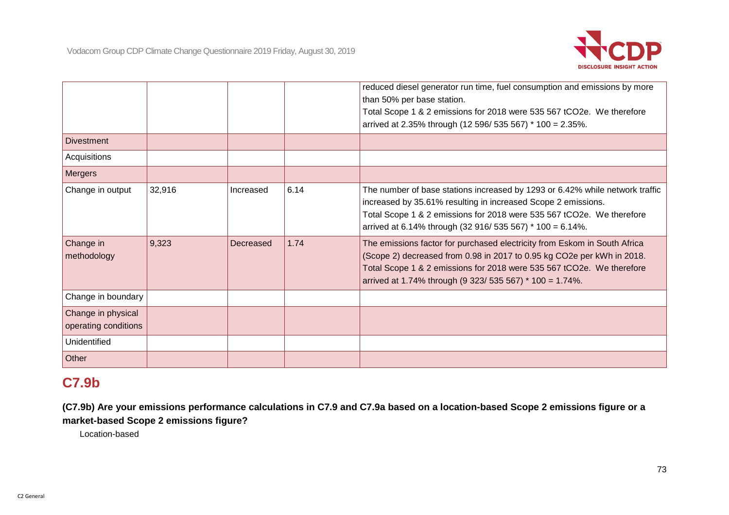| | | | | |
|---|---|---|---|---|
| | | | | reduced diesel generator run time, fuel consumption and emissions by more than 50% per base station.<br>Total Scope 1 & 2 emissions for 2018 were 535 567 tCO2e. We therefore arrived at 2.35% through (12 596/ 535 567) * 100 = 2.35%. |
| Divestment | | | | |
| Acquisitions | | | | |
| Mergers | | | | |
| Change in output | 32,916 | Increased | 6.14 | The number of base stations increased by 1293 or 6.42% while network traffic increased by 35.61% resulting in increased Scope 2 emissions.<br>Total Scope 1 & 2 emissions for 2018 were 535 567 tCO2e. We therefore arrived at 6.14% through (32 916/ 535 567) * 100 = 6.14%. |
| Change in methodology | 9,323 | Decreased | 1.74 | The emissions factor for purchased electricity from Eskom in South Africa (Scope 2) decreased from 0.98 in 2017 to 0.95 kg CO2e per kWh in 2018.<br>Total Scope 1 & 2 emissions for 2018 were 535 567 tCO2e. We therefore arrived at 1.74% through (9 323/ 535 567) * 100 = 1.74%. |
| Change in boundary | | | | |
| Change in physical operating conditions | | | | |
| Unidentified | | | | |
| Other | | | | |

## C7.9b

**(C7.9b) Are your emissions performance calculations in C7.9 and C7.9a based on a location-based Scope 2 emissions figure or a market-based Scope 2 emissions figure?**

Location-based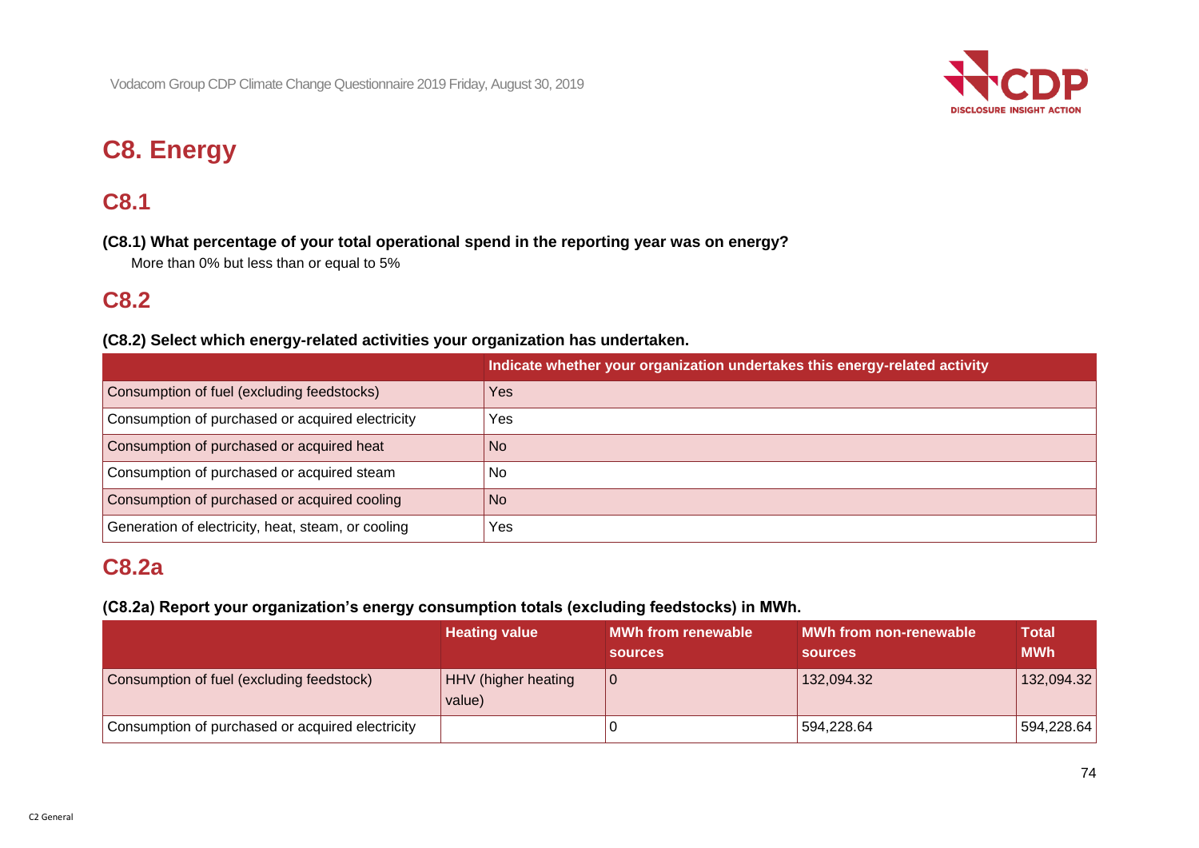# C8. Energy

## C8.1

**(C8.1) What percentage of your total operational spend in the reporting year was on energy?**

More than 0% but less than or equal to 5%

## C8.2

**(C8.2) Select which energy-related activities your organization has undertaken.**

| | Indicate whether your organization undertakes this energy-related activity |
|---|---|
| Consumption of fuel (excluding feedstocks) | Yes |
| Consumption of purchased or acquired electricity | Yes |
| Consumption of purchased or acquired heat | No |
| Consumption of purchased or acquired steam | No |
| Consumption of purchased or acquired cooling | No |
| Generation of electricity, heat, steam, or cooling | Yes |

## C8.2a

**(C8.2a) Report your organization's energy consumption totals (excluding feedstocks) in MWh.**

| | Heating value | MWh from renewable sources | MWh from non-renewable sources | Total MWh |
|---|---|---|---|---|
| Consumption of fuel (excluding feedstock) | HHV (higher heating value) | 0 | 132,094.32 | 132,094.32 |
| Consumption of purchased or acquired electricity | | 0 | 594,228.64 | 594,228.64 |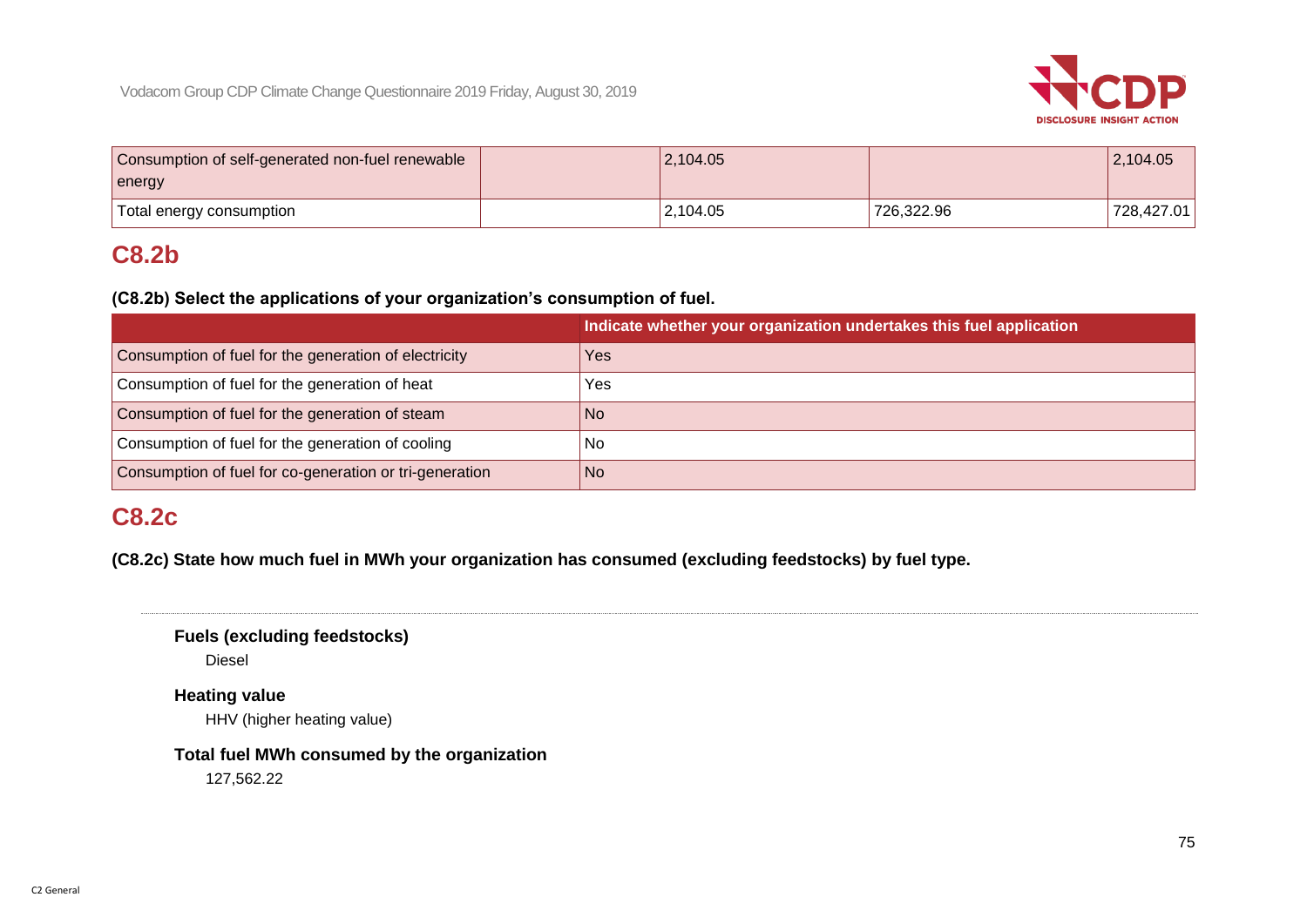| | | | | |
|---|---|---|---|---|
| Consumption of self-generated non-fuel renewable energy | | 2,104.05 | | 2,104.05 |
| Total energy consumption | | 2,104.05 | 726,322.96 | 728,427.01 |

## C8.2b

**(C8.2b) Select the applications of your organization's consumption of fuel.**

| | Indicate whether your organization undertakes this fuel application |
|---|---|
| Consumption of fuel for the generation of electricity | Yes |
| Consumption of fuel for the generation of heat | Yes |
| Consumption of fuel for the generation of steam | No |
| Consumption of fuel for the generation of cooling | No |
| Consumption of fuel for co-generation or tri-generation | No |

## C8.2c

**(C8.2c) State how much fuel in MWh your organization has consumed (excluding feedstocks) by fuel type.**

---

**Fuels (excluding feedstocks)**

Diesel

**Heating value**

HHV (higher heating value)

**Total fuel MWh consumed by the organization**

127,562.22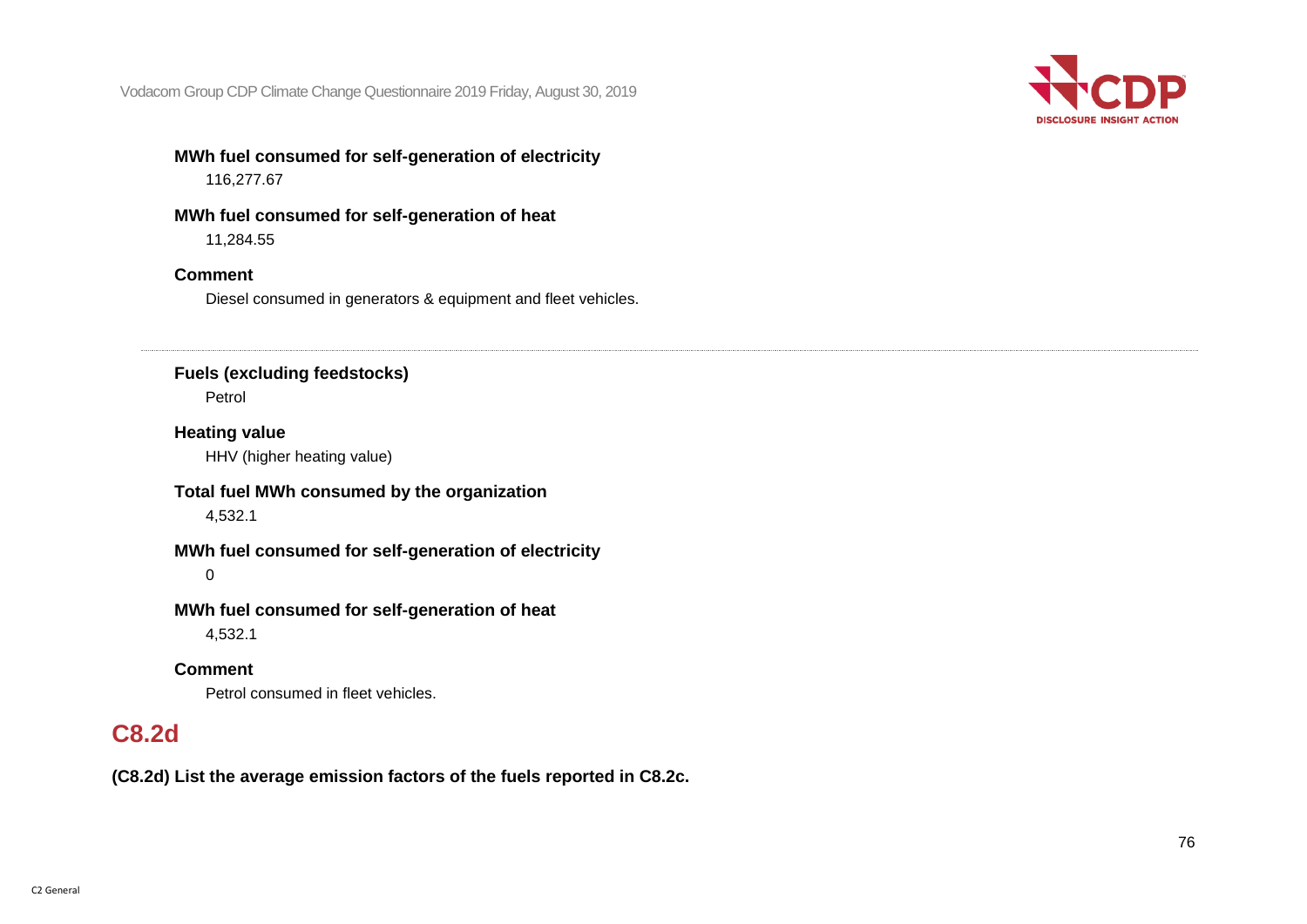**MWh fuel consumed for self-generation of electricity**

116,277.67

**MWh fuel consumed for self-generation of heat**

11,284.55

**Comment**

Diesel consumed in generators & equipment and fleet vehicles.

---

**Fuels (excluding feedstocks)**

Petrol

**Heating value**

HHV (higher heating value)

**Total fuel MWh consumed by the organization**

4,532.1

**MWh fuel consumed for self-generation of electricity**

0

**MWh fuel consumed for self-generation of heat**

4,532.1

**Comment**

Petrol consumed in fleet vehicles.

## C8.2d

**(C8.2d) List the average emission factors of the fuels reported in C8.2c.**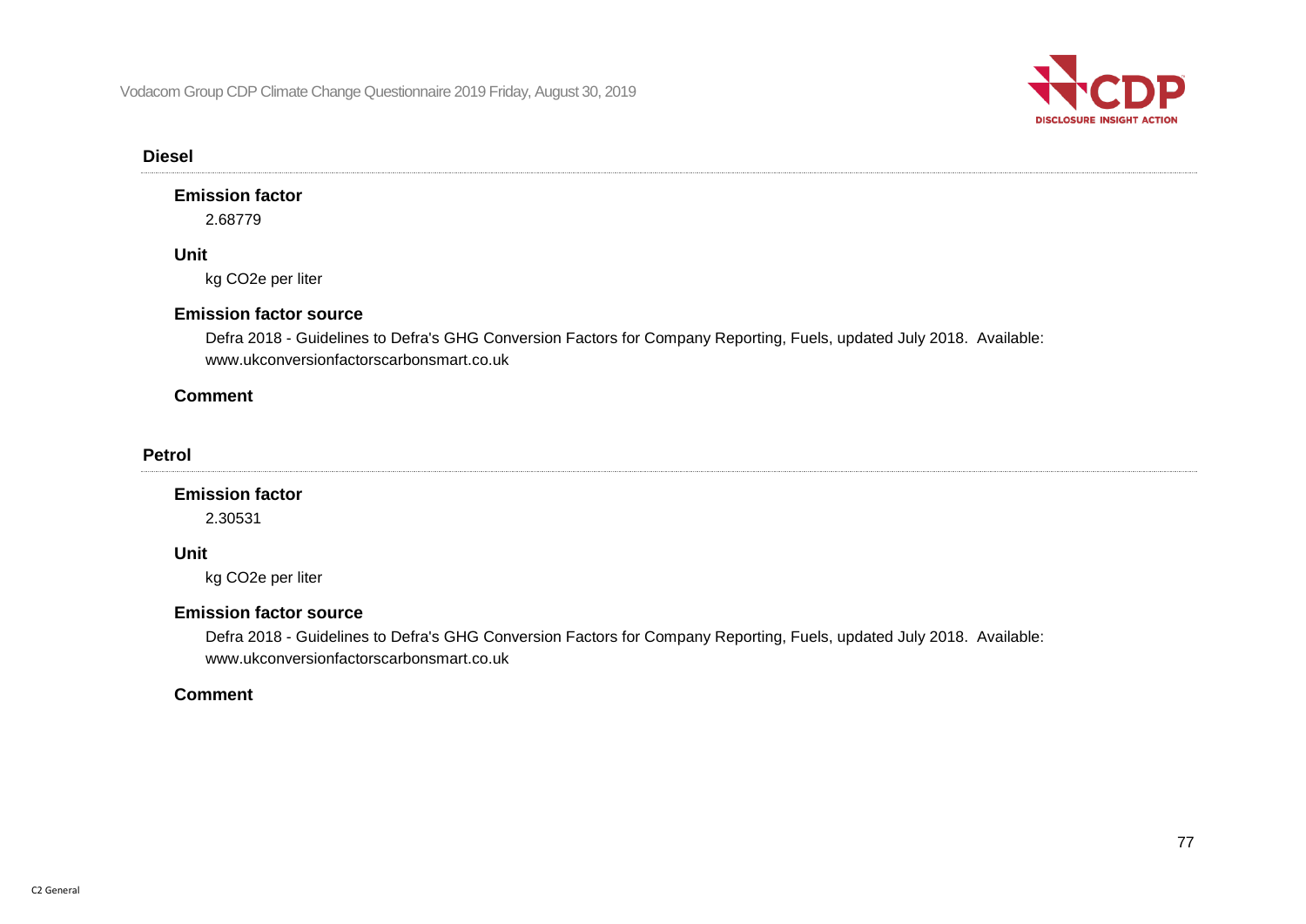### Diesel

**Emission factor**

2.68779

**Unit**

kg CO2e per liter

**Emission factor source**

Defra 2018 - Guidelines to Defra's GHG Conversion Factors for Company Reporting, Fuels, updated July 2018. Available: www.ukconversionfactorscarbonsmart.co.uk

**Comment**

### Petrol

**Emission factor**

2.30531

**Unit**

kg CO2e per liter

**Emission factor source**

Defra 2018 - Guidelines to Defra's GHG Conversion Factors for Company Reporting, Fuels, updated July 2018. Available: www.ukconversionfactorscarbonsmart.co.uk

**Comment**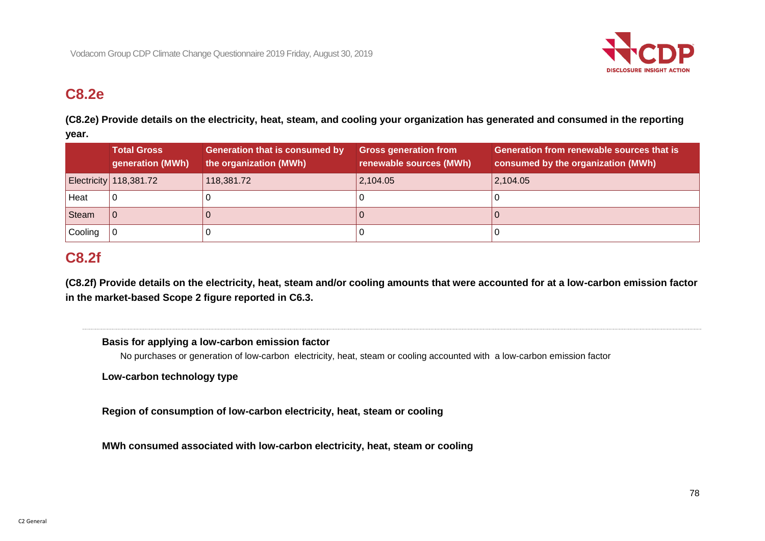## C8.2e

**(C8.2e) Provide details on the electricity, heat, steam, and cooling your organization has generated and consumed in the reporting year.**

| | Total Gross generation (MWh) | Generation that is consumed by the organization (MWh) | Gross generation from renewable sources (MWh) | Generation from renewable sources that is consumed by the organization (MWh) |
|---|---|---|---|---|
| Electricity | 118,381.72 | 118,381.72 | 2,104.05 | 2,104.05 |
| Heat | 0 | 0 | 0 | 0 |
| Steam | 0 | 0 | 0 | 0 |
| Cooling | 0 | 0 | 0 | 0 |

## C8.2f

**(C8.2f) Provide details on the electricity, heat, steam and/or cooling amounts that were accounted for at a low-carbon emission factor in the market-based Scope 2 figure reported in C6.3.**

**Basis for applying a low-carbon emission factor**

No purchases or generation of low-carbon electricity, heat, steam or cooling accounted with a low-carbon emission factor

**Low-carbon technology type**

**Region of consumption of low-carbon electricity, heat, steam or cooling**

**MWh consumed associated with low-carbon electricity, heat, steam or cooling**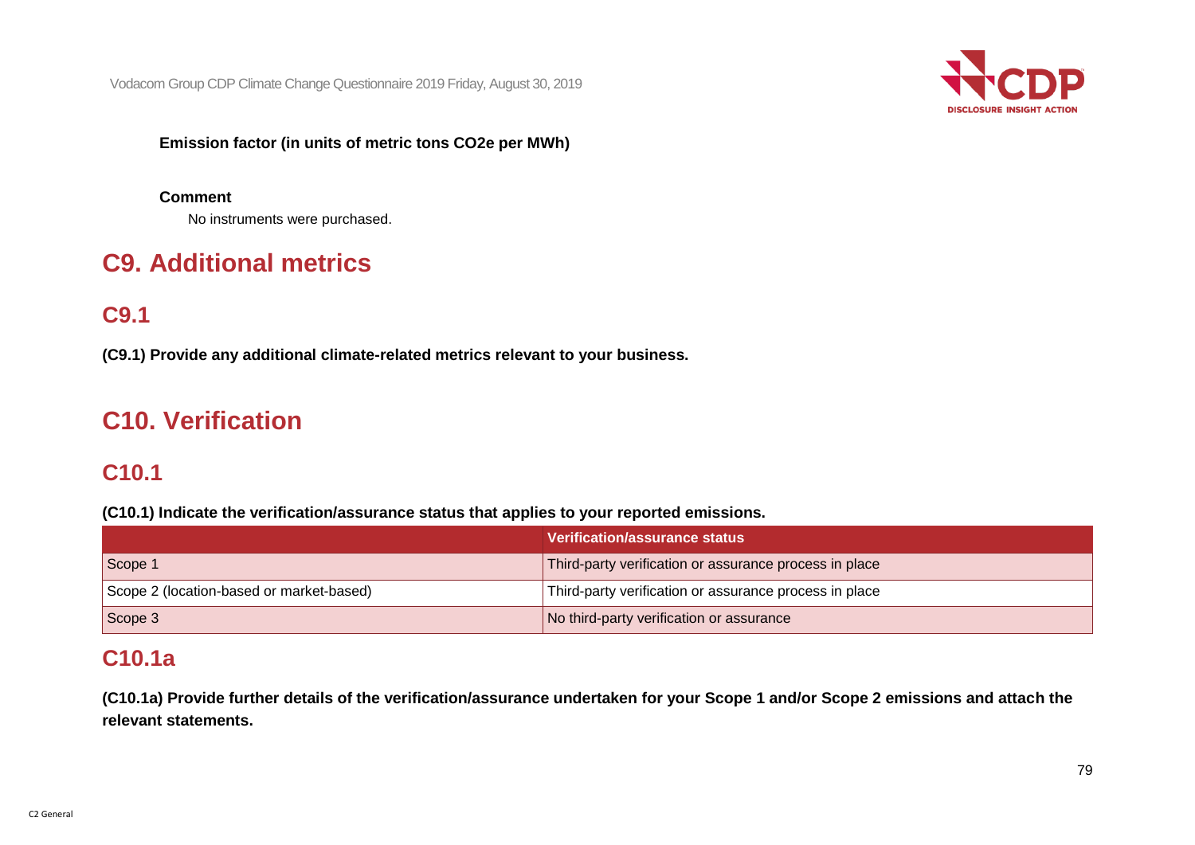**Emission factor (in units of metric tons CO2e per MWh)**

**Comment**

No instruments were purchased.

# C9. Additional metrics

## C9.1

**(C9.1) Provide any additional climate-related metrics relevant to your business.**

# C10. Verification

## C10.1

**(C10.1) Indicate the verification/assurance status that applies to your reported emissions.**

| | Verification/assurance status |
|---|---|
| Scope 1 | Third-party verification or assurance process in place |
| Scope 2 (location-based or market-based) | Third-party verification or assurance process in place |
| Scope 3 | No third-party verification or assurance |

## C10.1a

**(C10.1a) Provide further details of the verification/assurance undertaken for your Scope 1 and/or Scope 2 emissions and attach the relevant statements.**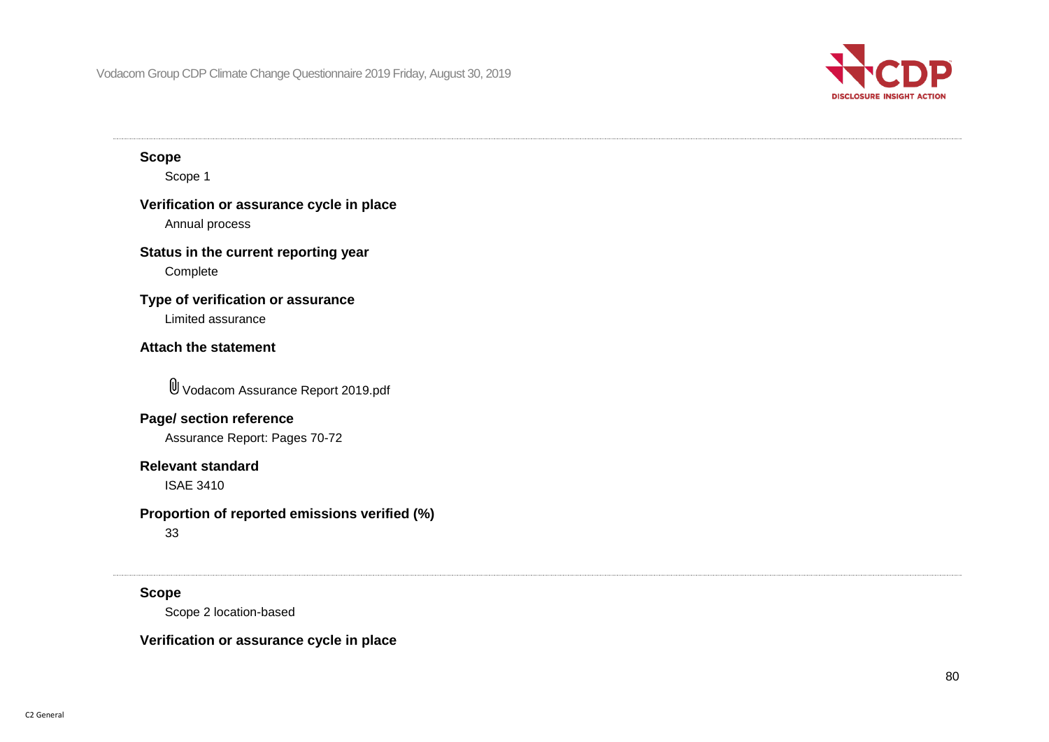**Scope**

Scope 1

**Verification or assurance cycle in place**

Annual process

**Status in the current reporting year**

Complete

**Type of verification or assurance**

Limited assurance

**Attach the statement**

Vodacom Assurance Report 2019.pdf

**Page/ section reference**

Assurance Report: Pages 70-72

**Relevant standard**

ISAE 3410

**Proportion of reported emissions verified (%)**

33

---

**Scope**

Scope 2 location-based

**Verification or assurance cycle in place**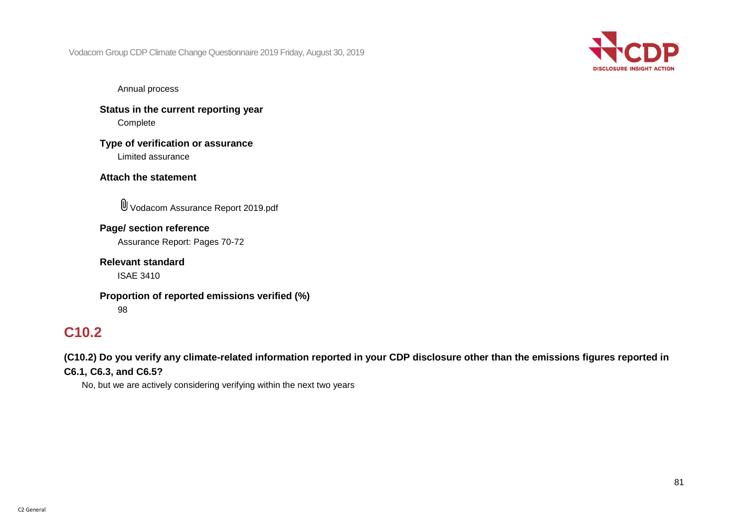Annual process

**Status in the current reporting year**

Complete

**Type of verification or assurance**

Limited assurance

**Attach the statement**

Vodacom Assurance Report 2019.pdf

**Page/ section reference**

Assurance Report: Pages 70-72

**Relevant standard**

ISAE 3410

**Proportion of reported emissions verified (%)**

98

## C10.2

**(C10.2) Do you verify any climate-related information reported in your CDP disclosure other than the emissions figures reported in C6.1, C6.3, and C6.5?**

No, but we are actively considering verifying within the next two years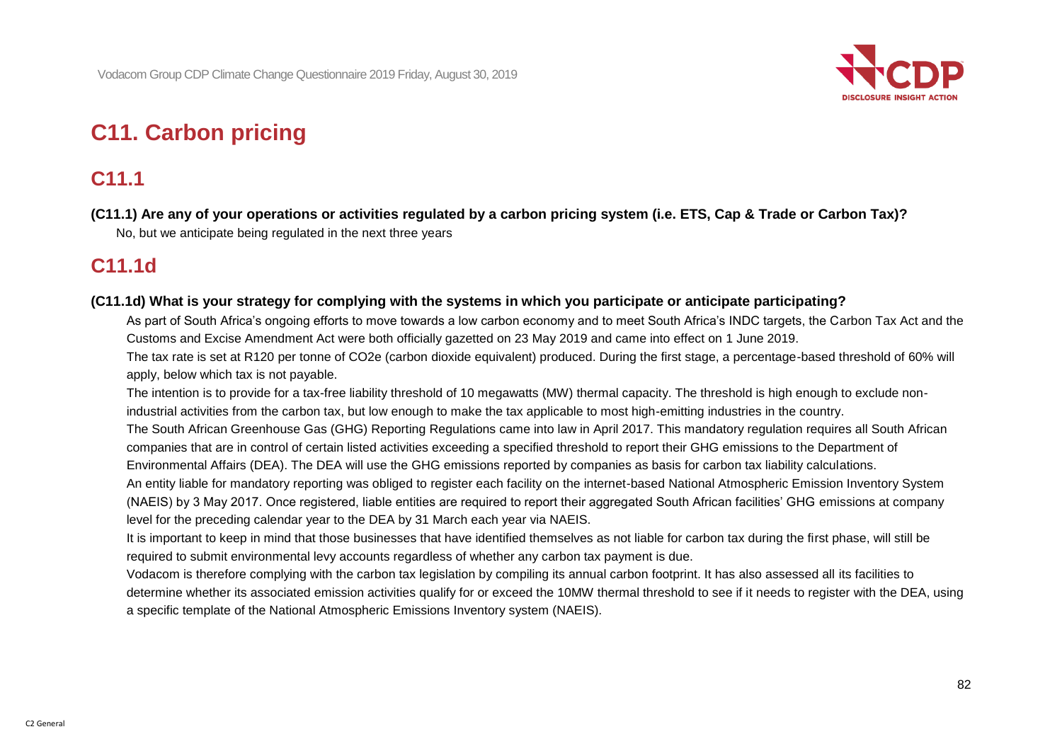# C11. Carbon pricing

## C11.1

**(C11.1) Are any of your operations or activities regulated by a carbon pricing system (i.e. ETS, Cap & Trade or Carbon Tax)?**

No, but we anticipate being regulated in the next three years

## C11.1d

**(C11.1d) What is your strategy for complying with the systems in which you participate or anticipate participating?**

As part of South Africa's ongoing efforts to move towards a low carbon economy and to meet South Africa's INDC targets, the Carbon Tax Act and the Customs and Excise Amendment Act were both officially gazetted on 23 May 2019 and came into effect on 1 June 2019.

The tax rate is set at R120 per tonne of CO2e (carbon dioxide equivalent) produced. During the first stage, a percentage-based threshold of 60% will apply, below which tax is not payable.

The intention is to provide for a tax-free liability threshold of 10 megawatts (MW) thermal capacity. The threshold is high enough to exclude non-industrial activities from the carbon tax, but low enough to make the tax applicable to most high-emitting industries in the country.

The South African Greenhouse Gas (GHG) Reporting Regulations came into law in April 2017. This mandatory regulation requires all South African companies that are in control of certain listed activities exceeding a specified threshold to report their GHG emissions to the Department of Environmental Affairs (DEA). The DEA will use the GHG emissions reported by companies as basis for carbon tax liability calculations.

An entity liable for mandatory reporting was obliged to register each facility on the internet-based National Atmospheric Emission Inventory System (NAEIS) by 3 May 2017. Once registered, liable entities are required to report their aggregated South African facilities' GHG emissions at company level for the preceding calendar year to the DEA by 31 March each year via NAEIS.

It is important to keep in mind that those businesses that have identified themselves as not liable for carbon tax during the first phase, will still be required to submit environmental levy accounts regardless of whether any carbon tax payment is due.

Vodacom is therefore complying with the carbon tax legislation by compiling its annual carbon footprint. It has also assessed all its facilities to determine whether its associated emission activities qualify for or exceed the 10MW thermal threshold to see if it needs to register with the DEA, using a specific template of the National Atmospheric Emissions Inventory system (NAEIS).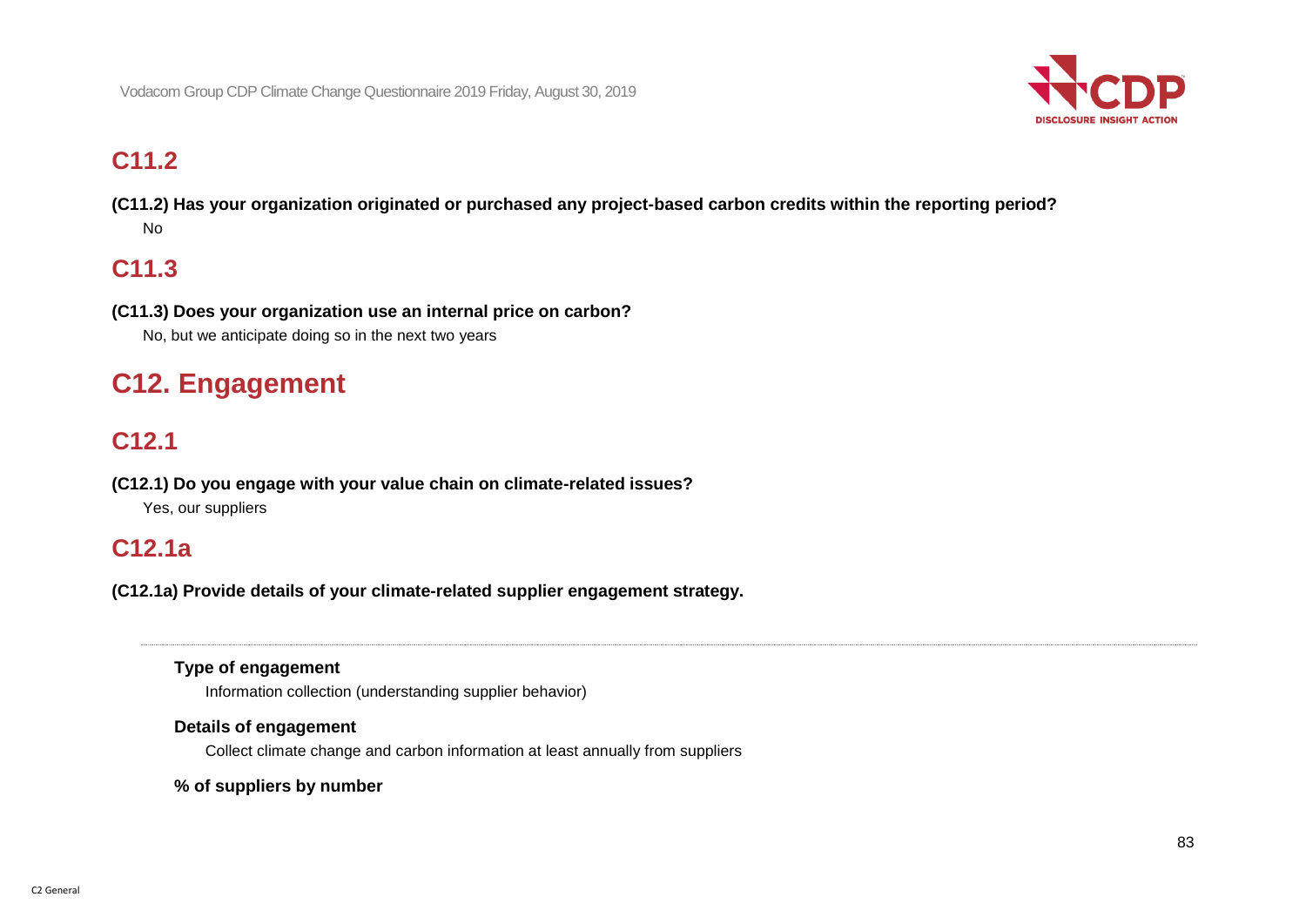## C11.2

**(C11.2) Has your organization originated or purchased any project-based carbon credits within the reporting period?**

No

## C11.3

**(C11.3) Does your organization use an internal price on carbon?**

No, but we anticipate doing so in the next two years

# C12. Engagement

## C12.1

**(C12.1) Do you engage with your value chain on climate-related issues?**

Yes, our suppliers

## C12.1a

**(C12.1a) Provide details of your climate-related supplier engagement strategy.**

---

**Type of engagement**

Information collection (understanding supplier behavior)

**Details of engagement**

Collect climate change and carbon information at least annually from suppliers

**% of suppliers by number**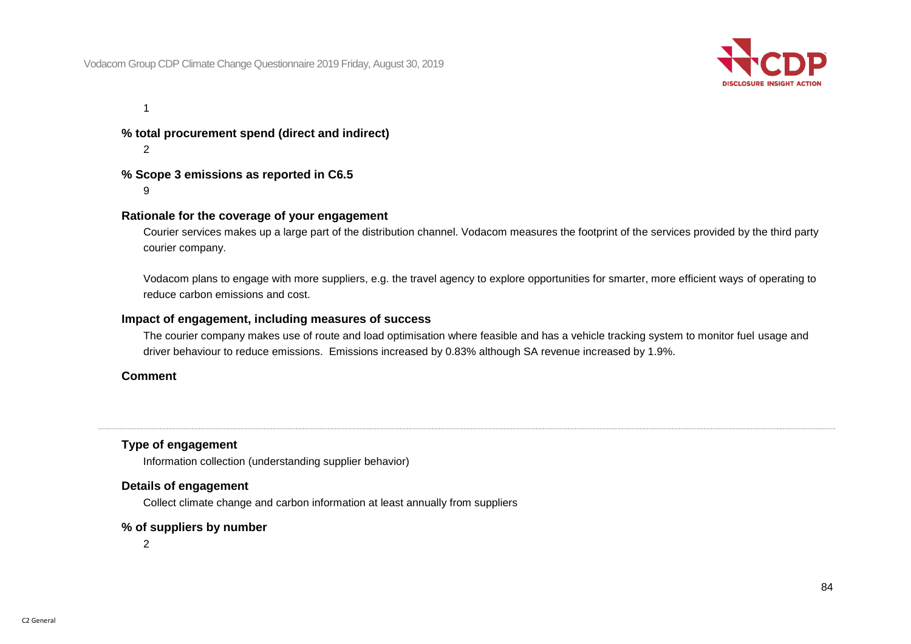1

**% total procurement spend (direct and indirect)**

2

**% Scope 3 emissions as reported in C6.5**

9

**Rationale for the coverage of your engagement**

Courier services makes up a large part of the distribution channel. Vodacom measures the footprint of the services provided by the third party courier company.

Vodacom plans to engage with more suppliers, e.g. the travel agency to explore opportunities for smarter, more efficient ways of operating to reduce carbon emissions and cost.

**Impact of engagement, including measures of success**

The courier company makes use of route and load optimisation where feasible and has a vehicle tracking system to monitor fuel usage and driver behaviour to reduce emissions. Emissions increased by 0.83% although SA revenue increased by 1.9%.

**Comment**

---

**Type of engagement**

Information collection (understanding supplier behavior)

**Details of engagement**

Collect climate change and carbon information at least annually from suppliers

**% of suppliers by number**

2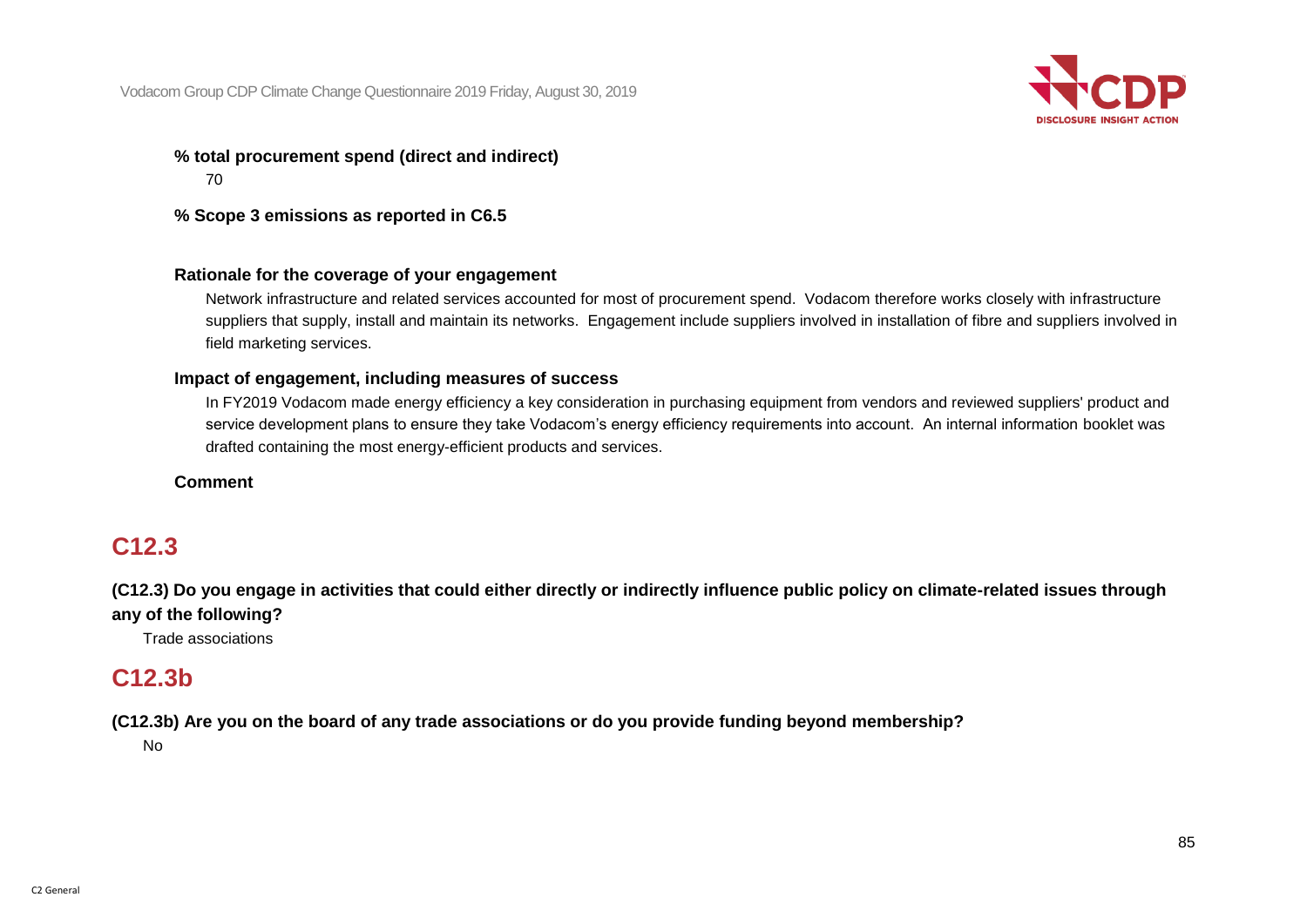**% total procurement spend (direct and indirect)**

70

**% Scope 3 emissions as reported in C6.5**

**Rationale for the coverage of your engagement**

Network infrastructure and related services accounted for most of procurement spend.  Vodacom therefore works closely with infrastructure suppliers that supply, install and maintain its networks.  Engagement include suppliers involved in installation of fibre and suppliers involved in field marketing services.

**Impact of engagement, including measures of success**

In FY2019 Vodacom made energy efficiency a key consideration in purchasing equipment from vendors and reviewed suppliers' product and service development plans to ensure they take Vodacom's energy efficiency requirements into account.  An internal information booklet was drafted containing the most energy-efficient products and services.

**Comment**

## C12.3

**(C12.3) Do you engage in activities that could either directly or indirectly influence public policy on climate-related issues through any of the following?**

Trade associations

## C12.3b

**(C12.3b) Are you on the board of any trade associations or do you provide funding beyond membership?**

No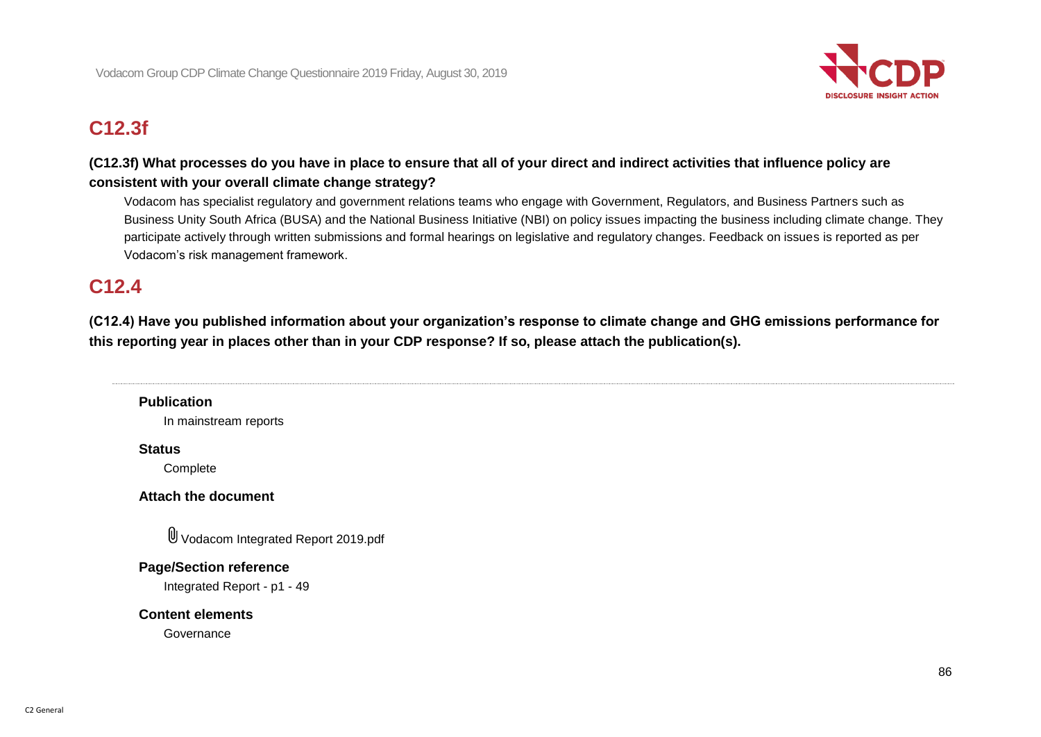## C12.3f

**(C12.3f) What processes do you have in place to ensure that all of your direct and indirect activities that influence policy are consistent with your overall climate change strategy?**

Vodacom has specialist regulatory and government relations teams who engage with Government, Regulators, and Business Partners such as Business Unity South Africa (BUSA) and the National Business Initiative (NBI) on policy issues impacting the business including climate change. They participate actively through written submissions and formal hearings on legislative and regulatory changes. Feedback on issues is reported as per Vodacom's risk management framework.

## C12.4

**(C12.4) Have you published information about your organization's response to climate change and GHG emissions performance for this reporting year in places other than in your CDP response? If so, please attach the publication(s).**

---

**Publication**

In mainstream reports

**Status**

Complete

**Attach the document**

Vodacom Integrated Report 2019.pdf

**Page/Section reference**

Integrated Report - p1 - 49

**Content elements**

Governance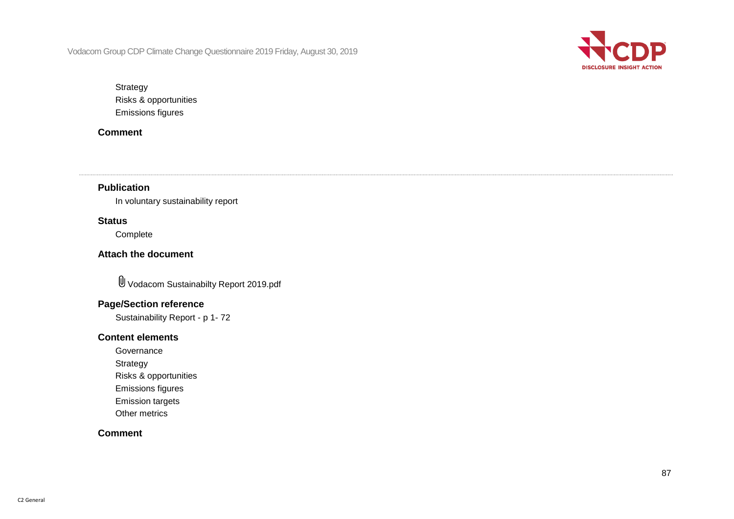Strategy
Risks & opportunities
Emissions figures

**Comment**

---

**Publication**

In voluntary sustainability report

**Status**

Complete

**Attach the document**

Vodacom Sustainabilty Report 2019.pdf

**Page/Section reference**

Sustainability Report - p 1- 72

**Content elements**

Governance
Strategy
Risks & opportunities
Emissions figures
Emission targets
Other metrics

**Comment**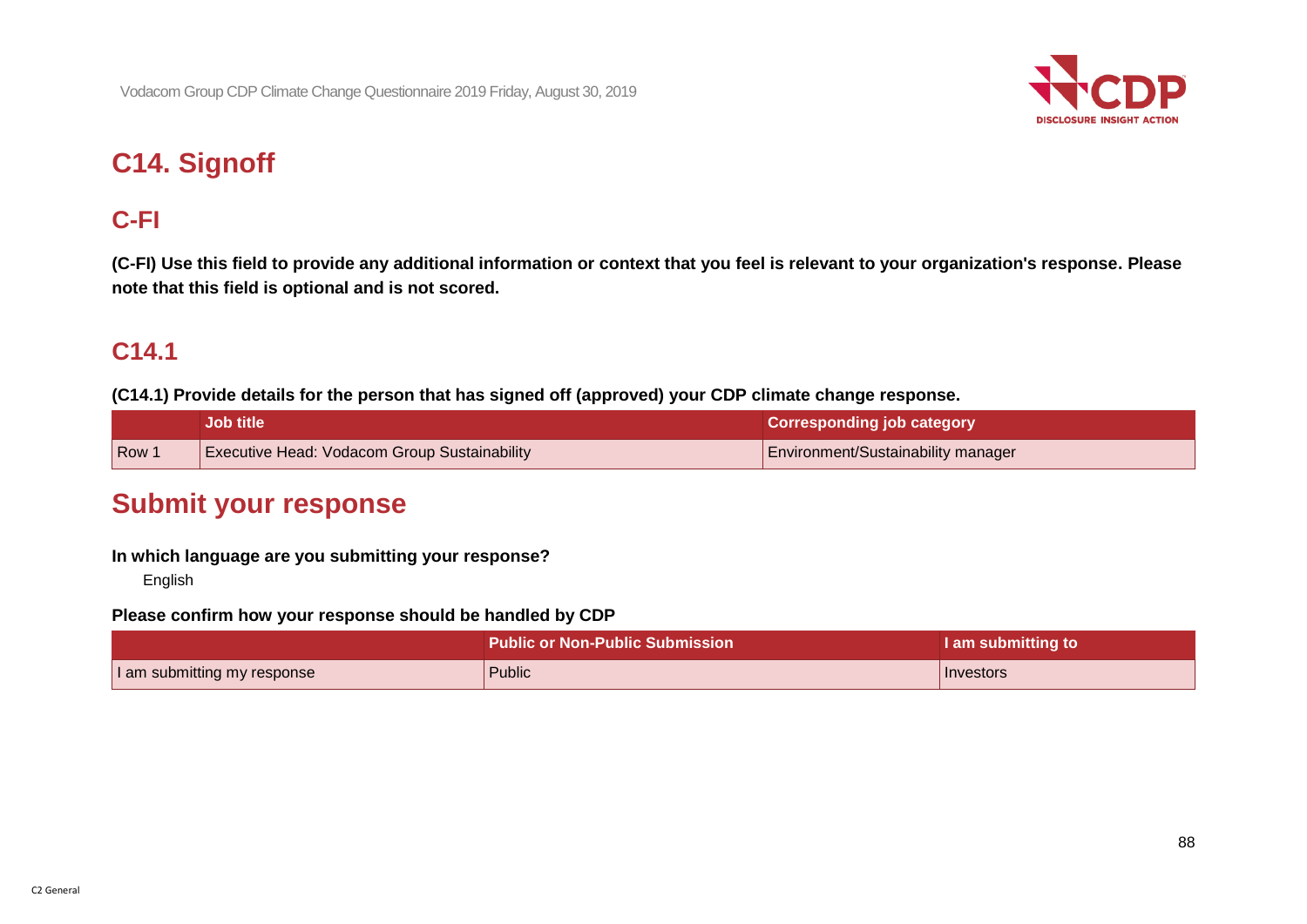# C14. Signoff

## C-FI

**(C-FI) Use this field to provide any additional information or context that you feel is relevant to your organization's response. Please note that this field is optional and is not scored.**

## C14.1

**(C14.1) Provide details for the person that has signed off (approved) your CDP climate change response.**

| | Job title | Corresponding job category |
|---|---|---|
| Row 1 | Executive Head: Vodacom Group Sustainability | Environment/Sustainability manager |

# Submit your response

**In which language are you submitting your response?**

English

**Please confirm how your response should be handled by CDP**

| | Public or Non-Public Submission | I am submitting to |
|---|---|---|
| I am submitting my response | Public | Investors |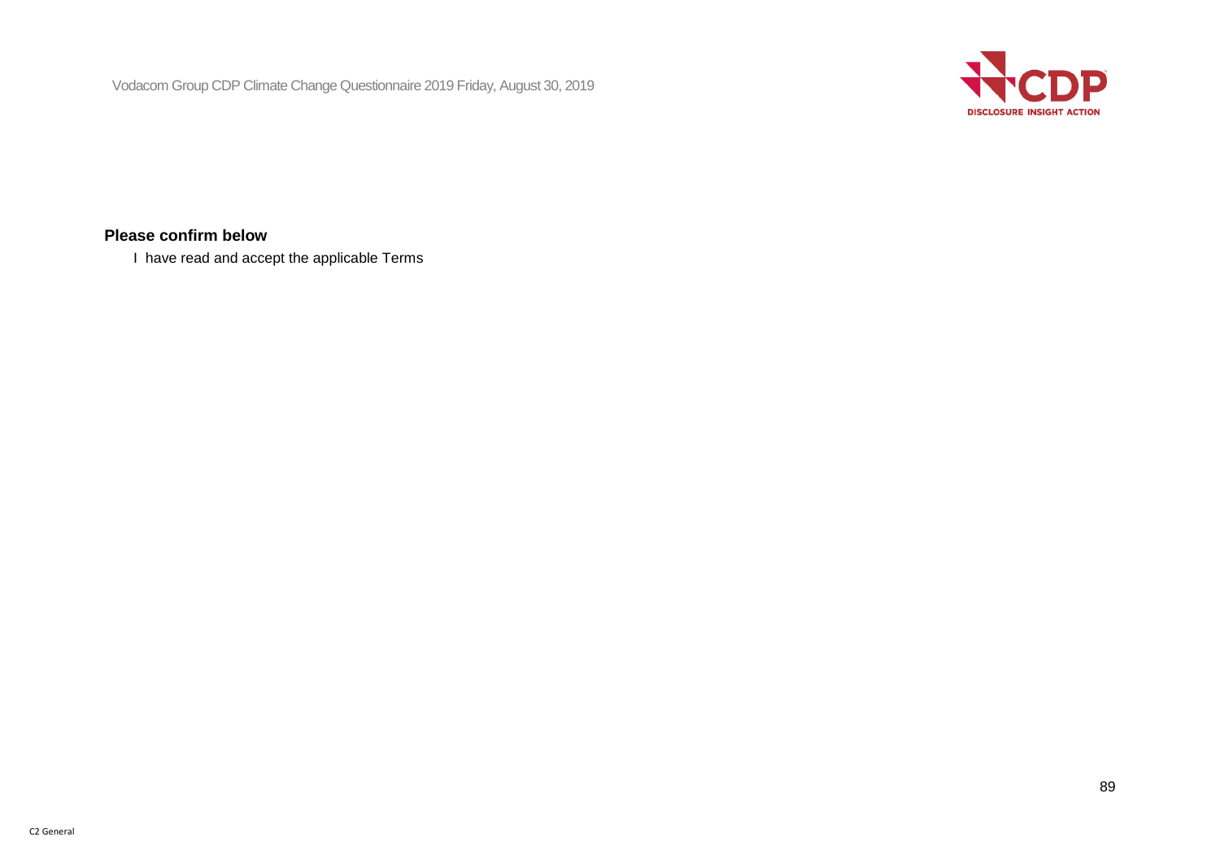**Please confirm below**

I have read and accept the applicable Terms